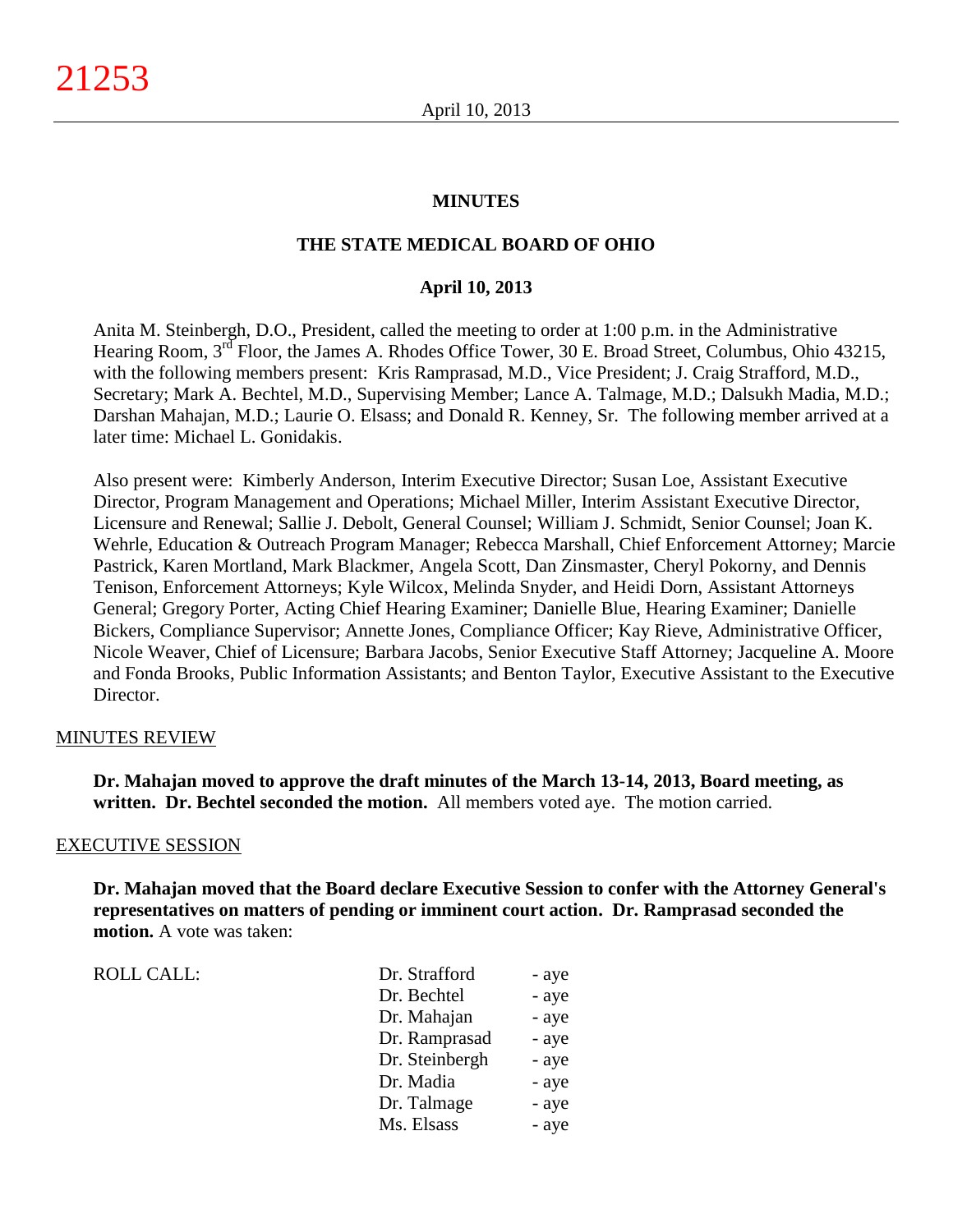# MINUTES

## THE STATE MEDICAL BOARD OF OHIO

### April 10, 2013

Anita M. Steinbergh, D.O., President, called the meeting to order at 1:00 p.m. in the Administrative Hearing Room, 3rd Floor, the James A. Rhodes Office Tower, 30 E. Broad Street, Columbus, Ohio 43215, with the following members present: Kris Ramprasad, M.D., Vice President; J. Craig Strafford, M.D., Secretary; Mark A. Bechtel, M.D., Supervising Member; Lance A. Talmage, M.D.; Dalsukh Madia, M.D.; Darshan Mahajan, M.D.; Laurie O. Elsass; and Donald R. Kenney, Sr. The following member arrived at a later time: Michael L. Gonidakis.

Also present were: Kimberly Anderson, Interim Executive Director; Susan Loe, Assistant Executive Director, Program Management and Operations; Michael Miller, Interim Assistant Executive Director, Licensure and Renewal; Sallie J. Debolt, General Counsel; William J. Schmidt, Senior Counsel; Joan K. Wehrle, Education & Outreach Program Manager; Rebecca Marshall, Chief Enforcement Attorney; Marcie Pastrick, Karen Mortland, Mark Blackmer, Angela Scott, Dan Zinsmaster, Cheryl Pokorny, and Dennis Tenison, Enforcement Attorneys; Kyle Wilcox, Melinda Snyder, and Heidi Dorn, Assistant Attorneys General; Gregory Porter, Acting Chief Hearing Examiner; Danielle Blue, Hearing Examiner; Danielle Bickers, Compliance Supervisor; Annette Jones, Compliance Officer; Kay Rieve, Administrative Officer, Nicole Weaver, Chief of Licensure; Barbara Jacobs, Senior Executive Staff Attorney; Jacqueline A. Moore and Fonda Brooks, Public Information Assistants; and Benton Taylor, Executive Assistant to the Executive Director.

MINUTES REVIEW

**Dr. Mahajan moved to approve the draft minutes of the March 13-14, 2013, Board meeting, as written. Dr. Bechtel seconded the motion.** All members voted aye. The motion carried.

EXECUTIVE SESSION

**Dr. Mahajan moved that the Board declare Executive Session to confer with the Attorney General's representatives on matters of pending or imminent court action. Dr. Ramprasad seconded the motion.** A vote was taken:

| ROLL CALL: | Dr. Strafford | - aye |
|---|---|---|
| | Dr. Bechtel | - aye |
| | Dr. Mahajan | - aye |
| | Dr. Ramprasad | - aye |
| | Dr. Steinbergh | - aye |
| | Dr. Madia | - aye |
| | Dr. Talmage | - aye |
| | Ms. Elsass | - aye |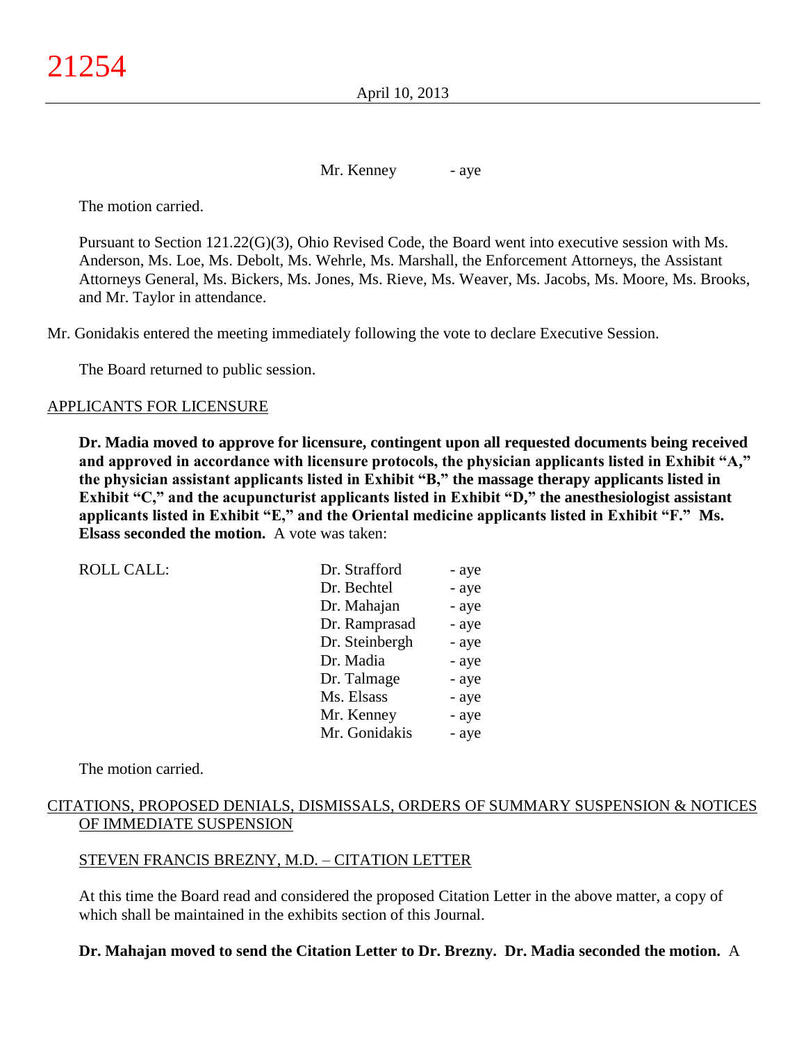Mr. Kenney - aye

The motion carried.

Pursuant to Section 121.22(G)(3), Ohio Revised Code, the Board went into executive session with Ms. Anderson, Ms. Loe, Ms. Debolt, Ms. Wehrle, Ms. Marshall, the Enforcement Attorneys, the Assistant Attorneys General, Ms. Bickers, Ms. Jones, Ms. Rieve, Ms. Weaver, Ms. Jacobs, Ms. Moore, Ms. Brooks, and Mr. Taylor in attendance.

Mr. Gonidakis entered the meeting immediately following the vote to declare Executive Session.

The Board returned to public session.

APPLICANTS FOR LICENSURE

**Dr. Madia moved to approve for licensure, contingent upon all requested documents being received and approved in accordance with licensure protocols, the physician applicants listed in Exhibit "A," the physician assistant applicants listed in Exhibit "B," the massage therapy applicants listed in Exhibit "C," and the acupuncturist applicants listed in Exhibit "D," the anesthesiologist assistant applicants listed in Exhibit "E," and the Oriental medicine applicants listed in Exhibit "F." Ms. Elsass seconded the motion.** A vote was taken:

| ROLL CALL: | | |
|---|---|---|
| | Dr. Strafford | - aye |
| | Dr. Bechtel | - aye |
| | Dr. Mahajan | - aye |
| | Dr. Ramprasad | - aye |
| | Dr. Steinbergh | - aye |
| | Dr. Madia | - aye |
| | Dr. Talmage | - aye |
| | Ms. Elsass | - aye |
| | Mr. Kenney | - aye |
| | Mr. Gonidakis | - aye |

The motion carried.

CITATIONS, PROPOSED DENIALS, DISMISSALS, ORDERS OF SUMMARY SUSPENSION & NOTICES OF IMMEDIATE SUSPENSION

STEVEN FRANCIS BREZNY, M.D. – CITATION LETTER

At this time the Board read and considered the proposed Citation Letter in the above matter, a copy of which shall be maintained in the exhibits section of this Journal.

**Dr. Mahajan moved to send the Citation Letter to Dr. Brezny. Dr. Madia seconded the motion.** A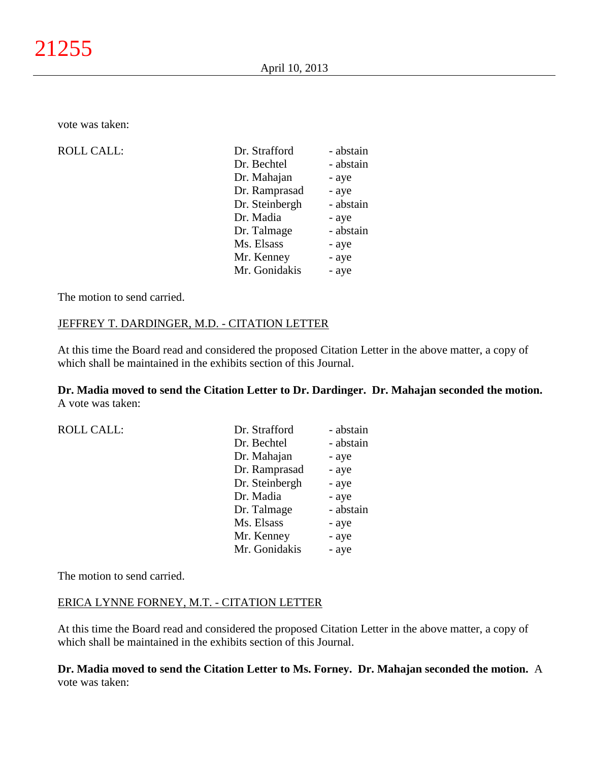vote was taken:

| ROLL CALL: | Dr. Strafford | - abstain |
|---|---|---|
| | Dr. Bechtel | - abstain |
| | Dr. Mahajan | - aye |
| | Dr. Ramprasad | - aye |
| | Dr. Steinbergh | - abstain |
| | Dr. Madia | - aye |
| | Dr. Talmage | - abstain |
| | Ms. Elsass | - aye |
| | Mr. Kenney | - aye |
| | Mr. Gonidakis | - aye |

The motion to send carried.

JEFFREY T. DARDINGER, M.D. - CITATION LETTER

At this time the Board read and considered the proposed Citation Letter in the above matter, a copy of which shall be maintained in the exhibits section of this Journal.

**Dr. Madia moved to send the Citation Letter to Dr. Dardinger. Dr. Mahajan seconded the motion.** A vote was taken:

| ROLL CALL: | Dr. Strafford | - abstain |
|---|---|---|
| | Dr. Bechtel | - abstain |
| | Dr. Mahajan | - aye |
| | Dr. Ramprasad | - aye |
| | Dr. Steinbergh | - aye |
| | Dr. Madia | - aye |
| | Dr. Talmage | - abstain |
| | Ms. Elsass | - aye |
| | Mr. Kenney | - aye |
| | Mr. Gonidakis | - aye |

The motion to send carried.

ERICA LYNNE FORNEY, M.T. - CITATION LETTER

At this time the Board read and considered the proposed Citation Letter in the above matter, a copy of which shall be maintained in the exhibits section of this Journal.

**Dr. Madia moved to send the Citation Letter to Ms. Forney. Dr. Mahajan seconded the motion.** A vote was taken: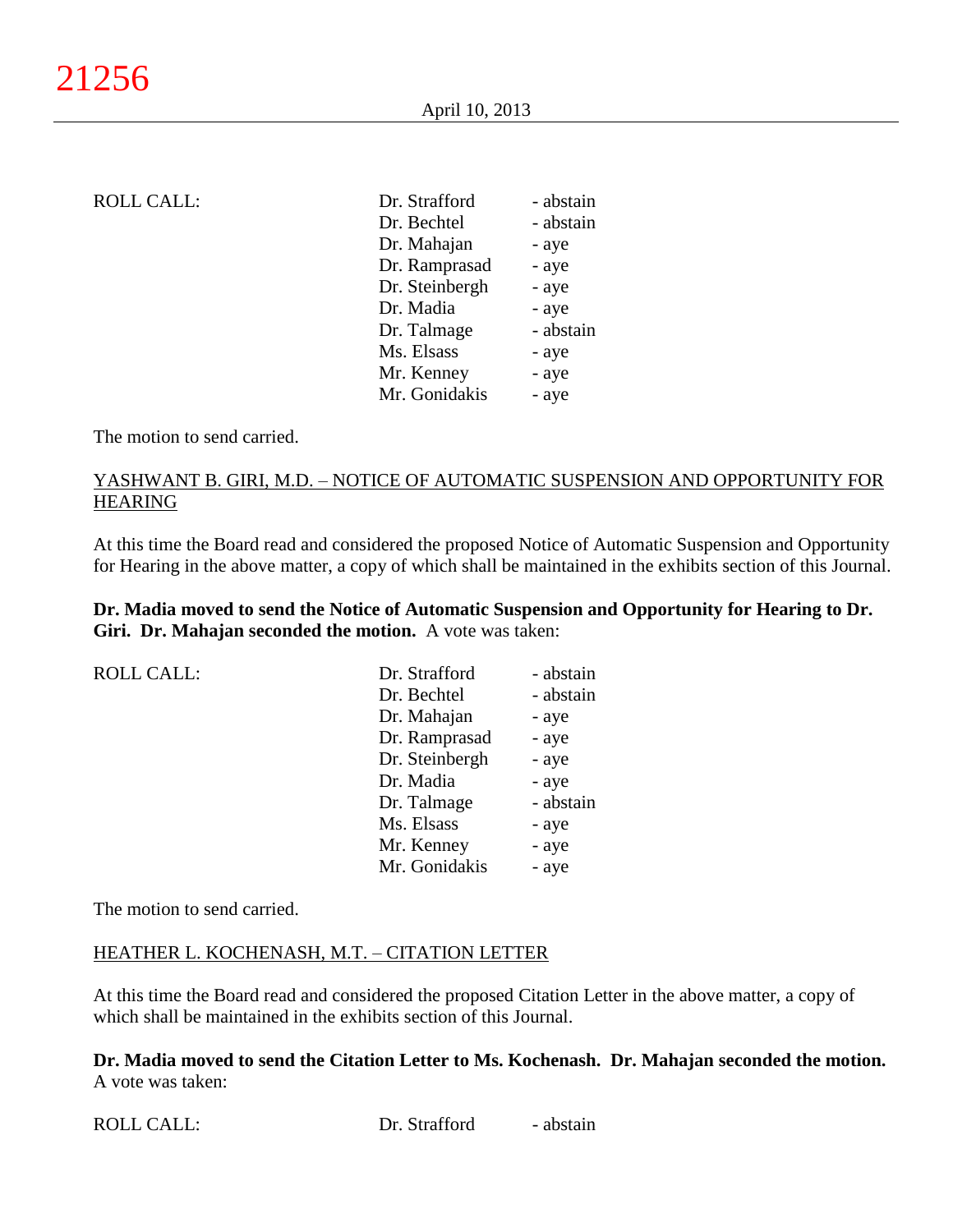| ROLL CALL: | Dr. Strafford | - abstain |
|---|---|---|
| | Dr. Bechtel | - abstain |
| | Dr. Mahajan | - aye |
| | Dr. Ramprasad | - aye |
| | Dr. Steinbergh | - aye |
| | Dr. Madia | - aye |
| | Dr. Talmage | - abstain |
| | Ms. Elsass | - aye |
| | Mr. Kenney | - aye |
| | Mr. Gonidakis | - aye |

The motion to send carried.

<u>YASHWANT B. GIRI, M.D. – NOTICE OF AUTOMATIC SUSPENSION AND OPPORTUNITY FOR HEARING</u>

At this time the Board read and considered the proposed Notice of Automatic Suspension and Opportunity for Hearing in the above matter, a copy of which shall be maintained in the exhibits section of this Journal.

**Dr. Madia moved to send the Notice of Automatic Suspension and Opportunity for Hearing to Dr. Giri. Dr. Mahajan seconded the motion.** A vote was taken:

| ROLL CALL: | Dr. Strafford | - abstain |
|---|---|---|
| | Dr. Bechtel | - abstain |
| | Dr. Mahajan | - aye |
| | Dr. Ramprasad | - aye |
| | Dr. Steinbergh | - aye |
| | Dr. Madia | - aye |
| | Dr. Talmage | - abstain |
| | Ms. Elsass | - aye |
| | Mr. Kenney | - aye |
| | Mr. Gonidakis | - aye |

The motion to send carried.

<u>HEATHER L. KOCHENASH, M.T. – CITATION LETTER</u>

At this time the Board read and considered the proposed Citation Letter in the above matter, a copy of which shall be maintained in the exhibits section of this Journal.

**Dr. Madia moved to send the Citation Letter to Ms. Kochenash. Dr. Mahajan seconded the motion.** A vote was taken:

| ROLL CALL: | Dr. Strafford | - abstain |
|---|---|---|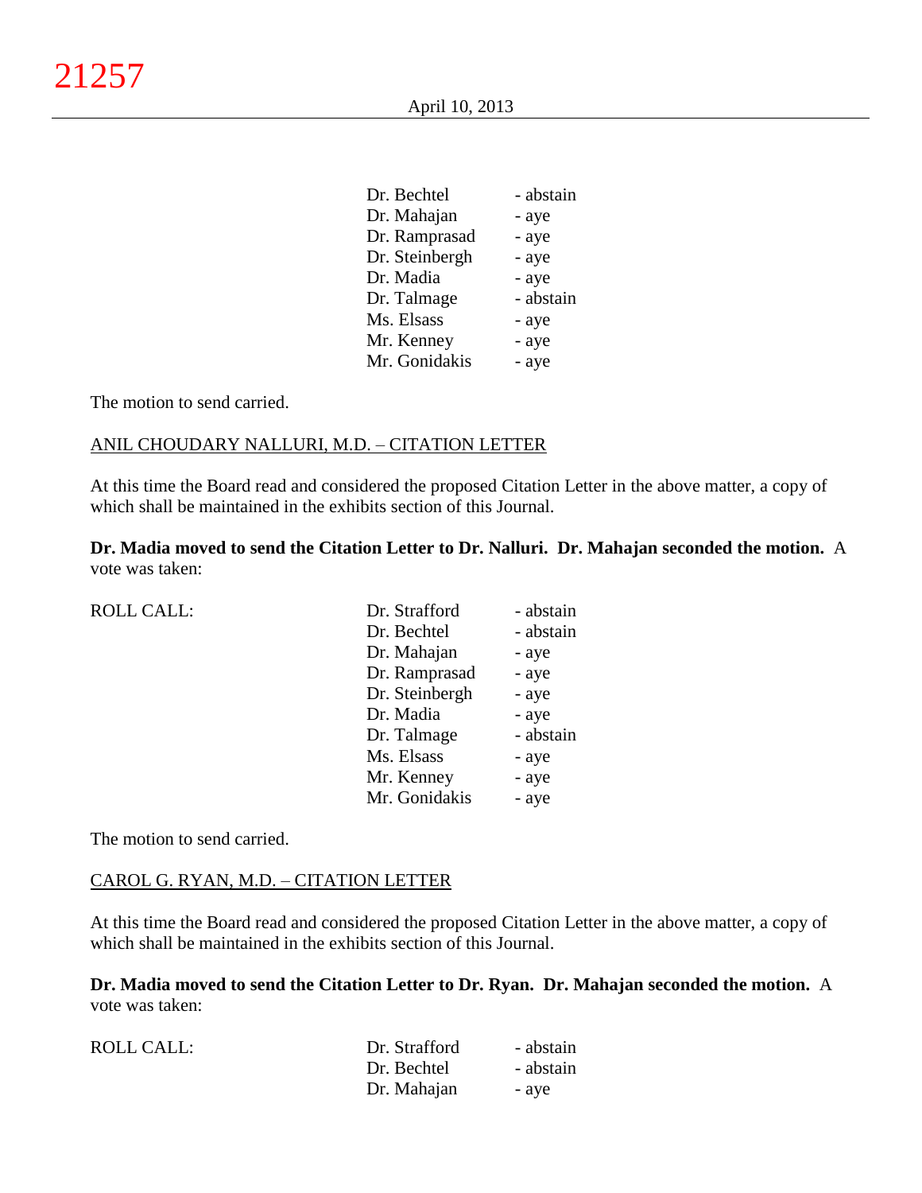| | | |
|---|---|---|
| | Dr. Bechtel | - abstain |
| | Dr. Mahajan | - aye |
| | Dr. Ramprasad | - aye |
| | Dr. Steinbergh | - aye |
| | Dr. Madia | - aye |
| | Dr. Talmage | - abstain |
| | Ms. Elsass | - aye |
| | Mr. Kenney | - aye |
| | Mr. Gonidakis | - aye |

The motion to send carried.

ANIL CHOUDARY NALLURI, M.D. – CITATION LETTER

At this time the Board read and considered the proposed Citation Letter in the above matter, a copy of which shall be maintained in the exhibits section of this Journal.

**Dr. Madia moved to send the Citation Letter to Dr. Nalluri. Dr. Mahajan seconded the motion.** A vote was taken:

| | | |
|---|---|---|
| ROLL CALL: | Dr. Strafford | - abstain |
| | Dr. Bechtel | - abstain |
| | Dr. Mahajan | - aye |
| | Dr. Ramprasad | - aye |
| | Dr. Steinbergh | - aye |
| | Dr. Madia | - aye |
| | Dr. Talmage | - abstain |
| | Ms. Elsass | - aye |
| | Mr. Kenney | - aye |
| | Mr. Gonidakis | - aye |

The motion to send carried.

CAROL G. RYAN, M.D. – CITATION LETTER

At this time the Board read and considered the proposed Citation Letter in the above matter, a copy of which shall be maintained in the exhibits section of this Journal.

**Dr. Madia moved to send the Citation Letter to Dr. Ryan. Dr. Mahajan seconded the motion.** A vote was taken:

| | | |
|---|---|---|
| ROLL CALL: | Dr. Strafford | - abstain |
| | Dr. Bechtel | - abstain |
| | Dr. Mahajan | - aye |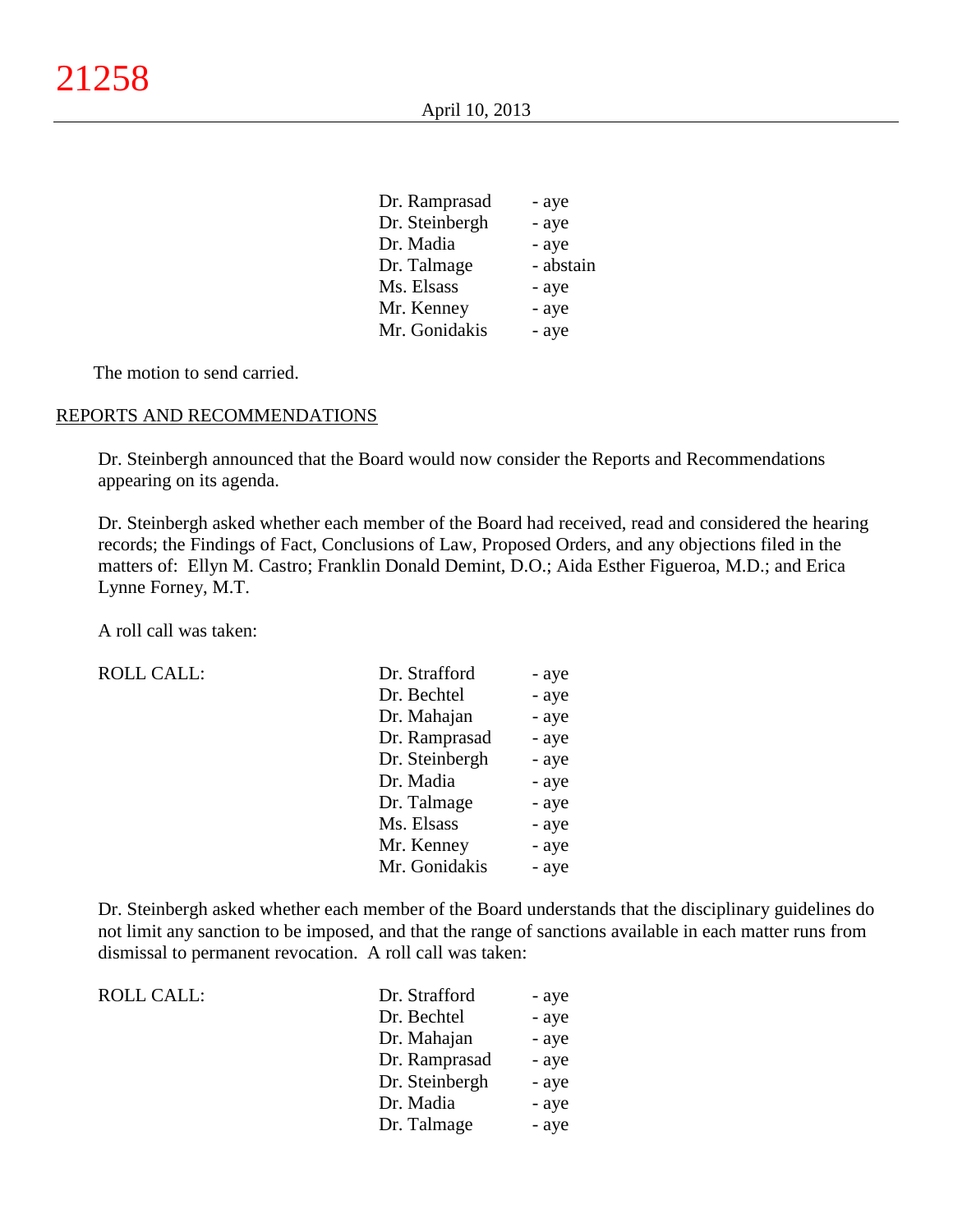| | |
|---|---|
| Dr. Ramprasad | - aye |
| Dr. Steinbergh | - aye |
| Dr. Madia | - aye |
| Dr. Talmage | - abstain |
| Ms. Elsass | - aye |
| Mr. Kenney | - aye |
| Mr. Gonidakis | - aye |

The motion to send carried.

REPORTS AND RECOMMENDATIONS

Dr. Steinbergh announced that the Board would now consider the Reports and Recommendations appearing on its agenda.

Dr. Steinbergh asked whether each member of the Board had received, read and considered the hearing records; the Findings of Fact, Conclusions of Law, Proposed Orders, and any objections filed in the matters of: Ellyn M. Castro; Franklin Donald Demint, D.O.; Aida Esther Figueroa, M.D.; and Erica Lynne Forney, M.T.

A roll call was taken:

| ROLL CALL: | | |
|---|---|---|
| | Dr. Strafford | - aye |
| | Dr. Bechtel | - aye |
| | Dr. Mahajan | - aye |
| | Dr. Ramprasad | - aye |
| | Dr. Steinbergh | - aye |
| | Dr. Madia | - aye |
| | Dr. Talmage | - aye |
| | Ms. Elsass | - aye |
| | Mr. Kenney | - aye |
| | Mr. Gonidakis | - aye |

Dr. Steinbergh asked whether each member of the Board understands that the disciplinary guidelines do not limit any sanction to be imposed, and that the range of sanctions available in each matter runs from dismissal to permanent revocation. A roll call was taken:

| ROLL CALL: | | |
|---|---|---|
| | Dr. Strafford | - aye |
| | Dr. Bechtel | - aye |
| | Dr. Mahajan | - aye |
| | Dr. Ramprasad | - aye |
| | Dr. Steinbergh | - aye |
| | Dr. Madia | - aye |
| | Dr. Talmage | - aye |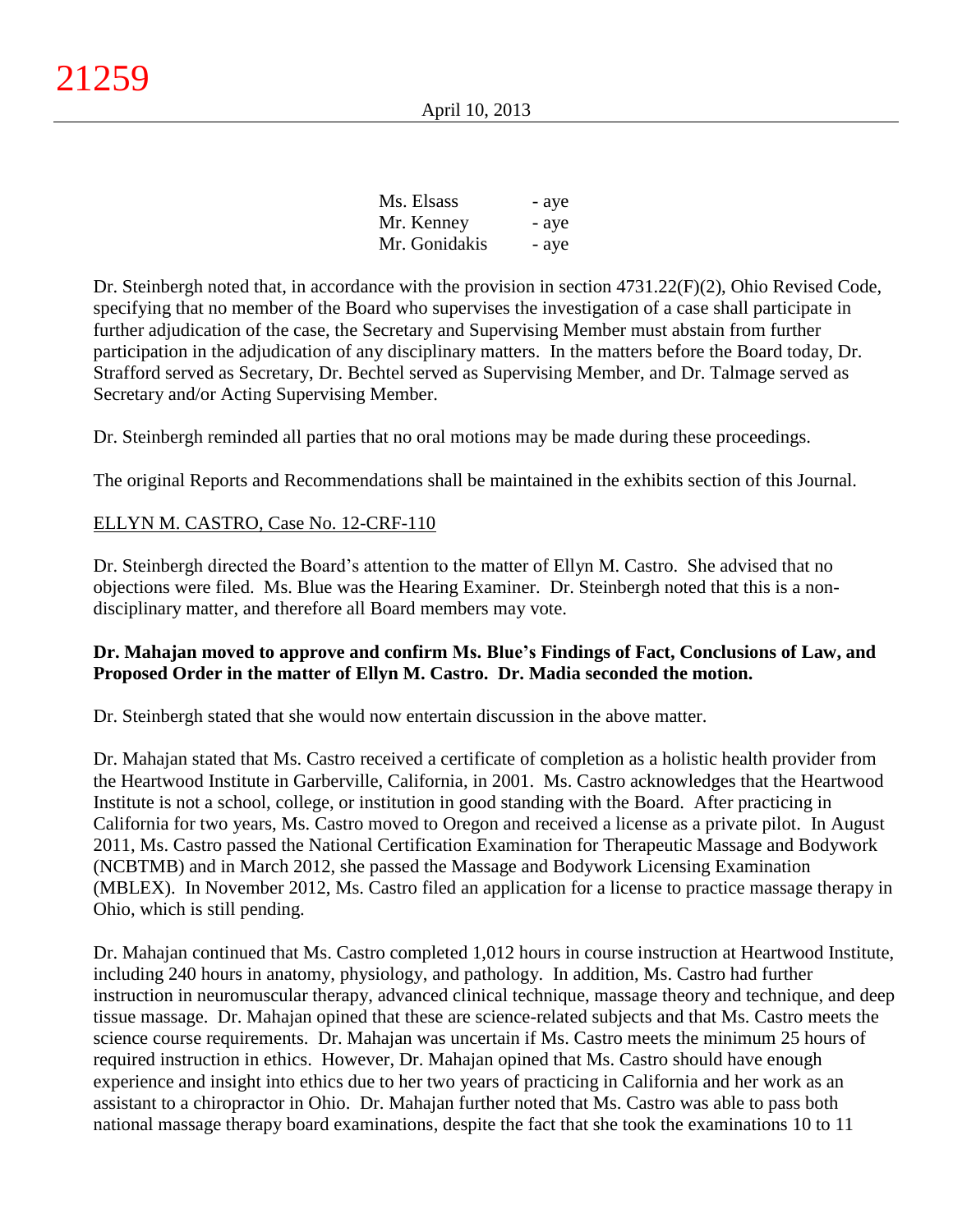| | |
|---|---|
| Ms. Elsass | - aye |
| Mr. Kenney | - aye |
| Mr. Gonidakis | - aye |

Dr. Steinbergh noted that, in accordance with the provision in section 4731.22(F)(2), Ohio Revised Code, specifying that no member of the Board who supervises the investigation of a case shall participate in further adjudication of the case, the Secretary and Supervising Member must abstain from further participation in the adjudication of any disciplinary matters. In the matters before the Board today, Dr. Strafford served as Secretary, Dr. Bechtel served as Supervising Member, and Dr. Talmage served as Secretary and/or Acting Supervising Member.

Dr. Steinbergh reminded all parties that no oral motions may be made during these proceedings.

The original Reports and Recommendations shall be maintained in the exhibits section of this Journal.

ELLYN M. CASTRO, Case No. 12-CRF-110

Dr. Steinbergh directed the Board's attention to the matter of Ellyn M. Castro. She advised that no objections were filed. Ms. Blue was the Hearing Examiner. Dr. Steinbergh noted that this is a non-disciplinary matter, and therefore all Board members may vote.

**Dr. Mahajan moved to approve and confirm Ms. Blue's Findings of Fact, Conclusions of Law, and Proposed Order in the matter of Ellyn M. Castro. Dr. Madia seconded the motion.**

Dr. Steinbergh stated that she would now entertain discussion in the above matter.

Dr. Mahajan stated that Ms. Castro received a certificate of completion as a holistic health provider from the Heartwood Institute in Garberville, California, in 2001. Ms. Castro acknowledges that the Heartwood Institute is not a school, college, or institution in good standing with the Board. After practicing in California for two years, Ms. Castro moved to Oregon and received a license as a private pilot. In August 2011, Ms. Castro passed the National Certification Examination for Therapeutic Massage and Bodywork (NCBTMB) and in March 2012, she passed the Massage and Bodywork Licensing Examination (MBLEX). In November 2012, Ms. Castro filed an application for a license to practice massage therapy in Ohio, which is still pending.

Dr. Mahajan continued that Ms. Castro completed 1,012 hours in course instruction at Heartwood Institute, including 240 hours in anatomy, physiology, and pathology. In addition, Ms. Castro had further instruction in neuromuscular therapy, advanced clinical technique, massage theory and technique, and deep tissue massage. Dr. Mahajan opined that these are science-related subjects and that Ms. Castro meets the science course requirements. Dr. Mahajan was uncertain if Ms. Castro meets the minimum 25 hours of required instruction in ethics. However, Dr. Mahajan opined that Ms. Castro should have enough experience and insight into ethics due to her two years of practicing in California and her work as an assistant to a chiropractor in Ohio. Dr. Mahajan further noted that Ms. Castro was able to pass both national massage therapy board examinations, despite the fact that she took the examinations 10 to 11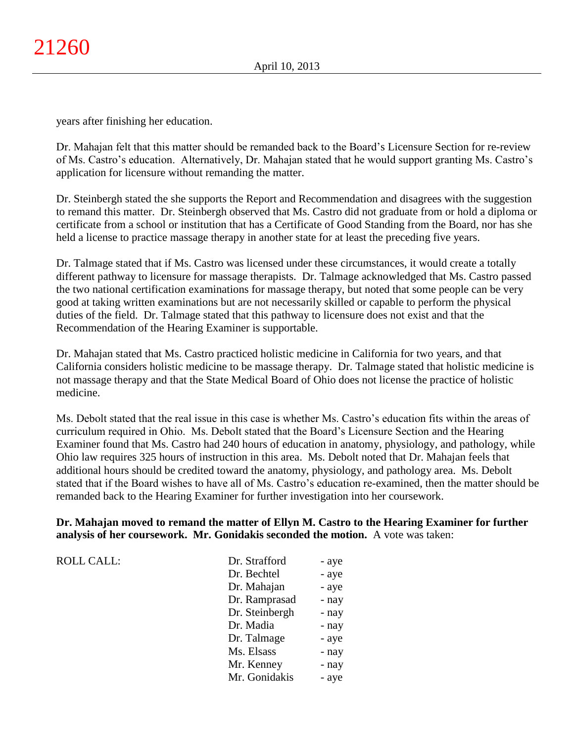years after finishing her education.

Dr. Mahajan felt that this matter should be remanded back to the Board's Licensure Section for re-review of Ms. Castro's education. Alternatively, Dr. Mahajan stated that he would support granting Ms. Castro's application for licensure without remanding the matter.

Dr. Steinbergh stated the she supports the Report and Recommendation and disagrees with the suggestion to remand this matter. Dr. Steinbergh observed that Ms. Castro did not graduate from or hold a diploma or certificate from a school or institution that has a Certificate of Good Standing from the Board, nor has she held a license to practice massage therapy in another state for at least the preceding five years.

Dr. Talmage stated that if Ms. Castro was licensed under these circumstances, it would create a totally different pathway to licensure for massage therapists. Dr. Talmage acknowledged that Ms. Castro passed the two national certification examinations for massage therapy, but noted that some people can be very good at taking written examinations but are not necessarily skilled or capable to perform the physical duties of the field. Dr. Talmage stated that this pathway to licensure does not exist and that the Recommendation of the Hearing Examiner is supportable.

Dr. Mahajan stated that Ms. Castro practiced holistic medicine in California for two years, and that California considers holistic medicine to be massage therapy. Dr. Talmage stated that holistic medicine is not massage therapy and that the State Medical Board of Ohio does not license the practice of holistic medicine.

Ms. Debolt stated that the real issue in this case is whether Ms. Castro's education fits within the areas of curriculum required in Ohio. Ms. Debolt stated that the Board's Licensure Section and the Hearing Examiner found that Ms. Castro had 240 hours of education in anatomy, physiology, and pathology, while Ohio law requires 325 hours of instruction in this area. Ms. Debolt noted that Dr. Mahajan feels that additional hours should be credited toward the anatomy, physiology, and pathology area. Ms. Debolt stated that if the Board wishes to have all of Ms. Castro's education re-examined, then the matter should be remanded back to the Hearing Examiner for further investigation into her coursework.

**Dr. Mahajan moved to remand the matter of Ellyn M. Castro to the Hearing Examiner for further analysis of her coursework. Mr. Gonidakis seconded the motion.** A vote was taken:

| ROLL CALL: | | |
|---|---|---|
| | Dr. Strafford | - aye |
| | Dr. Bechtel | - aye |
| | Dr. Mahajan | - aye |
| | Dr. Ramprasad | - nay |
| | Dr. Steinbergh | - nay |
| | Dr. Madia | - nay |
| | Dr. Talmage | - aye |
| | Ms. Elsass | - nay |
| | Mr. Kenney | - nay |
| | Mr. Gonidakis | - aye |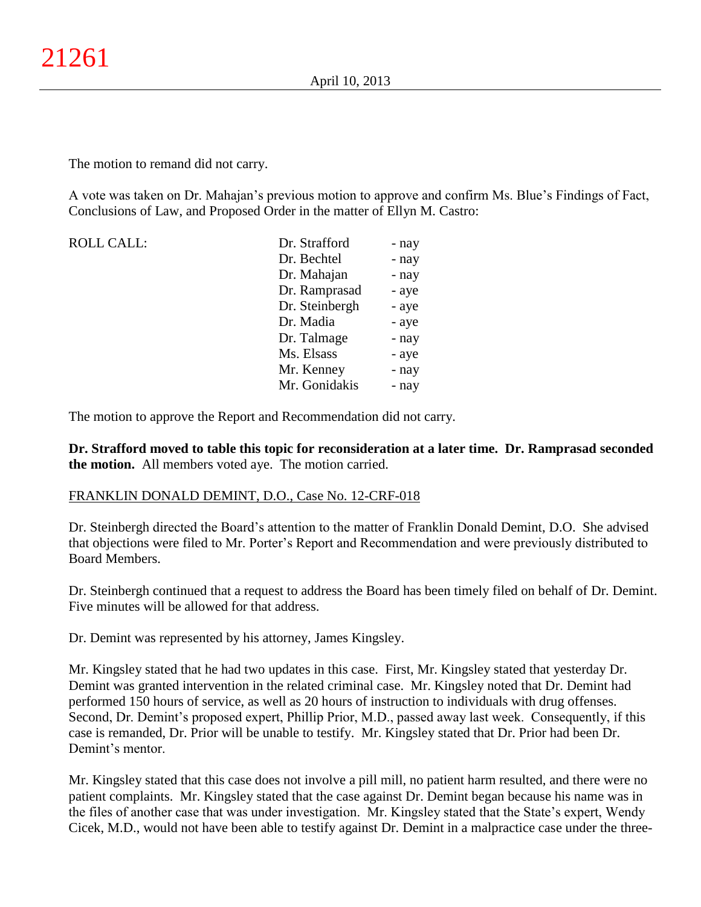The motion to remand did not carry.

A vote was taken on Dr. Mahajan's previous motion to approve and confirm Ms. Blue's Findings of Fact, Conclusions of Law, and Proposed Order in the matter of Ellyn M. Castro:

| ROLL CALL: | | |
|---|---|---|
| | Dr. Strafford | - nay |
| | Dr. Bechtel | - nay |
| | Dr. Mahajan | - nay |
| | Dr. Ramprasad | - aye |
| | Dr. Steinbergh | - aye |
| | Dr. Madia | - aye |
| | Dr. Talmage | - nay |
| | Ms. Elsass | - aye |
| | Mr. Kenney | - nay |
| | Mr. Gonidakis | - nay |

The motion to approve the Report and Recommendation did not carry.

**Dr. Strafford moved to table this topic for reconsideration at a later time. Dr. Ramprasad seconded the motion.** All members voted aye. The motion carried.

FRANKLIN DONALD DEMINT, D.O., Case No. 12-CRF-018

Dr. Steinbergh directed the Board's attention to the matter of Franklin Donald Demint, D.O. She advised that objections were filed to Mr. Porter's Report and Recommendation and were previously distributed to Board Members.

Dr. Steinbergh continued that a request to address the Board has been timely filed on behalf of Dr. Demint. Five minutes will be allowed for that address.

Dr. Demint was represented by his attorney, James Kingsley.

Mr. Kingsley stated that he had two updates in this case. First, Mr. Kingsley stated that yesterday Dr. Demint was granted intervention in the related criminal case. Mr. Kingsley noted that Dr. Demint had performed 150 hours of service, as well as 20 hours of instruction to individuals with drug offenses. Second, Dr. Demint's proposed expert, Phillip Prior, M.D., passed away last week. Consequently, if this case is remanded, Dr. Prior will be unable to testify. Mr. Kingsley stated that Dr. Prior had been Dr. Demint's mentor.

Mr. Kingsley stated that this case does not involve a pill mill, no patient harm resulted, and there were no patient complaints. Mr. Kingsley stated that the case against Dr. Demint began because his name was in the files of another case that was under investigation. Mr. Kingsley stated that the State's expert, Wendy Cicek, M.D., would not have been able to testify against Dr. Demint in a malpractice case under the three-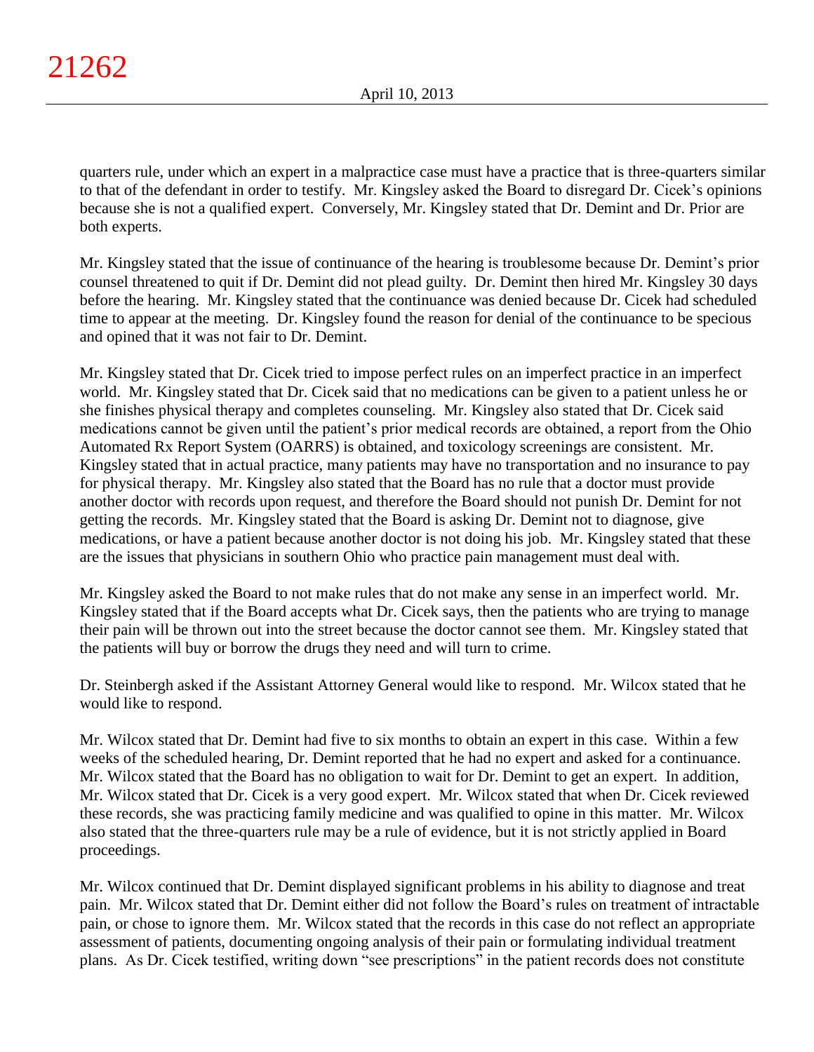quarters rule, under which an expert in a malpractice case must have a practice that is three-quarters similar to that of the defendant in order to testify. Mr. Kingsley asked the Board to disregard Dr. Cicek's opinions because she is not a qualified expert. Conversely, Mr. Kingsley stated that Dr. Demint and Dr. Prior are both experts.

Mr. Kingsley stated that the issue of continuance of the hearing is troublesome because Dr. Demint's prior counsel threatened to quit if Dr. Demint did not plead guilty. Dr. Demint then hired Mr. Kingsley 30 days before the hearing. Mr. Kingsley stated that the continuance was denied because Dr. Cicek had scheduled time to appear at the meeting. Dr. Kingsley found the reason for denial of the continuance to be specious and opined that it was not fair to Dr. Demint.

Mr. Kingsley stated that Dr. Cicek tried to impose perfect rules on an imperfect practice in an imperfect world. Mr. Kingsley stated that Dr. Cicek said that no medications can be given to a patient unless he or she finishes physical therapy and completes counseling. Mr. Kingsley also stated that Dr. Cicek said medications cannot be given until the patient's prior medical records are obtained, a report from the Ohio Automated Rx Report System (OARRS) is obtained, and toxicology screenings are consistent. Mr. Kingsley stated that in actual practice, many patients may have no transportation and no insurance to pay for physical therapy. Mr. Kingsley also stated that the Board has no rule that a doctor must provide another doctor with records upon request, and therefore the Board should not punish Dr. Demint for not getting the records. Mr. Kingsley stated that the Board is asking Dr. Demint not to diagnose, give medications, or have a patient because another doctor is not doing his job. Mr. Kingsley stated that these are the issues that physicians in southern Ohio who practice pain management must deal with.

Mr. Kingsley asked the Board to not make rules that do not make any sense in an imperfect world. Mr. Kingsley stated that if the Board accepts what Dr. Cicek says, then the patients who are trying to manage their pain will be thrown out into the street because the doctor cannot see them. Mr. Kingsley stated that the patients will buy or borrow the drugs they need and will turn to crime.

Dr. Steinbergh asked if the Assistant Attorney General would like to respond. Mr. Wilcox stated that he would like to respond.

Mr. Wilcox stated that Dr. Demint had five to six months to obtain an expert in this case. Within a few weeks of the scheduled hearing, Dr. Demint reported that he had no expert and asked for a continuance. Mr. Wilcox stated that the Board has no obligation to wait for Dr. Demint to get an expert. In addition, Mr. Wilcox stated that Dr. Cicek is a very good expert. Mr. Wilcox stated that when Dr. Cicek reviewed these records, she was practicing family medicine and was qualified to opine in this matter. Mr. Wilcox also stated that the three-quarters rule may be a rule of evidence, but it is not strictly applied in Board proceedings.

Mr. Wilcox continued that Dr. Demint displayed significant problems in his ability to diagnose and treat pain. Mr. Wilcox stated that Dr. Demint either did not follow the Board's rules on treatment of intractable pain, or chose to ignore them. Mr. Wilcox stated that the records in this case do not reflect an appropriate assessment of patients, documenting ongoing analysis of their pain or formulating individual treatment plans. As Dr. Cicek testified, writing down "see prescriptions" in the patient records does not constitute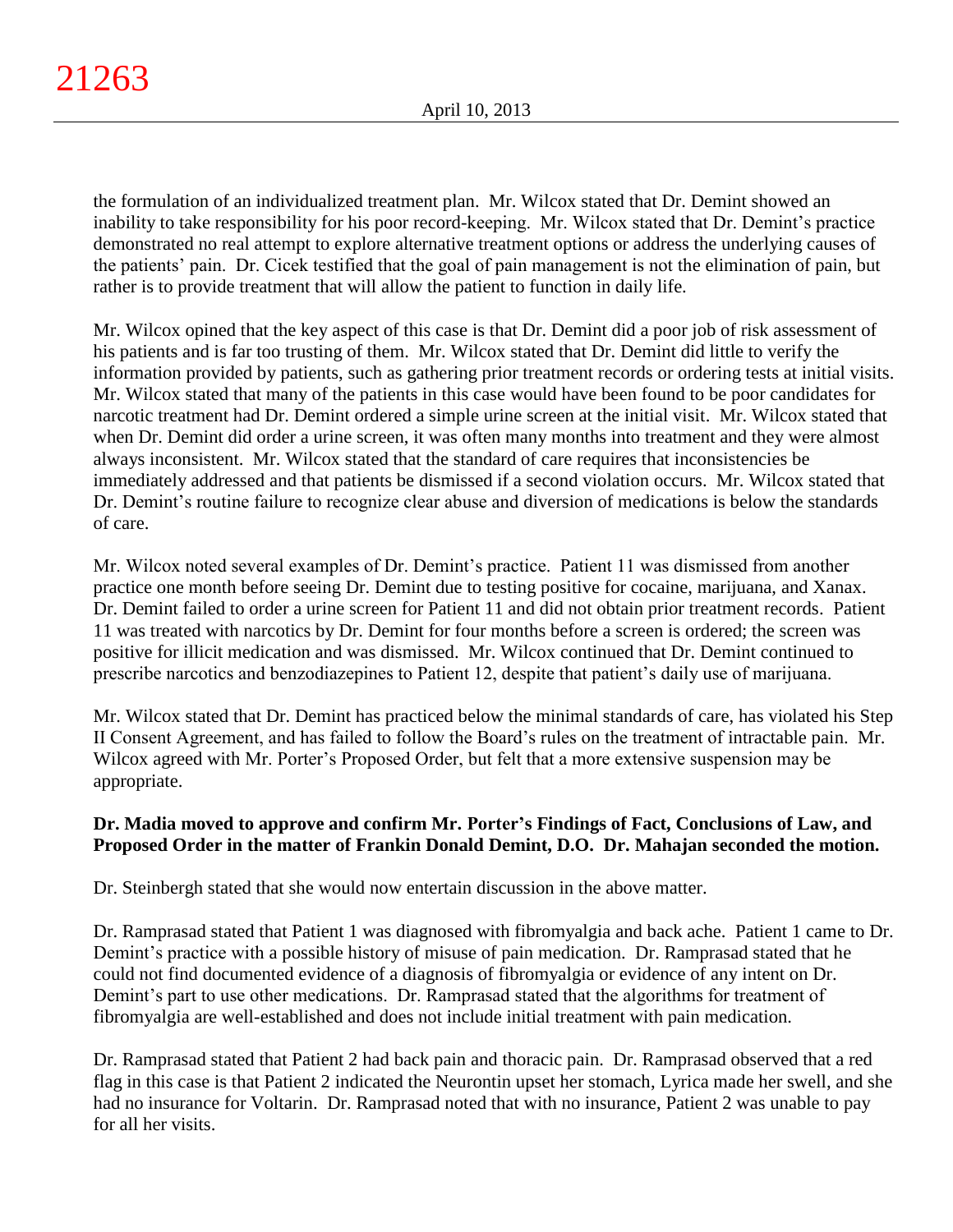the formulation of an individualized treatment plan. Mr. Wilcox stated that Dr. Demint showed an inability to take responsibility for his poor record-keeping. Mr. Wilcox stated that Dr. Demint's practice demonstrated no real attempt to explore alternative treatment options or address the underlying causes of the patients' pain. Dr. Cicek testified that the goal of pain management is not the elimination of pain, but rather is to provide treatment that will allow the patient to function in daily life.

Mr. Wilcox opined that the key aspect of this case is that Dr. Demint did a poor job of risk assessment of his patients and is far too trusting of them. Mr. Wilcox stated that Dr. Demint did little to verify the information provided by patients, such as gathering prior treatment records or ordering tests at initial visits. Mr. Wilcox stated that many of the patients in this case would have been found to be poor candidates for narcotic treatment had Dr. Demint ordered a simple urine screen at the initial visit. Mr. Wilcox stated that when Dr. Demint did order a urine screen, it was often many months into treatment and they were almost always inconsistent. Mr. Wilcox stated that the standard of care requires that inconsistencies be immediately addressed and that patients be dismissed if a second violation occurs. Mr. Wilcox stated that Dr. Demint's routine failure to recognize clear abuse and diversion of medications is below the standards of care.

Mr. Wilcox noted several examples of Dr. Demint's practice. Patient 11 was dismissed from another practice one month before seeing Dr. Demint due to testing positive for cocaine, marijuana, and Xanax. Dr. Demint failed to order a urine screen for Patient 11 and did not obtain prior treatment records. Patient 11 was treated with narcotics by Dr. Demint for four months before a screen is ordered; the screen was positive for illicit medication and was dismissed. Mr. Wilcox continued that Dr. Demint continued to prescribe narcotics and benzodiazepines to Patient 12, despite that patient's daily use of marijuana.

Mr. Wilcox stated that Dr. Demint has practiced below the minimal standards of care, has violated his Step II Consent Agreement, and has failed to follow the Board's rules on the treatment of intractable pain. Mr. Wilcox agreed with Mr. Porter's Proposed Order, but felt that a more extensive suspension may be appropriate.

**Dr. Madia moved to approve and confirm Mr. Porter's Findings of Fact, Conclusions of Law, and Proposed Order in the matter of Frankin Donald Demint, D.O. Dr. Mahajan seconded the motion.**

Dr. Steinbergh stated that she would now entertain discussion in the above matter.

Dr. Ramprasad stated that Patient 1 was diagnosed with fibromyalgia and back ache. Patient 1 came to Dr. Demint's practice with a possible history of misuse of pain medication. Dr. Ramprasad stated that he could not find documented evidence of a diagnosis of fibromyalgia or evidence of any intent on Dr. Demint's part to use other medications. Dr. Ramprasad stated that the algorithms for treatment of fibromyalgia are well-established and does not include initial treatment with pain medication.

Dr. Ramprasad stated that Patient 2 had back pain and thoracic pain. Dr. Ramprasad observed that a red flag in this case is that Patient 2 indicated the Neurontin upset her stomach, Lyrica made her swell, and she had no insurance for Voltarin. Dr. Ramprasad noted that with no insurance, Patient 2 was unable to pay for all her visits.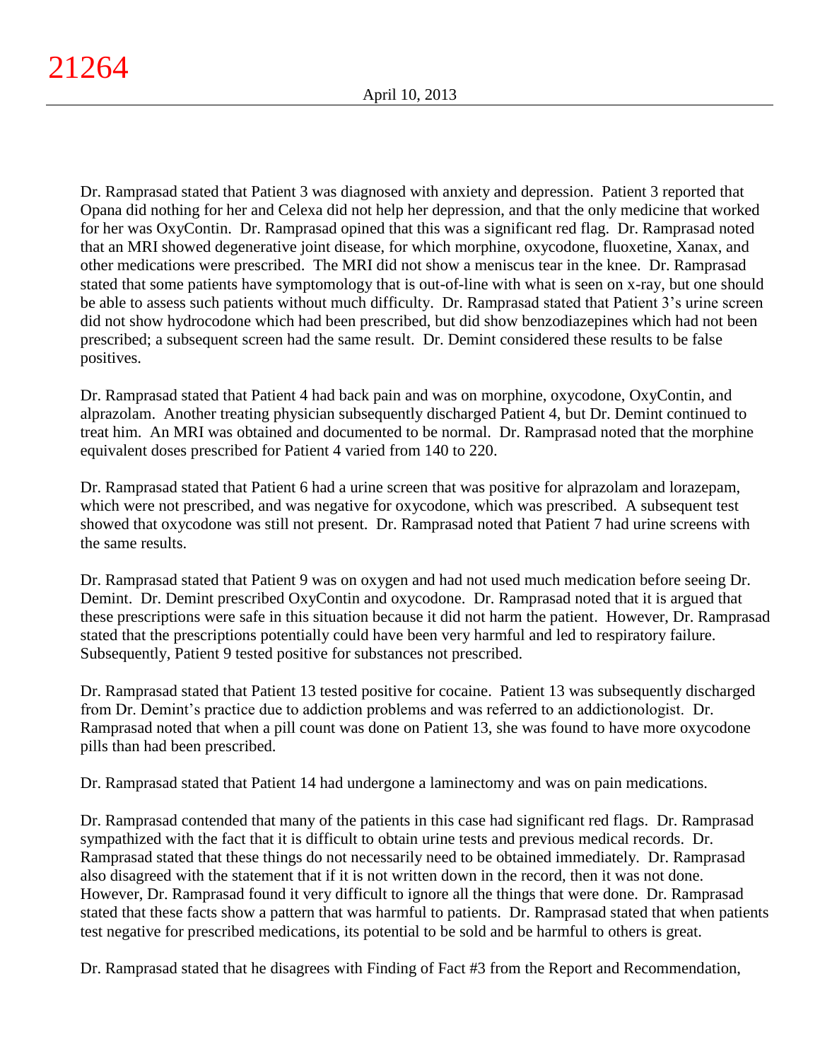Dr. Ramprasad stated that Patient 3 was diagnosed with anxiety and depression. Patient 3 reported that Opana did nothing for her and Celexa did not help her depression, and that the only medicine that worked for her was OxyContin. Dr. Ramprasad opined that this was a significant red flag. Dr. Ramprasad noted that an MRI showed degenerative joint disease, for which morphine, oxycodone, fluoxetine, Xanax, and other medications were prescribed. The MRI did not show a meniscus tear in the knee. Dr. Ramprasad stated that some patients have symptomology that is out-of-line with what is seen on x-ray, but one should be able to assess such patients without much difficulty. Dr. Ramprasad stated that Patient 3's urine screen did not show hydrocodone which had been prescribed, but did show benzodiazepines which had not been prescribed; a subsequent screen had the same result. Dr. Demint considered these results to be false positives.

Dr. Ramprasad stated that Patient 4 had back pain and was on morphine, oxycodone, OxyContin, and alprazolam. Another treating physician subsequently discharged Patient 4, but Dr. Demint continued to treat him. An MRI was obtained and documented to be normal. Dr. Ramprasad noted that the morphine equivalent doses prescribed for Patient 4 varied from 140 to 220.

Dr. Ramprasad stated that Patient 6 had a urine screen that was positive for alprazolam and lorazepam, which were not prescribed, and was negative for oxycodone, which was prescribed. A subsequent test showed that oxycodone was still not present. Dr. Ramprasad noted that Patient 7 had urine screens with the same results.

Dr. Ramprasad stated that Patient 9 was on oxygen and had not used much medication before seeing Dr. Demint. Dr. Demint prescribed OxyContin and oxycodone. Dr. Ramprasad noted that it is argued that these prescriptions were safe in this situation because it did not harm the patient. However, Dr. Ramprasad stated that the prescriptions potentially could have been very harmful and led to respiratory failure. Subsequently, Patient 9 tested positive for substances not prescribed.

Dr. Ramprasad stated that Patient 13 tested positive for cocaine. Patient 13 was subsequently discharged from Dr. Demint's practice due to addiction problems and was referred to an addictionologist. Dr. Ramprasad noted that when a pill count was done on Patient 13, she was found to have more oxycodone pills than had been prescribed.

Dr. Ramprasad stated that Patient 14 had undergone a laminectomy and was on pain medications.

Dr. Ramprasad contended that many of the patients in this case had significant red flags. Dr. Ramprasad sympathized with the fact that it is difficult to obtain urine tests and previous medical records. Dr. Ramprasad stated that these things do not necessarily need to be obtained immediately. Dr. Ramprasad also disagreed with the statement that if it is not written down in the record, then it was not done. However, Dr. Ramprasad found it very difficult to ignore all the things that were done. Dr. Ramprasad stated that these facts show a pattern that was harmful to patients. Dr. Ramprasad stated that when patients test negative for prescribed medications, its potential to be sold and be harmful to others is great.

Dr. Ramprasad stated that he disagrees with Finding of Fact #3 from the Report and Recommendation,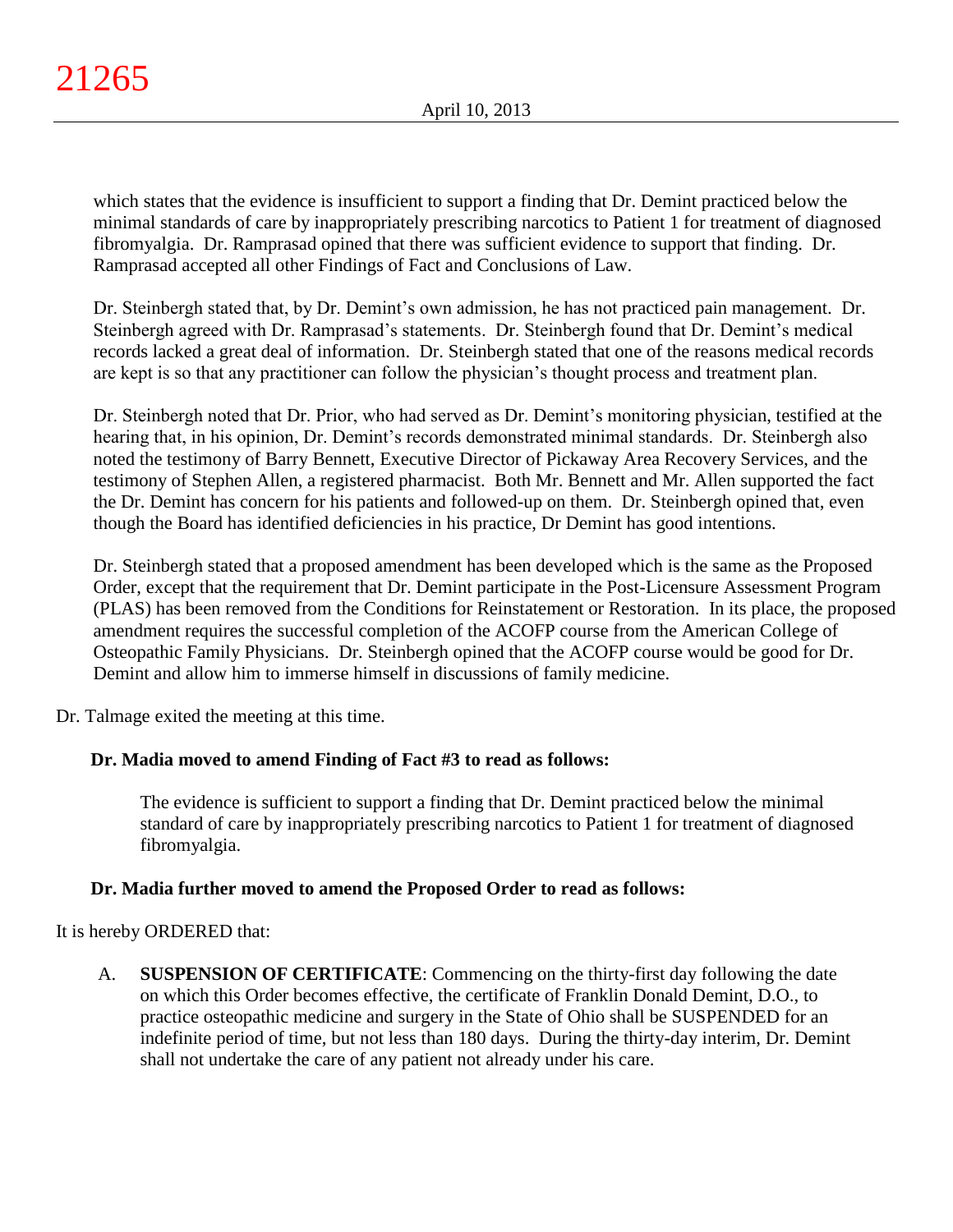which states that the evidence is insufficient to support a finding that Dr. Demint practiced below the minimal standards of care by inappropriately prescribing narcotics to Patient 1 for treatment of diagnosed fibromyalgia. Dr. Ramprasad opined that there was sufficient evidence to support that finding. Dr. Ramprasad accepted all other Findings of Fact and Conclusions of Law.

Dr. Steinbergh stated that, by Dr. Demint's own admission, he has not practiced pain management. Dr. Steinbergh agreed with Dr. Ramprasad's statements. Dr. Steinbergh found that Dr. Demint's medical records lacked a great deal of information. Dr. Steinbergh stated that one of the reasons medical records are kept is so that any practitioner can follow the physician's thought process and treatment plan.

Dr. Steinbergh noted that Dr. Prior, who had served as Dr. Demint's monitoring physician, testified at the hearing that, in his opinion, Dr. Demint's records demonstrated minimal standards. Dr. Steinbergh also noted the testimony of Barry Bennett, Executive Director of Pickaway Area Recovery Services, and the testimony of Stephen Allen, a registered pharmacist. Both Mr. Bennett and Mr. Allen supported the fact the Dr. Demint has concern for his patients and followed-up on them. Dr. Steinbergh opined that, even though the Board has identified deficiencies in his practice, Dr Demint has good intentions.

Dr. Steinbergh stated that a proposed amendment has been developed which is the same as the Proposed Order, except that the requirement that Dr. Demint participate in the Post-Licensure Assessment Program (PLAS) has been removed from the Conditions for Reinstatement or Restoration. In its place, the proposed amendment requires the successful completion of the ACOFP course from the American College of Osteopathic Family Physicians. Dr. Steinbergh opined that the ACOFP course would be good for Dr. Demint and allow him to immerse himself in discussions of family medicine.

Dr. Talmage exited the meeting at this time.

**Dr. Madia moved to amend Finding of Fact #3 to read as follows:**

> The evidence is sufficient to support a finding that Dr. Demint practiced below the minimal standard of care by inappropriately prescribing narcotics to Patient 1 for treatment of diagnosed fibromyalgia.

**Dr. Madia further moved to amend the Proposed Order to read as follows:**

It is hereby ORDERED that:

A. **SUSPENSION OF CERTIFICATE**: Commencing on the thirty-first day following the date on which this Order becomes effective, the certificate of Franklin Donald Demint, D.O., to practice osteopathic medicine and surgery in the State of Ohio shall be SUSPENDED for an indefinite period of time, but not less than 180 days. During the thirty-day interim, Dr. Demint shall not undertake the care of any patient not already under his care.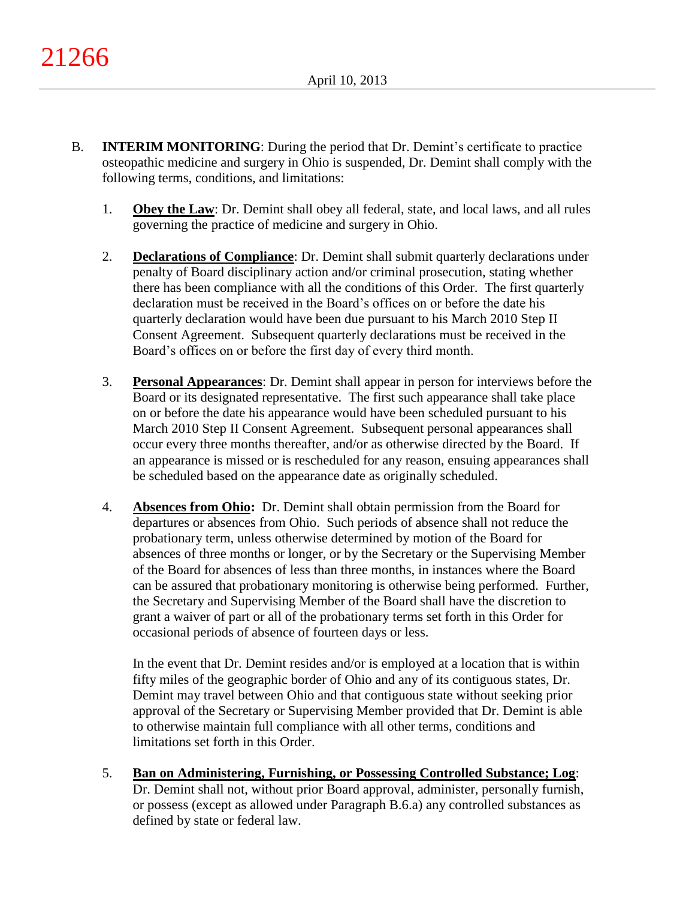B. **INTERIM MONITORING**: During the period that Dr. Demint's certificate to practice osteopathic medicine and surgery in Ohio is suspended, Dr. Demint shall comply with the following terms, conditions, and limitations:

1. **Obey the Law**: Dr. Demint shall obey all federal, state, and local laws, and all rules governing the practice of medicine and surgery in Ohio.

2. **Declarations of Compliance**: Dr. Demint shall submit quarterly declarations under penalty of Board disciplinary action and/or criminal prosecution, stating whether there has been compliance with all the conditions of this Order. The first quarterly declaration must be received in the Board's offices on or before the date his quarterly declaration would have been due pursuant to his March 2010 Step II Consent Agreement. Subsequent quarterly declarations must be received in the Board's offices on or before the first day of every third month.

3. **Personal Appearances**: Dr. Demint shall appear in person for interviews before the Board or its designated representative. The first such appearance shall take place on or before the date his appearance would have been scheduled pursuant to his March 2010 Step II Consent Agreement. Subsequent personal appearances shall occur every three months thereafter, and/or as otherwise directed by the Board. If an appearance is missed or is rescheduled for any reason, ensuing appearances shall be scheduled based on the appearance date as originally scheduled.

4. **Absences from Ohio:** Dr. Demint shall obtain permission from the Board for departures or absences from Ohio. Such periods of absence shall not reduce the probationary term, unless otherwise determined by motion of the Board for absences of three months or longer, or by the Secretary or the Supervising Member of the Board for absences of less than three months, in instances where the Board can be assured that probationary monitoring is otherwise being performed. Further, the Secretary and Supervising Member of the Board shall have the discretion to grant a waiver of part or all of the probationary terms set forth in this Order for occasional periods of absence of fourteen days or less.

   In the event that Dr. Demint resides and/or is employed at a location that is within fifty miles of the geographic border of Ohio and any of its contiguous states, Dr. Demint may travel between Ohio and that contiguous state without seeking prior approval of the Secretary or Supervising Member provided that Dr. Demint is able to otherwise maintain full compliance with all other terms, conditions and limitations set forth in this Order.

5. **Ban on Administering, Furnishing, or Possessing Controlled Substance; Log**: Dr. Demint shall not, without prior Board approval, administer, personally furnish, or possess (except as allowed under Paragraph B.6.a) any controlled substances as defined by state or federal law.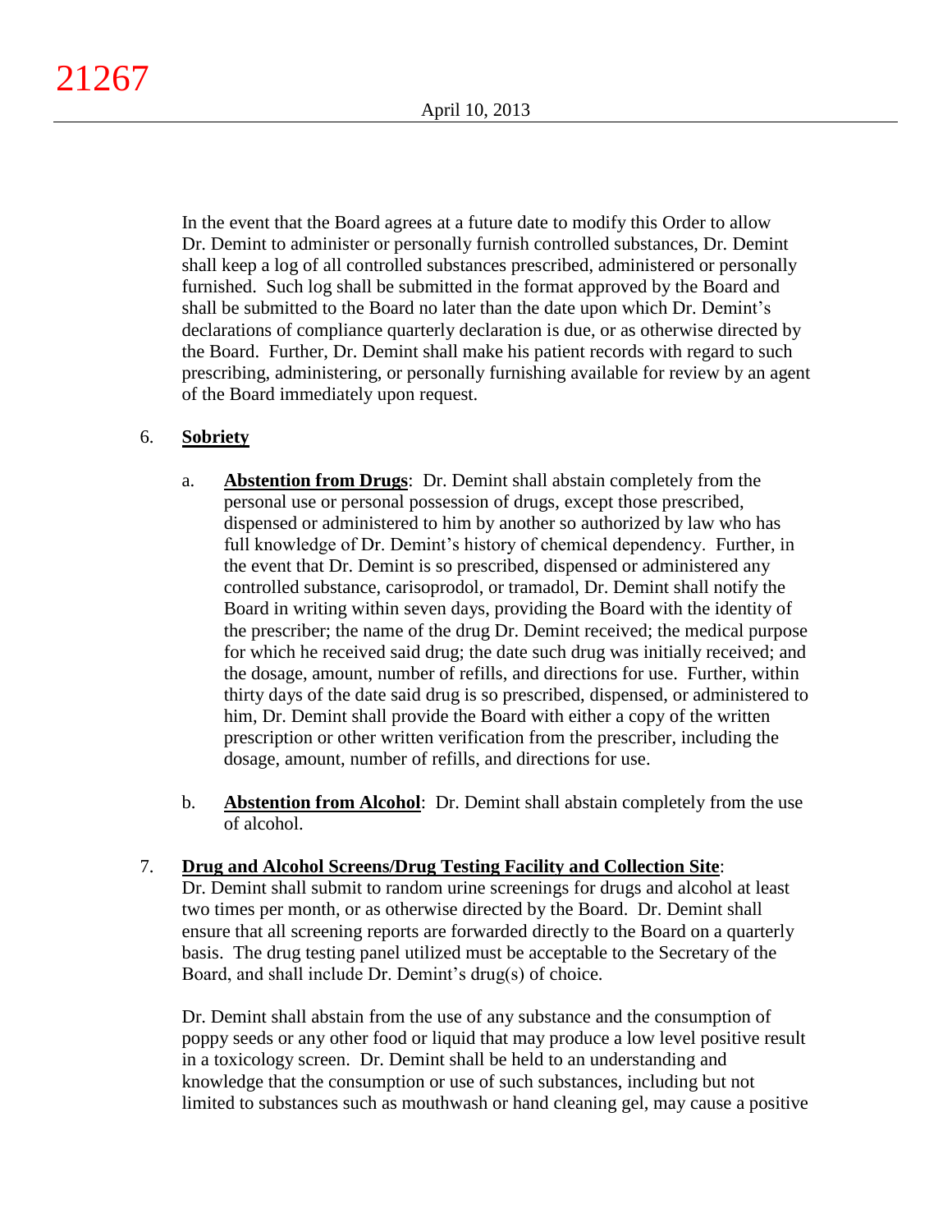In the event that the Board agrees at a future date to modify this Order to allow Dr. Demint to administer or personally furnish controlled substances, Dr. Demint shall keep a log of all controlled substances prescribed, administered or personally furnished. Such log shall be submitted in the format approved by the Board and shall be submitted to the Board no later than the date upon which Dr. Demint's declarations of compliance quarterly declaration is due, or as otherwise directed by the Board. Further, Dr. Demint shall make his patient records with regard to such prescribing, administering, or personally furnishing available for review by an agent of the Board immediately upon request.

6. **Sobriety**

   a. **Abstention from Drugs**: Dr. Demint shall abstain completely from the personal use or personal possession of drugs, except those prescribed, dispensed or administered to him by another so authorized by law who has full knowledge of Dr. Demint's history of chemical dependency. Further, in the event that Dr. Demint is so prescribed, dispensed or administered any controlled substance, carisoprodol, or tramadol, Dr. Demint shall notify the Board in writing within seven days, providing the Board with the identity of the prescriber; the name of the drug Dr. Demint received; the medical purpose for which he received said drug; the date such drug was initially received; and the dosage, amount, number of refills, and directions for use. Further, within thirty days of the date said drug is so prescribed, dispensed, or administered to him, Dr. Demint shall provide the Board with either a copy of the written prescription or other written verification from the prescriber, including the dosage, amount, number of refills, and directions for use.

   b. **Abstention from Alcohol**: Dr. Demint shall abstain completely from the use of alcohol.

7. **Drug and Alcohol Screens/Drug Testing Facility and Collection Site**: Dr. Demint shall submit to random urine screenings for drugs and alcohol at least two times per month, or as otherwise directed by the Board. Dr. Demint shall ensure that all screening reports are forwarded directly to the Board on a quarterly basis. The drug testing panel utilized must be acceptable to the Secretary of the Board, and shall include Dr. Demint's drug(s) of choice.

   Dr. Demint shall abstain from the use of any substance and the consumption of poppy seeds or any other food or liquid that may produce a low level positive result in a toxicology screen. Dr. Demint shall be held to an understanding and knowledge that the consumption or use of such substances, including but not limited to substances such as mouthwash or hand cleaning gel, may cause a positive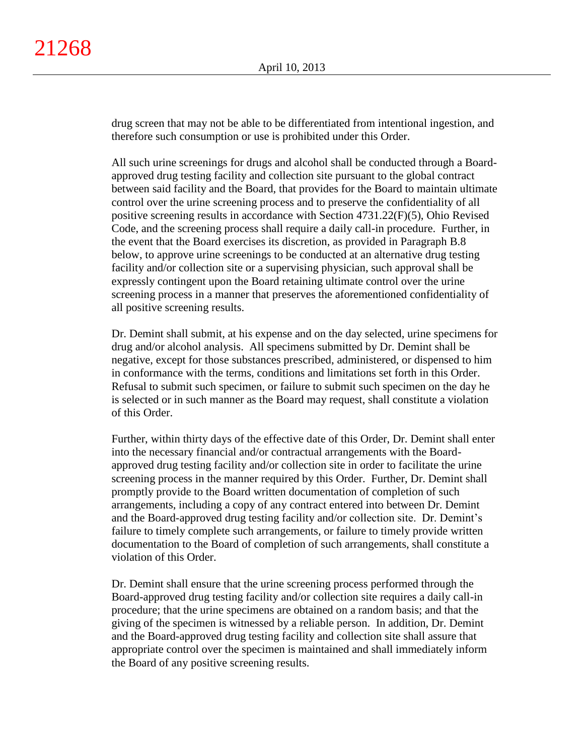drug screen that may not be able to be differentiated from intentional ingestion, and therefore such consumption or use is prohibited under this Order.

All such urine screenings for drugs and alcohol shall be conducted through a Board-approved drug testing facility and collection site pursuant to the global contract between said facility and the Board, that provides for the Board to maintain ultimate control over the urine screening process and to preserve the confidentiality of all positive screening results in accordance with Section 4731.22(F)(5), Ohio Revised Code, and the screening process shall require a daily call-in procedure. Further, in the event that the Board exercises its discretion, as provided in Paragraph B.8 below, to approve urine screenings to be conducted at an alternative drug testing facility and/or collection site or a supervising physician, such approval shall be expressly contingent upon the Board retaining ultimate control over the urine screening process in a manner that preserves the aforementioned confidentiality of all positive screening results.

Dr. Demint shall submit, at his expense and on the day selected, urine specimens for drug and/or alcohol analysis. All specimens submitted by Dr. Demint shall be negative, except for those substances prescribed, administered, or dispensed to him in conformance with the terms, conditions and limitations set forth in this Order. Refusal to submit such specimen, or failure to submit such specimen on the day he is selected or in such manner as the Board may request, shall constitute a violation of this Order.

Further, within thirty days of the effective date of this Order, Dr. Demint shall enter into the necessary financial and/or contractual arrangements with the Board-approved drug testing facility and/or collection site in order to facilitate the urine screening process in the manner required by this Order. Further, Dr. Demint shall promptly provide to the Board written documentation of completion of such arrangements, including a copy of any contract entered into between Dr. Demint and the Board-approved drug testing facility and/or collection site. Dr. Demint's failure to timely complete such arrangements, or failure to timely provide written documentation to the Board of completion of such arrangements, shall constitute a violation of this Order.

Dr. Demint shall ensure that the urine screening process performed through the Board-approved drug testing facility and/or collection site requires a daily call-in procedure; that the urine specimens are obtained on a random basis; and that the giving of the specimen is witnessed by a reliable person. In addition, Dr. Demint and the Board-approved drug testing facility and collection site shall assure that appropriate control over the specimen is maintained and shall immediately inform the Board of any positive screening results.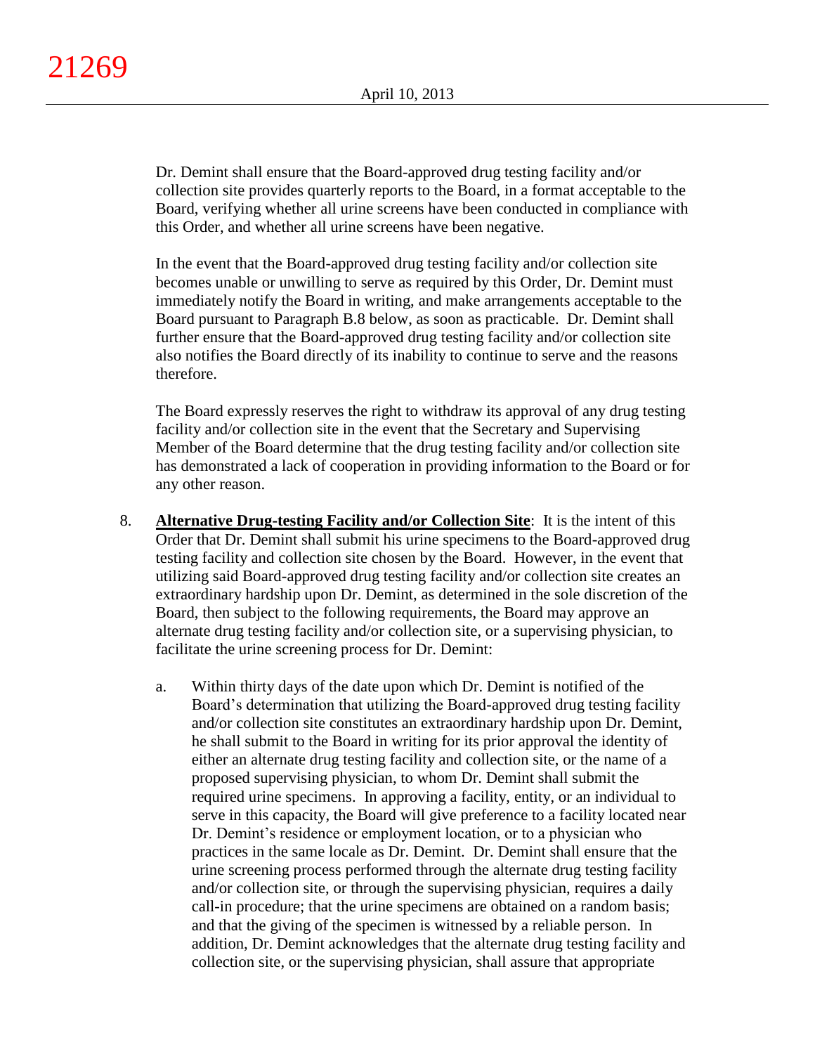Dr. Demint shall ensure that the Board-approved drug testing facility and/or collection site provides quarterly reports to the Board, in a format acceptable to the Board, verifying whether all urine screens have been conducted in compliance with this Order, and whether all urine screens have been negative.

In the event that the Board-approved drug testing facility and/or collection site becomes unable or unwilling to serve as required by this Order, Dr. Demint must immediately notify the Board in writing, and make arrangements acceptable to the Board pursuant to Paragraph B.8 below, as soon as practicable. Dr. Demint shall further ensure that the Board-approved drug testing facility and/or collection site also notifies the Board directly of its inability to continue to serve and the reasons therefore.

The Board expressly reserves the right to withdraw its approval of any drug testing facility and/or collection site in the event that the Secretary and Supervising Member of the Board determine that the drug testing facility and/or collection site has demonstrated a lack of cooperation in providing information to the Board or for any other reason.

8. **Alternative Drug-testing Facility and/or Collection Site**: It is the intent of this Order that Dr. Demint shall submit his urine specimens to the Board-approved drug testing facility and collection site chosen by the Board. However, in the event that utilizing said Board-approved drug testing facility and/or collection site creates an extraordinary hardship upon Dr. Demint, as determined in the sole discretion of the Board, then subject to the following requirements, the Board may approve an alternate drug testing facility and/or collection site, or a supervising physician, to facilitate the urine screening process for Dr. Demint:

   a. Within thirty days of the date upon which Dr. Demint is notified of the Board's determination that utilizing the Board-approved drug testing facility and/or collection site constitutes an extraordinary hardship upon Dr. Demint, he shall submit to the Board in writing for its prior approval the identity of either an alternate drug testing facility and collection site, or the name of a proposed supervising physician, to whom Dr. Demint shall submit the required urine specimens. In approving a facility, entity, or an individual to serve in this capacity, the Board will give preference to a facility located near Dr. Demint's residence or employment location, or to a physician who practices in the same locale as Dr. Demint. Dr. Demint shall ensure that the urine screening process performed through the alternate drug testing facility and/or collection site, or through the supervising physician, requires a daily call-in procedure; that the urine specimens are obtained on a random basis; and that the giving of the specimen is witnessed by a reliable person. In addition, Dr. Demint acknowledges that the alternate drug testing facility and collection site, or the supervising physician, shall assure that appropriate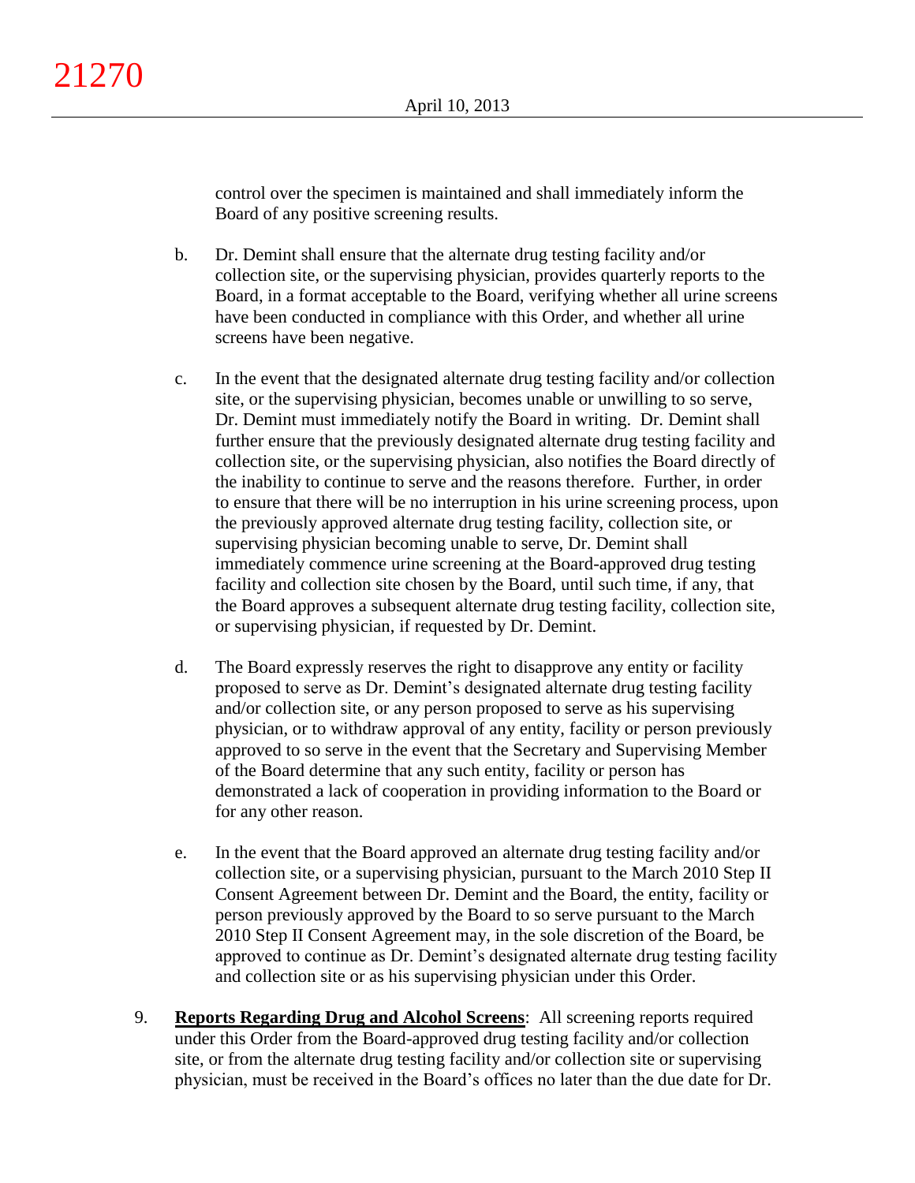control over the specimen is maintained and shall immediately inform the Board of any positive screening results.

b. Dr. Demint shall ensure that the alternate drug testing facility and/or collection site, or the supervising physician, provides quarterly reports to the Board, in a format acceptable to the Board, verifying whether all urine screens have been conducted in compliance with this Order, and whether all urine screens have been negative.

c. In the event that the designated alternate drug testing facility and/or collection site, or the supervising physician, becomes unable or unwilling to so serve, Dr. Demint must immediately notify the Board in writing. Dr. Demint shall further ensure that the previously designated alternate drug testing facility and collection site, or the supervising physician, also notifies the Board directly of the inability to continue to serve and the reasons therefore. Further, in order to ensure that there will be no interruption in his urine screening process, upon the previously approved alternate drug testing facility, collection site, or supervising physician becoming unable to serve, Dr. Demint shall immediately commence urine screening at the Board-approved drug testing facility and collection site chosen by the Board, until such time, if any, that the Board approves a subsequent alternate drug testing facility, collection site, or supervising physician, if requested by Dr. Demint.

d. The Board expressly reserves the right to disapprove any entity or facility proposed to serve as Dr. Demint's designated alternate drug testing facility and/or collection site, or any person proposed to serve as his supervising physician, or to withdraw approval of any entity, facility or person previously approved to so serve in the event that the Secretary and Supervising Member of the Board determine that any such entity, facility or person has demonstrated a lack of cooperation in providing information to the Board or for any other reason.

e. In the event that the Board approved an alternate drug testing facility and/or collection site, or a supervising physician, pursuant to the March 2010 Step II Consent Agreement between Dr. Demint and the Board, the entity, facility or person previously approved by the Board to so serve pursuant to the March 2010 Step II Consent Agreement may, in the sole discretion of the Board, be approved to continue as Dr. Demint's designated alternate drug testing facility and collection site or as his supervising physician under this Order.

9. **Reports Regarding Drug and Alcohol Screens**: All screening reports required under this Order from the Board-approved drug testing facility and/or collection site, or from the alternate drug testing facility and/or collection site or supervising physician, must be received in the Board's offices no later than the due date for Dr.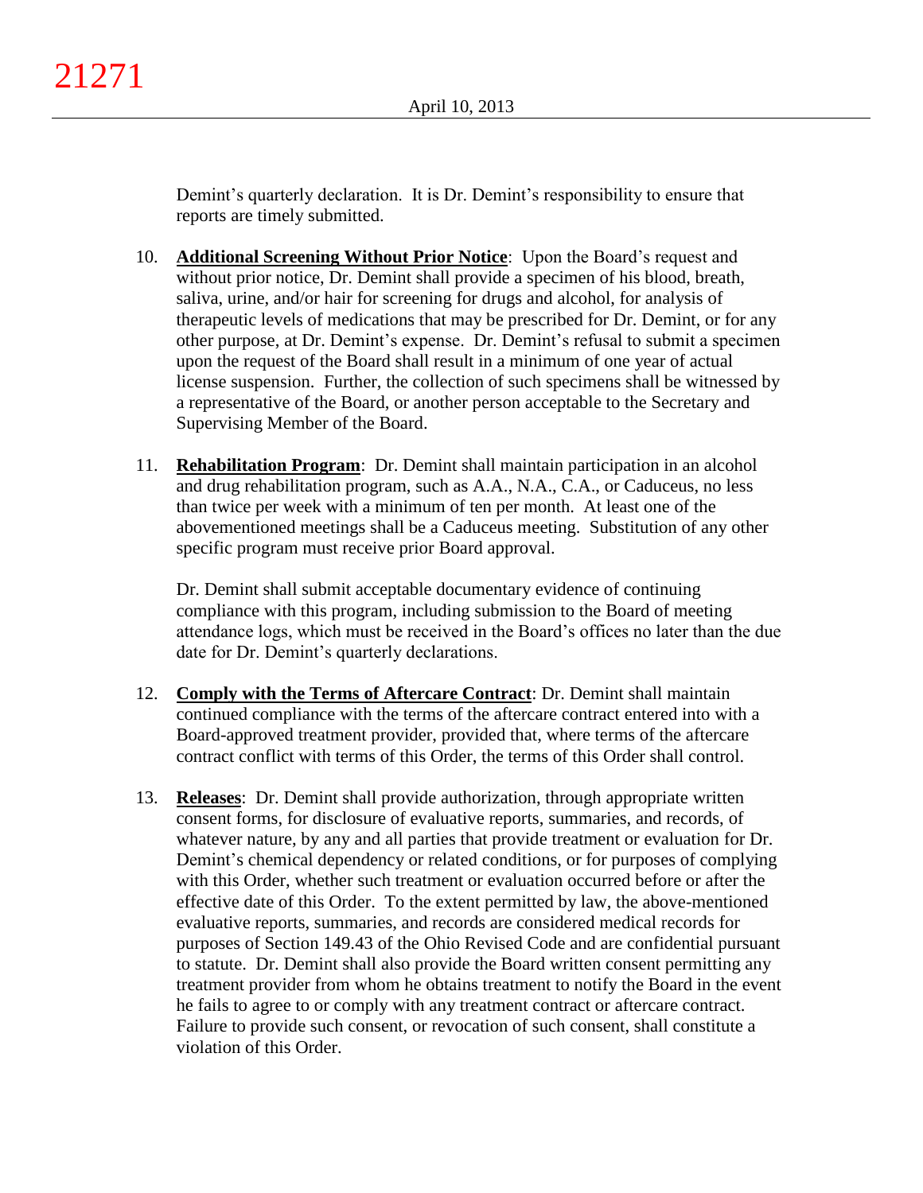Demint's quarterly declaration. It is Dr. Demint's responsibility to ensure that reports are timely submitted.

10. **Additional Screening Without Prior Notice**: Upon the Board's request and without prior notice, Dr. Demint shall provide a specimen of his blood, breath, saliva, urine, and/or hair for screening for drugs and alcohol, for analysis of therapeutic levels of medications that may be prescribed for Dr. Demint, or for any other purpose, at Dr. Demint's expense. Dr. Demint's refusal to submit a specimen upon the request of the Board shall result in a minimum of one year of actual license suspension. Further, the collection of such specimens shall be witnessed by a representative of the Board, or another person acceptable to the Secretary and Supervising Member of the Board.

11. **Rehabilitation Program**: Dr. Demint shall maintain participation in an alcohol and drug rehabilitation program, such as A.A., N.A., C.A., or Caduceus, no less than twice per week with a minimum of ten per month. At least one of the abovementioned meetings shall be a Caduceus meeting. Substitution of any other specific program must receive prior Board approval.

    Dr. Demint shall submit acceptable documentary evidence of continuing compliance with this program, including submission to the Board of meeting attendance logs, which must be received in the Board's offices no later than the due date for Dr. Demint's quarterly declarations.

12. **Comply with the Terms of Aftercare Contract**: Dr. Demint shall maintain continued compliance with the terms of the aftercare contract entered into with a Board-approved treatment provider, provided that, where terms of the aftercare contract conflict with terms of this Order, the terms of this Order shall control.

13. **Releases**: Dr. Demint shall provide authorization, through appropriate written consent forms, for disclosure of evaluative reports, summaries, and records, of whatever nature, by any and all parties that provide treatment or evaluation for Dr. Demint's chemical dependency or related conditions, or for purposes of complying with this Order, whether such treatment or evaluation occurred before or after the effective date of this Order. To the extent permitted by law, the above-mentioned evaluative reports, summaries, and records are considered medical records for purposes of Section 149.43 of the Ohio Revised Code and are confidential pursuant to statute. Dr. Demint shall also provide the Board written consent permitting any treatment provider from whom he obtains treatment to notify the Board in the event he fails to agree to or comply with any treatment contract or aftercare contract. Failure to provide such consent, or revocation of such consent, shall constitute a violation of this Order.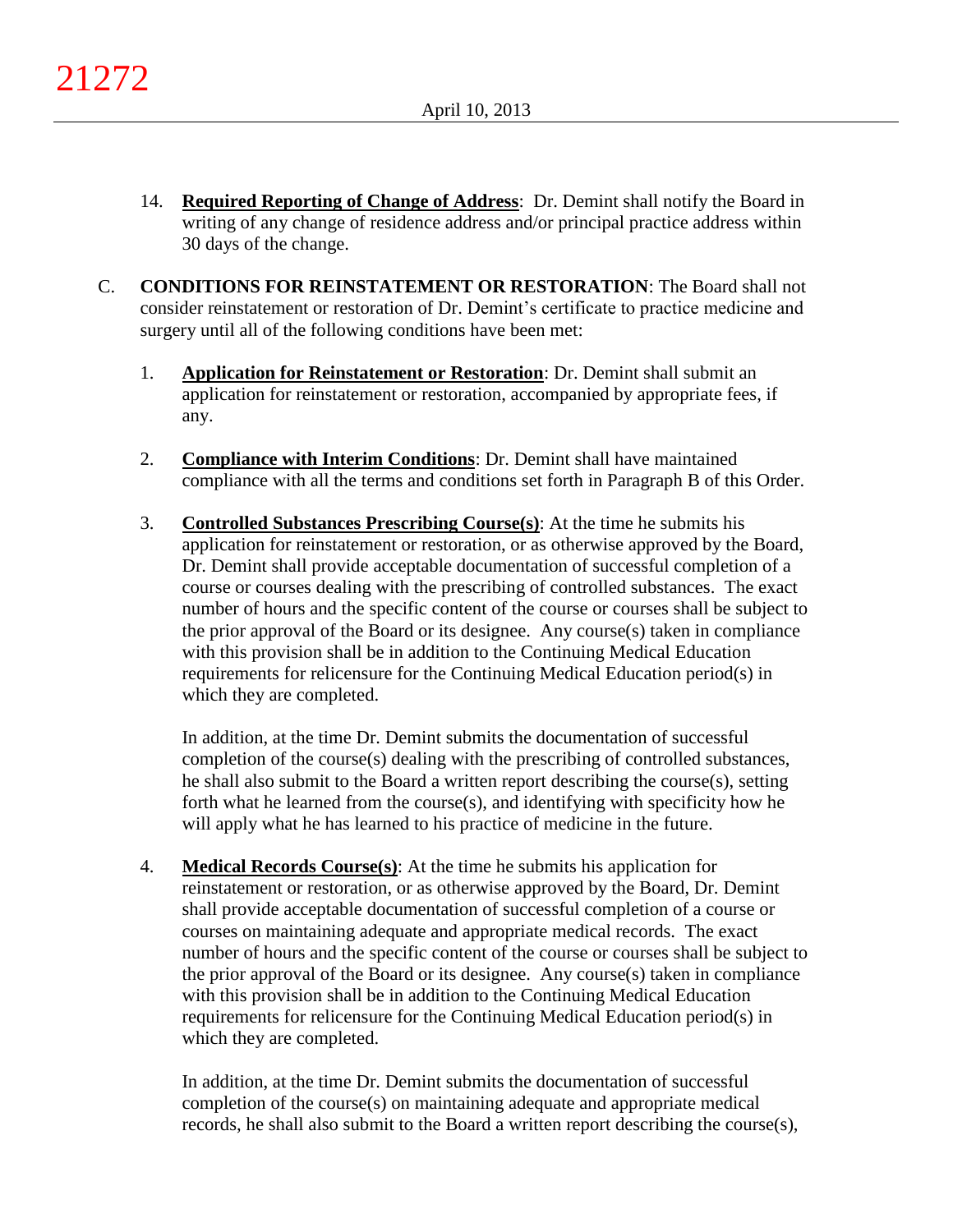14. **Required Reporting of Change of Address**: Dr. Demint shall notify the Board in writing of any change of residence address and/or principal practice address within 30 days of the change.

C. **CONDITIONS FOR REINSTATEMENT OR RESTORATION**: The Board shall not consider reinstatement or restoration of Dr. Demint's certificate to practice medicine and surgery until all of the following conditions have been met:

1. **Application for Reinstatement or Restoration**: Dr. Demint shall submit an application for reinstatement or restoration, accompanied by appropriate fees, if any.

2. **Compliance with Interim Conditions**: Dr. Demint shall have maintained compliance with all the terms and conditions set forth in Paragraph B of this Order.

3. **Controlled Substances Prescribing Course(s)**: At the time he submits his application for reinstatement or restoration, or as otherwise approved by the Board, Dr. Demint shall provide acceptable documentation of successful completion of a course or courses dealing with the prescribing of controlled substances. The exact number of hours and the specific content of the course or courses shall be subject to the prior approval of the Board or its designee. Any course(s) taken in compliance with this provision shall be in addition to the Continuing Medical Education requirements for relicensure for the Continuing Medical Education period(s) in which they are completed.

   In addition, at the time Dr. Demint submits the documentation of successful completion of the course(s) dealing with the prescribing of controlled substances, he shall also submit to the Board a written report describing the course(s), setting forth what he learned from the course(s), and identifying with specificity how he will apply what he has learned to his practice of medicine in the future.

4. **Medical Records Course(s)**: At the time he submits his application for reinstatement or restoration, or as otherwise approved by the Board, Dr. Demint shall provide acceptable documentation of successful completion of a course or courses on maintaining adequate and appropriate medical records. The exact number of hours and the specific content of the course or courses shall be subject to the prior approval of the Board or its designee. Any course(s) taken in compliance with this provision shall be in addition to the Continuing Medical Education requirements for relicensure for the Continuing Medical Education period(s) in which they are completed.

   In addition, at the time Dr. Demint submits the documentation of successful completion of the course(s) on maintaining adequate and appropriate medical records, he shall also submit to the Board a written report describing the course(s),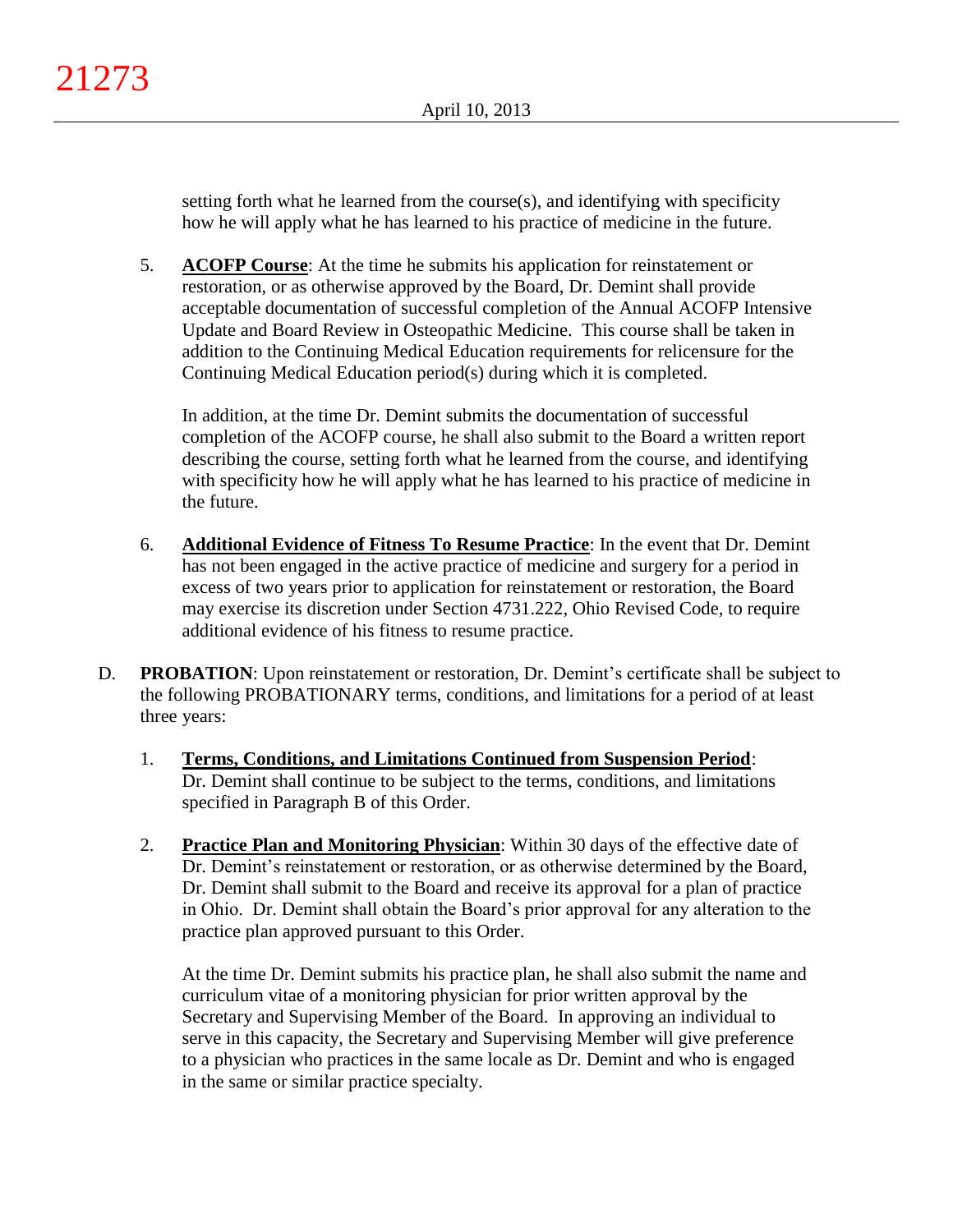setting forth what he learned from the course(s), and identifying with specificity how he will apply what he has learned to his practice of medicine in the future.

5. **ACOFP Course**: At the time he submits his application for reinstatement or restoration, or as otherwise approved by the Board, Dr. Demint shall provide acceptable documentation of successful completion of the Annual ACOFP Intensive Update and Board Review in Osteopathic Medicine. This course shall be taken in addition to the Continuing Medical Education requirements for relicensure for the Continuing Medical Education period(s) during which it is completed.

   In addition, at the time Dr. Demint submits the documentation of successful completion of the ACOFP course, he shall also submit to the Board a written report describing the course, setting forth what he learned from the course, and identifying with specificity how he will apply what he has learned to his practice of medicine in the future.

6. **Additional Evidence of Fitness To Resume Practice**: In the event that Dr. Demint has not been engaged in the active practice of medicine and surgery for a period in excess of two years prior to application for reinstatement or restoration, the Board may exercise its discretion under Section 4731.222, Ohio Revised Code, to require additional evidence of his fitness to resume practice.

D. **PROBATION**: Upon reinstatement or restoration, Dr. Demint's certificate shall be subject to the following PROBATIONARY terms, conditions, and limitations for a period of at least three years:

1. **Terms, Conditions, and Limitations Continued from Suspension Period**: Dr. Demint shall continue to be subject to the terms, conditions, and limitations specified in Paragraph B of this Order.

2. **Practice Plan and Monitoring Physician**: Within 30 days of the effective date of Dr. Demint's reinstatement or restoration, or as otherwise determined by the Board, Dr. Demint shall submit to the Board and receive its approval for a plan of practice in Ohio. Dr. Demint shall obtain the Board's prior approval for any alteration to the practice plan approved pursuant to this Order.

   At the time Dr. Demint submits his practice plan, he shall also submit the name and curriculum vitae of a monitoring physician for prior written approval by the Secretary and Supervising Member of the Board. In approving an individual to serve in this capacity, the Secretary and Supervising Member will give preference to a physician who practices in the same locale as Dr. Demint and who is engaged in the same or similar practice specialty.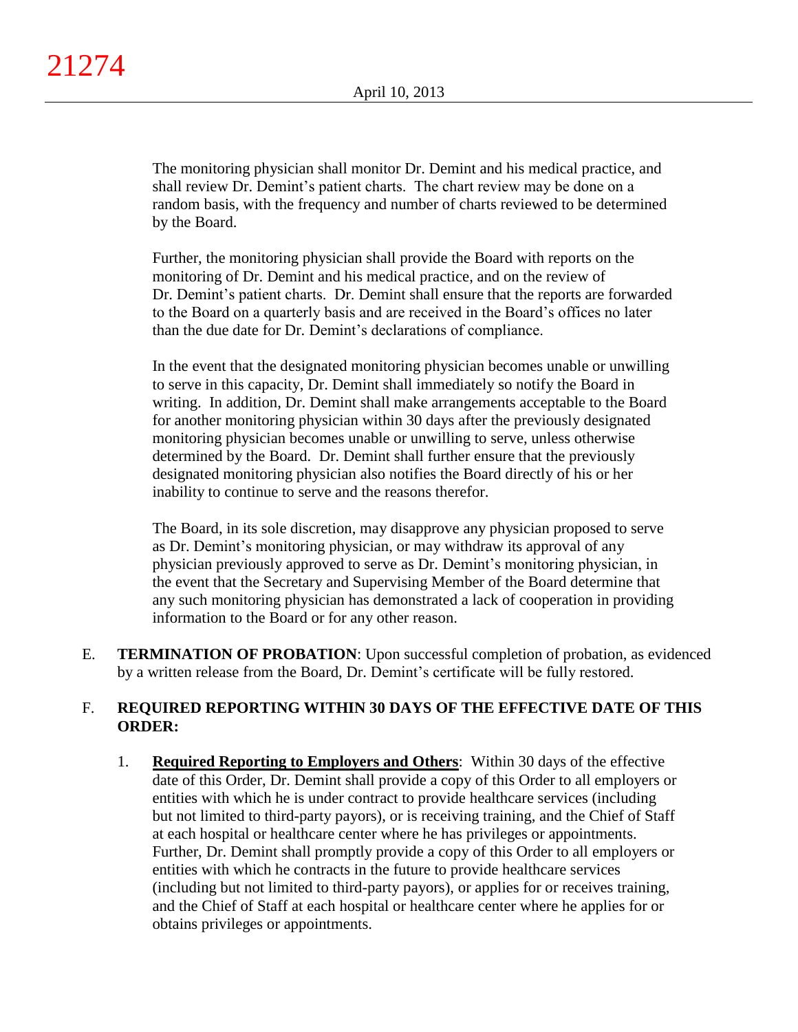The monitoring physician shall monitor Dr. Demint and his medical practice, and shall review Dr. Demint's patient charts. The chart review may be done on a random basis, with the frequency and number of charts reviewed to be determined by the Board.

Further, the monitoring physician shall provide the Board with reports on the monitoring of Dr. Demint and his medical practice, and on the review of Dr. Demint's patient charts. Dr. Demint shall ensure that the reports are forwarded to the Board on a quarterly basis and are received in the Board's offices no later than the due date for Dr. Demint's declarations of compliance.

In the event that the designated monitoring physician becomes unable or unwilling to serve in this capacity, Dr. Demint shall immediately so notify the Board in writing. In addition, Dr. Demint shall make arrangements acceptable to the Board for another monitoring physician within 30 days after the previously designated monitoring physician becomes unable or unwilling to serve, unless otherwise determined by the Board. Dr. Demint shall further ensure that the previously designated monitoring physician also notifies the Board directly of his or her inability to continue to serve and the reasons therefor.

The Board, in its sole discretion, may disapprove any physician proposed to serve as Dr. Demint's monitoring physician, or may withdraw its approval of any physician previously approved to serve as Dr. Demint's monitoring physician, in the event that the Secretary and Supervising Member of the Board determine that any such monitoring physician has demonstrated a lack of cooperation in providing information to the Board or for any other reason.

E. **TERMINATION OF PROBATION**: Upon successful completion of probation, as evidenced by a written release from the Board, Dr. Demint's certificate will be fully restored.

F. **REQUIRED REPORTING WITHIN 30 DAYS OF THE EFFECTIVE DATE OF THIS ORDER:**

1. **Required Reporting to Employers and Others**: Within 30 days of the effective date of this Order, Dr. Demint shall provide a copy of this Order to all employers or entities with which he is under contract to provide healthcare services (including but not limited to third-party payors), or is receiving training, and the Chief of Staff at each hospital or healthcare center where he has privileges or appointments. Further, Dr. Demint shall promptly provide a copy of this Order to all employers or entities with which he contracts in the future to provide healthcare services (including but not limited to third-party payors), or applies for or receives training, and the Chief of Staff at each hospital or healthcare center where he applies for or obtains privileges or appointments.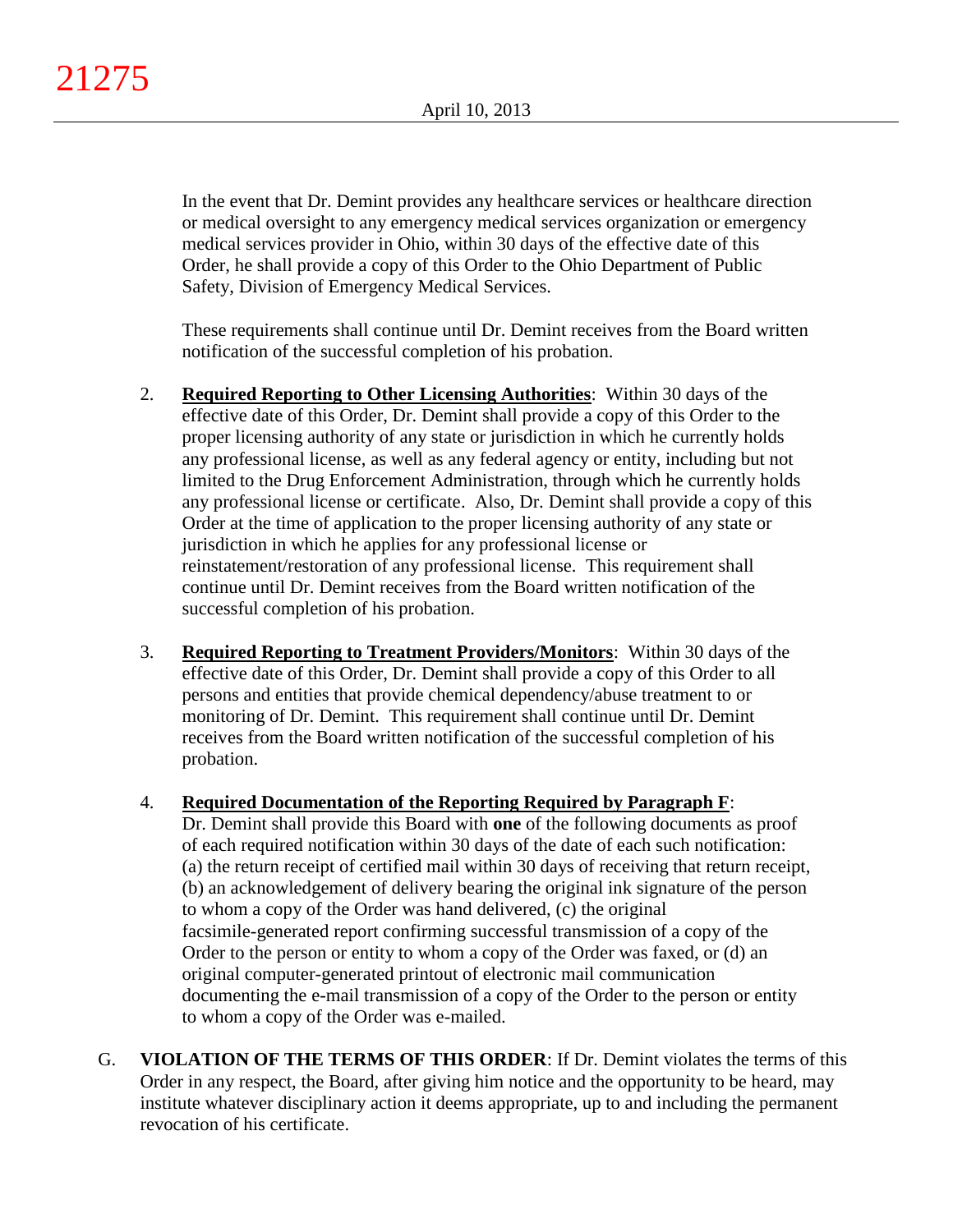In the event that Dr. Demint provides any healthcare services or healthcare direction or medical oversight to any emergency medical services organization or emergency medical services provider in Ohio, within 30 days of the effective date of this Order, he shall provide a copy of this Order to the Ohio Department of Public Safety, Division of Emergency Medical Services.

These requirements shall continue until Dr. Demint receives from the Board written notification of the successful completion of his probation.

2. **Required Reporting to Other Licensing Authorities**: Within 30 days of the effective date of this Order, Dr. Demint shall provide a copy of this Order to the proper licensing authority of any state or jurisdiction in which he currently holds any professional license, as well as any federal agency or entity, including but not limited to the Drug Enforcement Administration, through which he currently holds any professional license or certificate. Also, Dr. Demint shall provide a copy of this Order at the time of application to the proper licensing authority of any state or jurisdiction in which he applies for any professional license or reinstatement/restoration of any professional license. This requirement shall continue until Dr. Demint receives from the Board written notification of the successful completion of his probation.

3. **Required Reporting to Treatment Providers/Monitors**: Within 30 days of the effective date of this Order, Dr. Demint shall provide a copy of this Order to all persons and entities that provide chemical dependency/abuse treatment to or monitoring of Dr. Demint. This requirement shall continue until Dr. Demint receives from the Board written notification of the successful completion of his probation.

4. **Required Documentation of the Reporting Required by Paragraph F**: Dr. Demint shall provide this Board with **one** of the following documents as proof of each required notification within 30 days of the date of each such notification: (a) the return receipt of certified mail within 30 days of receiving that return receipt, (b) an acknowledgement of delivery bearing the original ink signature of the person to whom a copy of the Order was hand delivered, (c) the original facsimile-generated report confirming successful transmission of a copy of the Order to the person or entity to whom a copy of the Order was faxed, or (d) an original computer-generated printout of electronic mail communication documenting the e-mail transmission of a copy of the Order to the person or entity to whom a copy of the Order was e-mailed.

G. **VIOLATION OF THE TERMS OF THIS ORDER**: If Dr. Demint violates the terms of this Order in any respect, the Board, after giving him notice and the opportunity to be heard, may institute whatever disciplinary action it deems appropriate, up to and including the permanent revocation of his certificate.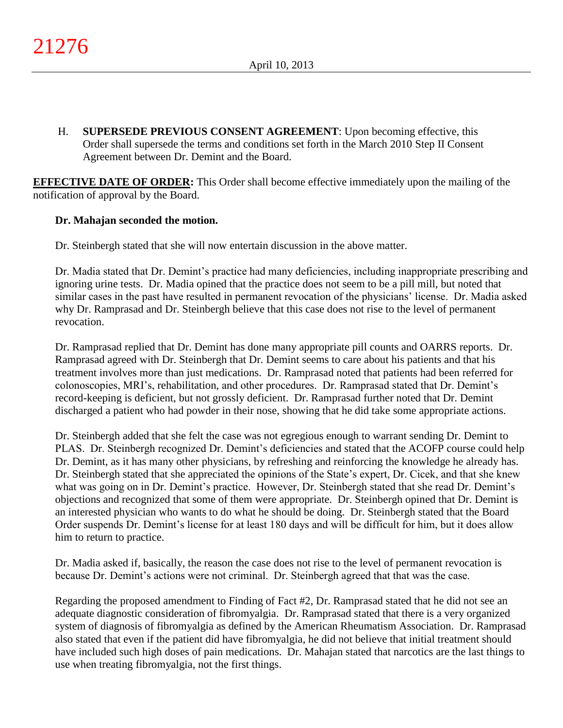H. **SUPERSEDE PREVIOUS CONSENT AGREEMENT**: Upon becoming effective, this Order shall supersede the terms and conditions set forth in the March 2010 Step II Consent Agreement between Dr. Demint and the Board.

**EFFECTIVE DATE OF ORDER:** This Order shall become effective immediately upon the mailing of the notification of approval by the Board.

**Dr. Mahajan seconded the motion.**

Dr. Steinbergh stated that she will now entertain discussion in the above matter.

Dr. Madia stated that Dr. Demint's practice had many deficiencies, including inappropriate prescribing and ignoring urine tests. Dr. Madia opined that the practice does not seem to be a pill mill, but noted that similar cases in the past have resulted in permanent revocation of the physicians' license. Dr. Madia asked why Dr. Ramprasad and Dr. Steinbergh believe that this case does not rise to the level of permanent revocation.

Dr. Ramprasad replied that Dr. Demint has done many appropriate pill counts and OARRS reports. Dr. Ramprasad agreed with Dr. Steinbergh that Dr. Demint seems to care about his patients and that his treatment involves more than just medications. Dr. Ramprasad noted that patients had been referred for colonoscopies, MRI's, rehabilitation, and other procedures. Dr. Ramprasad stated that Dr. Demint's record-keeping is deficient, but not grossly deficient. Dr. Ramprasad further noted that Dr. Demint discharged a patient who had powder in their nose, showing that he did take some appropriate actions.

Dr. Steinbergh added that she felt the case was not egregious enough to warrant sending Dr. Demint to PLAS. Dr. Steinbergh recognized Dr. Demint's deficiencies and stated that the ACOFP course could help Dr. Demint, as it has many other physicians, by refreshing and reinforcing the knowledge he already has. Dr. Steinbergh stated that she appreciated the opinions of the State's expert, Dr. Cicek, and that she knew what was going on in Dr. Demint's practice. However, Dr. Steinbergh stated that she read Dr. Demint's objections and recognized that some of them were appropriate. Dr. Steinbergh opined that Dr. Demint is an interested physician who wants to do what he should be doing. Dr. Steinbergh stated that the Board Order suspends Dr. Demint's license for at least 180 days and will be difficult for him, but it does allow him to return to practice.

Dr. Madia asked if, basically, the reason the case does not rise to the level of permanent revocation is because Dr. Demint's actions were not criminal. Dr. Steinbergh agreed that that was the case.

Regarding the proposed amendment to Finding of Fact #2, Dr. Ramprasad stated that he did not see an adequate diagnostic consideration of fibromyalgia. Dr. Ramprasad stated that there is a very organized system of diagnosis of fibromyalgia as defined by the American Rheumatism Association. Dr. Ramprasad also stated that even if the patient did have fibromyalgia, he did not believe that initial treatment should have included such high doses of pain medications. Dr. Mahajan stated that narcotics are the last things to use when treating fibromyalgia, not the first things.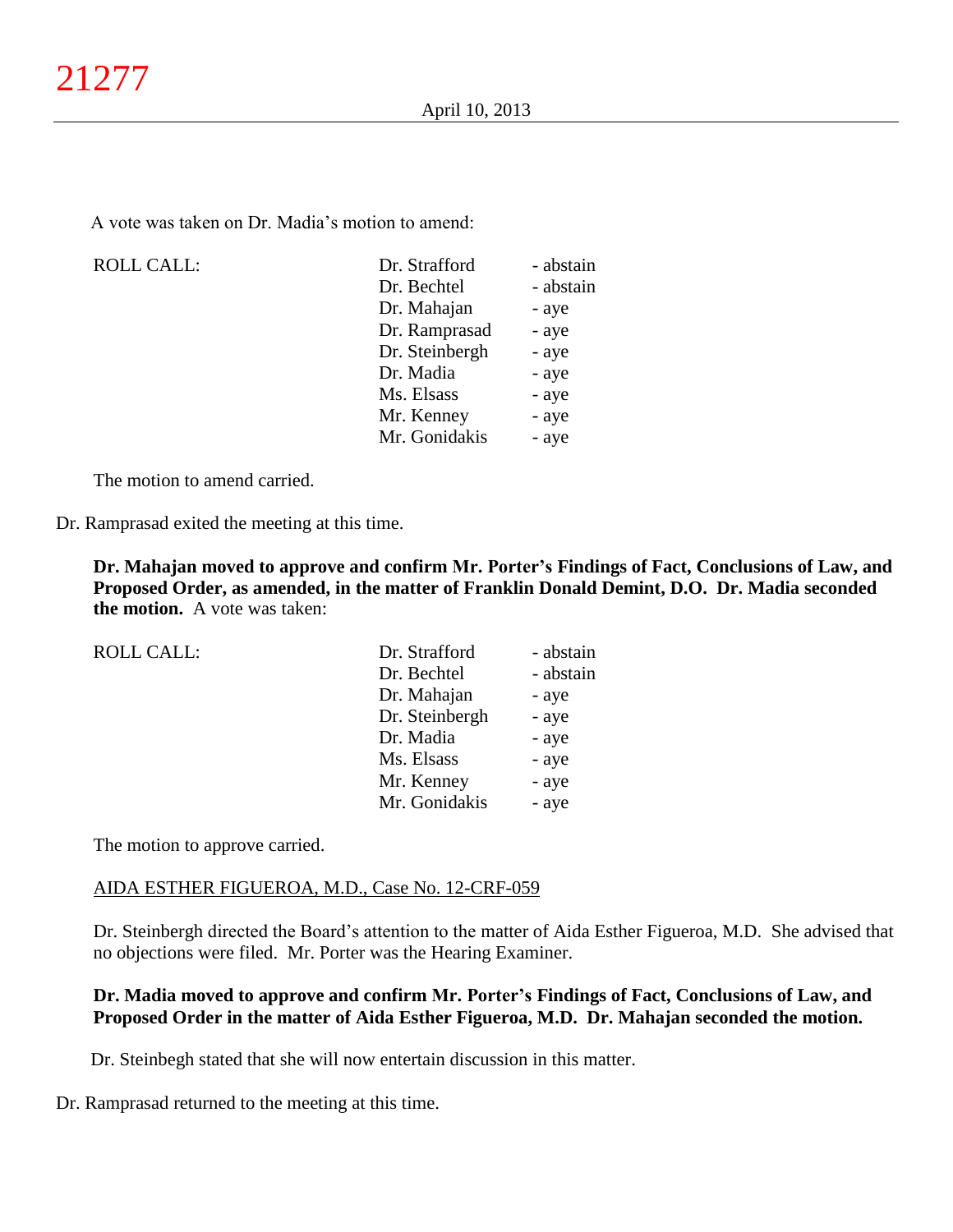A vote was taken on Dr. Madia's motion to amend:

| ROLL CALL: | Dr. Strafford | - abstain |
|---|---|---|
| | Dr. Bechtel | - abstain |
| | Dr. Mahajan | - aye |
| | Dr. Ramprasad | - aye |
| | Dr. Steinbergh | - aye |
| | Dr. Madia | - aye |
| | Ms. Elsass | - aye |
| | Mr. Kenney | - aye |
| | Mr. Gonidakis | - aye |

The motion to amend carried.

Dr. Ramprasad exited the meeting at this time.

**Dr. Mahajan moved to approve and confirm Mr. Porter's Findings of Fact, Conclusions of Law, and Proposed Order, as amended, in the matter of Franklin Donald Demint, D.O. Dr. Madia seconded the motion.** A vote was taken:

| ROLL CALL: | Dr. Strafford | - abstain |
|---|---|---|
| | Dr. Bechtel | - abstain |
| | Dr. Mahajan | - aye |
| | Dr. Steinbergh | - aye |
| | Dr. Madia | - aye |
| | Ms. Elsass | - aye |
| | Mr. Kenney | - aye |
| | Mr. Gonidakis | - aye |

The motion to approve carried.

AIDA ESTHER FIGUEROA, M.D., Case No. 12-CRF-059

Dr. Steinbergh directed the Board's attention to the matter of Aida Esther Figueroa, M.D. She advised that no objections were filed. Mr. Porter was the Hearing Examiner.

**Dr. Madia moved to approve and confirm Mr. Porter's Findings of Fact, Conclusions of Law, and Proposed Order in the matter of Aida Esther Figueroa, M.D. Dr. Mahajan seconded the motion.**

Dr. Steinbegh stated that she will now entertain discussion in this matter.

Dr. Ramprasad returned to the meeting at this time.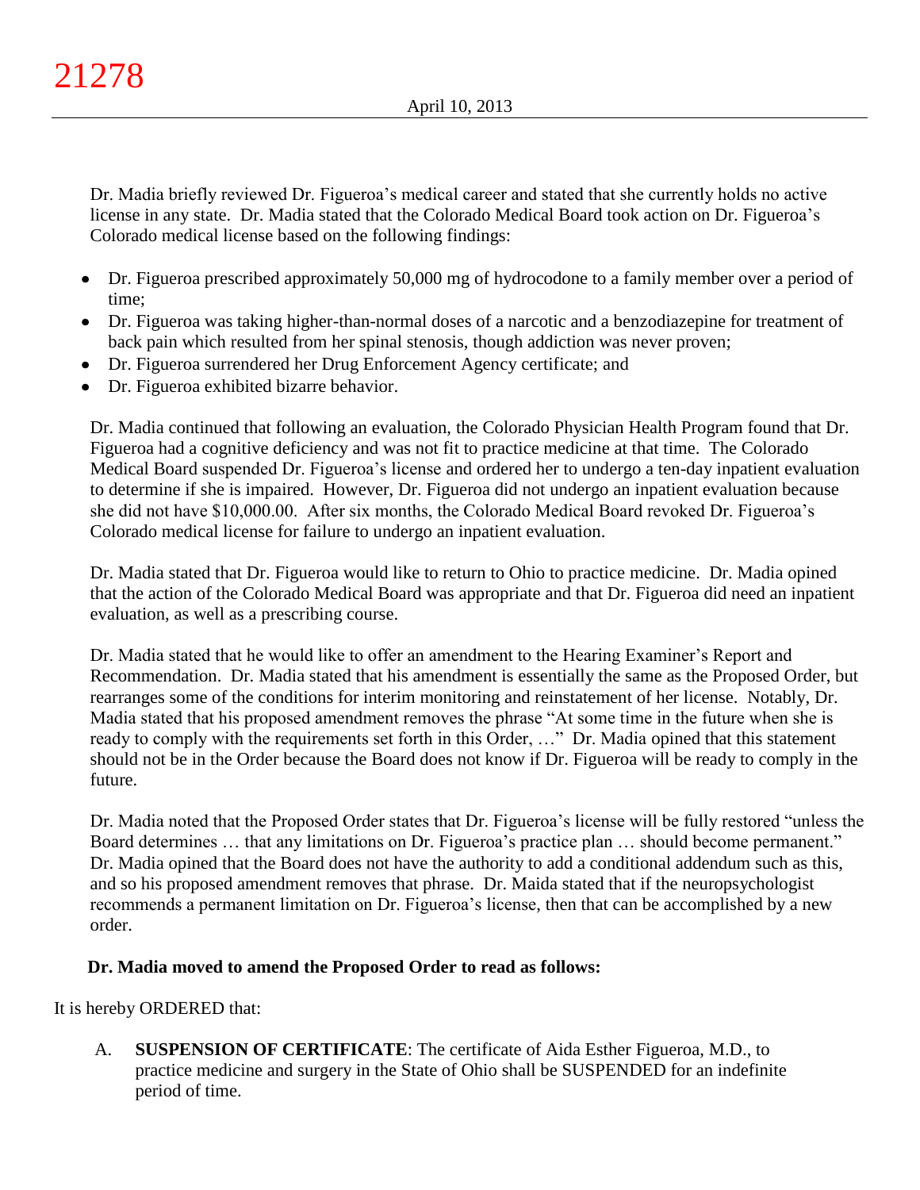Dr. Madia briefly reviewed Dr. Figueroa's medical career and stated that she currently holds no active license in any state. Dr. Madia stated that the Colorado Medical Board took action on Dr. Figueroa's Colorado medical license based on the following findings:

- Dr. Figueroa prescribed approximately 50,000 mg of hydrocodone to a family member over a period of time;
- Dr. Figueroa was taking higher-than-normal doses of a narcotic and a benzodiazepine for treatment of back pain which resulted from her spinal stenosis, though addiction was never proven;
- Dr. Figueroa surrendered her Drug Enforcement Agency certificate; and
- Dr. Figueroa exhibited bizarre behavior.

Dr. Madia continued that following an evaluation, the Colorado Physician Health Program found that Dr. Figueroa had a cognitive deficiency and was not fit to practice medicine at that time. The Colorado Medical Board suspended Dr. Figueroa's license and ordered her to undergo a ten-day inpatient evaluation to determine if she is impaired. However, Dr. Figueroa did not undergo an inpatient evaluation because she did not have $10,000.00. After six months, the Colorado Medical Board revoked Dr. Figueroa's Colorado medical license for failure to undergo an inpatient evaluation.

Dr. Madia stated that Dr. Figueroa would like to return to Ohio to practice medicine. Dr. Madia opined that the action of the Colorado Medical Board was appropriate and that Dr. Figueroa did need an inpatient evaluation, as well as a prescribing course.

Dr. Madia stated that he would like to offer an amendment to the Hearing Examiner's Report and Recommendation. Dr. Madia stated that his amendment is essentially the same as the Proposed Order, but rearranges some of the conditions for interim monitoring and reinstatement of her license. Notably, Dr. Madia stated that his proposed amendment removes the phrase "At some time in the future when she is ready to comply with the requirements set forth in this Order, …" Dr. Madia opined that this statement should not be in the Order because the Board does not know if Dr. Figueroa will be ready to comply in the future.

Dr. Madia noted that the Proposed Order states that Dr. Figueroa's license will be fully restored "unless the Board determines … that any limitations on Dr. Figueroa's practice plan … should become permanent." Dr. Madia opined that the Board does not have the authority to add a conditional addendum such as this, and so his proposed amendment removes that phrase. Dr. Maida stated that if the neuropsychologist recommends a permanent limitation on Dr. Figueroa's license, then that can be accomplished by a new order.

**Dr. Madia moved to amend the Proposed Order to read as follows:**

It is hereby ORDERED that:

A. **SUSPENSION OF CERTIFICATE**: The certificate of Aida Esther Figueroa, M.D., to practice medicine and surgery in the State of Ohio shall be SUSPENDED for an indefinite period of time.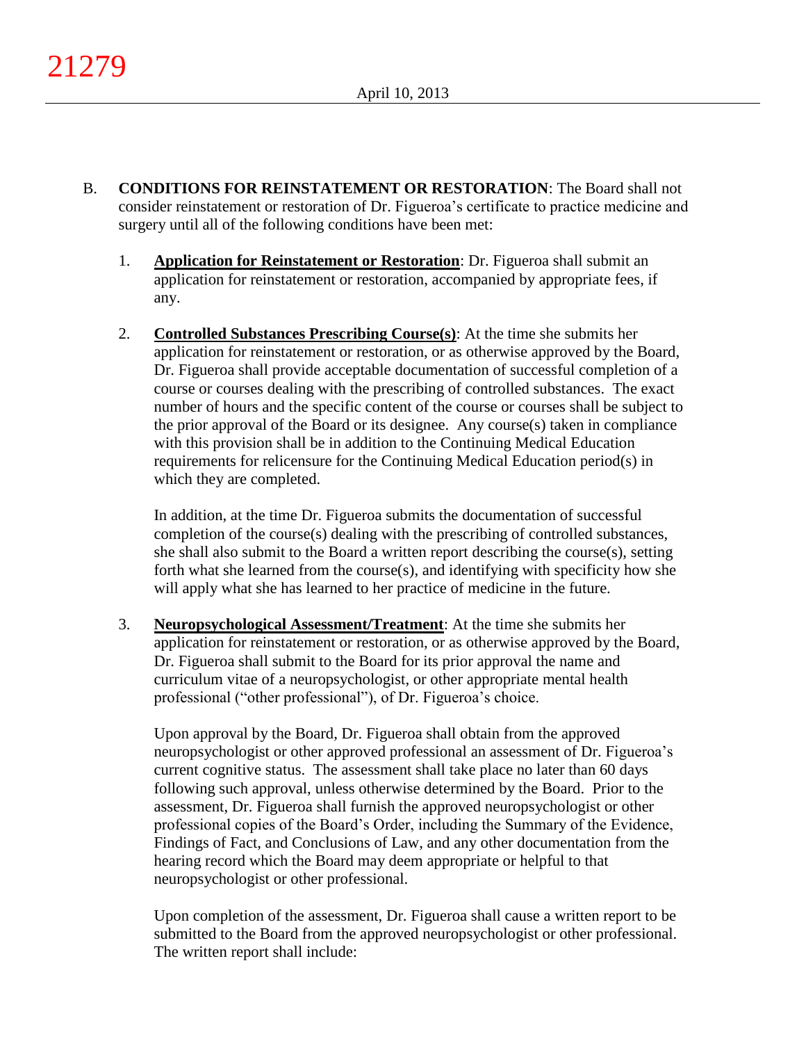B. **CONDITIONS FOR REINSTATEMENT OR RESTORATION**: The Board shall not consider reinstatement or restoration of Dr. Figueroa's certificate to practice medicine and surgery until all of the following conditions have been met:

1. **Application for Reinstatement or Restoration**: Dr. Figueroa shall submit an application for reinstatement or restoration, accompanied by appropriate fees, if any.

2. **Controlled Substances Prescribing Course(s)**: At the time she submits her application for reinstatement or restoration, or as otherwise approved by the Board, Dr. Figueroa shall provide acceptable documentation of successful completion of a course or courses dealing with the prescribing of controlled substances. The exact number of hours and the specific content of the course or courses shall be subject to the prior approval of the Board or its designee. Any course(s) taken in compliance with this provision shall be in addition to the Continuing Medical Education requirements for relicensure for the Continuing Medical Education period(s) in which they are completed.

   In addition, at the time Dr. Figueroa submits the documentation of successful completion of the course(s) dealing with the prescribing of controlled substances, she shall also submit to the Board a written report describing the course(s), setting forth what she learned from the course(s), and identifying with specificity how she will apply what she has learned to her practice of medicine in the future.

3. **Neuropsychological Assessment/Treatment**: At the time she submits her application for reinstatement or restoration, or as otherwise approved by the Board, Dr. Figueroa shall submit to the Board for its prior approval the name and curriculum vitae of a neuropsychologist, or other appropriate mental health professional ("other professional"), of Dr. Figueroa's choice.

   Upon approval by the Board, Dr. Figueroa shall obtain from the approved neuropsychologist or other approved professional an assessment of Dr. Figueroa's current cognitive status. The assessment shall take place no later than 60 days following such approval, unless otherwise determined by the Board. Prior to the assessment, Dr. Figueroa shall furnish the approved neuropsychologist or other professional copies of the Board's Order, including the Summary of the Evidence, Findings of Fact, and Conclusions of Law, and any other documentation from the hearing record which the Board may deem appropriate or helpful to that neuropsychologist or other professional.

   Upon completion of the assessment, Dr. Figueroa shall cause a written report to be submitted to the Board from the approved neuropsychologist or other professional. The written report shall include: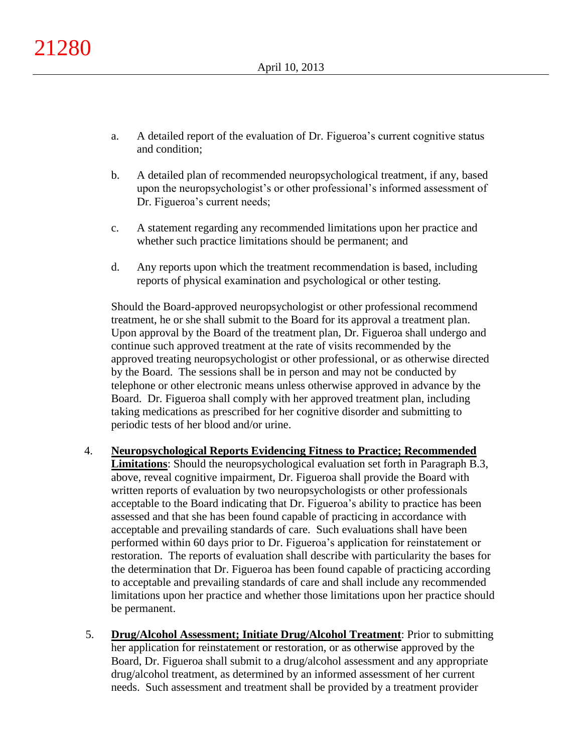a. A detailed report of the evaluation of Dr. Figueroa's current cognitive status and condition;

b. A detailed plan of recommended neuropsychological treatment, if any, based upon the neuropsychologist's or other professional's informed assessment of Dr. Figueroa's current needs;

c. A statement regarding any recommended limitations upon her practice and whether such practice limitations should be permanent; and

d. Any reports upon which the treatment recommendation is based, including reports of physical examination and psychological or other testing.

Should the Board-approved neuropsychologist or other professional recommend treatment, he or she shall submit to the Board for its approval a treatment plan. Upon approval by the Board of the treatment plan, Dr. Figueroa shall undergo and continue such approved treatment at the rate of visits recommended by the approved treating neuropsychologist or other professional, or as otherwise directed by the Board. The sessions shall be in person and may not be conducted by telephone or other electronic means unless otherwise approved in advance by the Board. Dr. Figueroa shall comply with her approved treatment plan, including taking medications as prescribed for her cognitive disorder and submitting to periodic tests of her blood and/or urine.

4. **Neuropsychological Reports Evidencing Fitness to Practice; Recommended Limitations**: Should the neuropsychological evaluation set forth in Paragraph B.3, above, reveal cognitive impairment, Dr. Figueroa shall provide the Board with written reports of evaluation by two neuropsychologists or other professionals acceptable to the Board indicating that Dr. Figueroa's ability to practice has been assessed and that she has been found capable of practicing in accordance with acceptable and prevailing standards of care. Such evaluations shall have been performed within 60 days prior to Dr. Figueroa's application for reinstatement or restoration. The reports of evaluation shall describe with particularity the bases for the determination that Dr. Figueroa has been found capable of practicing according to acceptable and prevailing standards of care and shall include any recommended limitations upon her practice and whether those limitations upon her practice should be permanent.

5. **Drug/Alcohol Assessment; Initiate Drug/Alcohol Treatment**: Prior to submitting her application for reinstatement or restoration, or as otherwise approved by the Board, Dr. Figueroa shall submit to a drug/alcohol assessment and any appropriate drug/alcohol treatment, as determined by an informed assessment of her current needs. Such assessment and treatment shall be provided by a treatment provider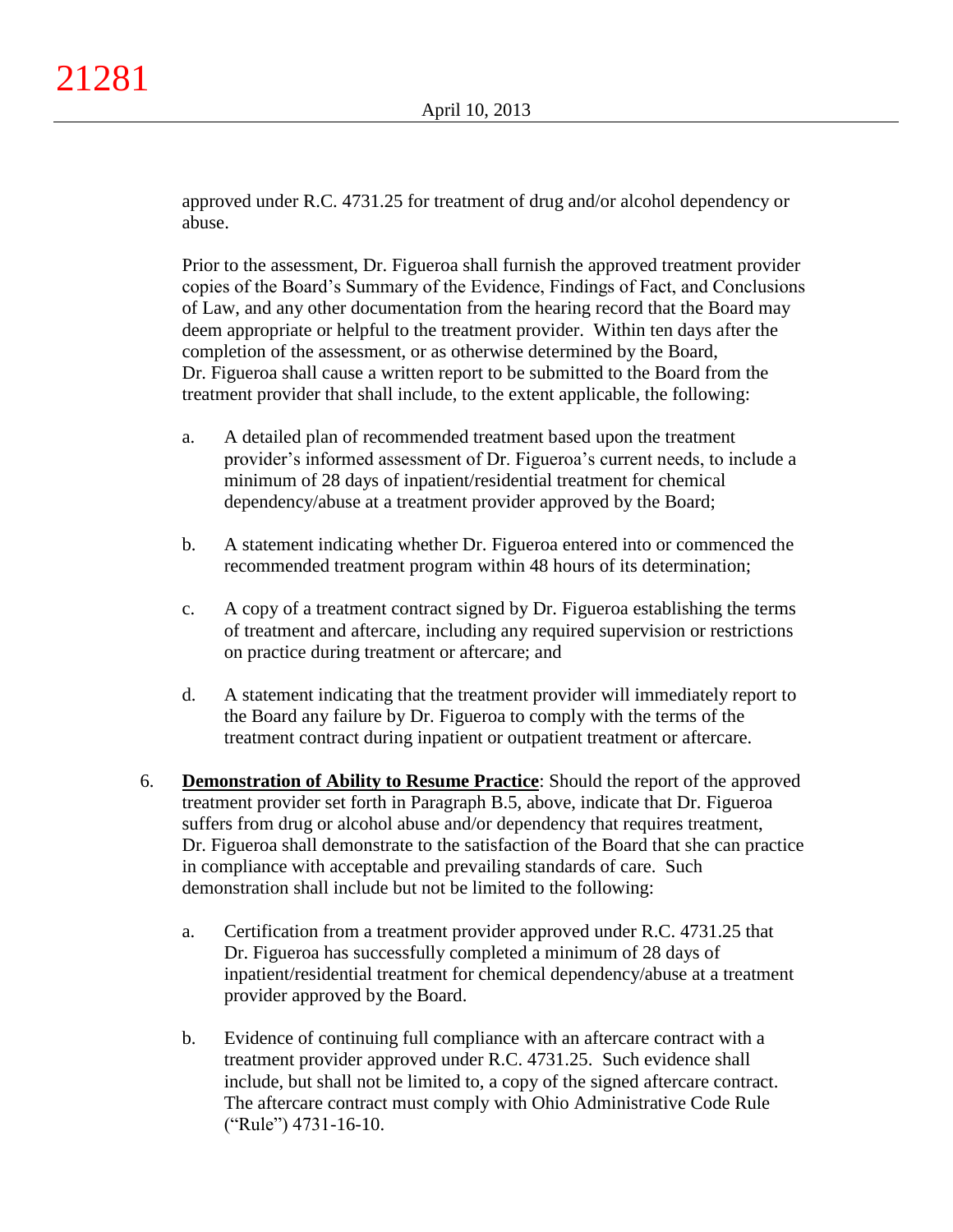approved under R.C. 4731.25 for treatment of drug and/or alcohol dependency or abuse.

Prior to the assessment, Dr. Figueroa shall furnish the approved treatment provider copies of the Board's Summary of the Evidence, Findings of Fact, and Conclusions of Law, and any other documentation from the hearing record that the Board may deem appropriate or helpful to the treatment provider. Within ten days after the completion of the assessment, or as otherwise determined by the Board, Dr. Figueroa shall cause a written report to be submitted to the Board from the treatment provider that shall include, to the extent applicable, the following:

a. A detailed plan of recommended treatment based upon the treatment provider's informed assessment of Dr. Figueroa's current needs, to include a minimum of 28 days of inpatient/residential treatment for chemical dependency/abuse at a treatment provider approved by the Board;

b. A statement indicating whether Dr. Figueroa entered into or commenced the recommended treatment program within 48 hours of its determination;

c. A copy of a treatment contract signed by Dr. Figueroa establishing the terms of treatment and aftercare, including any required supervision or restrictions on practice during treatment or aftercare; and

d. A statement indicating that the treatment provider will immediately report to the Board any failure by Dr. Figueroa to comply with the terms of the treatment contract during inpatient or outpatient treatment or aftercare.

6. **Demonstration of Ability to Resume Practice**: Should the report of the approved treatment provider set forth in Paragraph B.5, above, indicate that Dr. Figueroa suffers from drug or alcohol abuse and/or dependency that requires treatment, Dr. Figueroa shall demonstrate to the satisfaction of the Board that she can practice in compliance with acceptable and prevailing standards of care. Such demonstration shall include but not be limited to the following:

   a. Certification from a treatment provider approved under R.C. 4731.25 that Dr. Figueroa has successfully completed a minimum of 28 days of inpatient/residential treatment for chemical dependency/abuse at a treatment provider approved by the Board.

   b. Evidence of continuing full compliance with an aftercare contract with a treatment provider approved under R.C. 4731.25. Such evidence shall include, but shall not be limited to, a copy of the signed aftercare contract. The aftercare contract must comply with Ohio Administrative Code Rule ("Rule") 4731-16-10.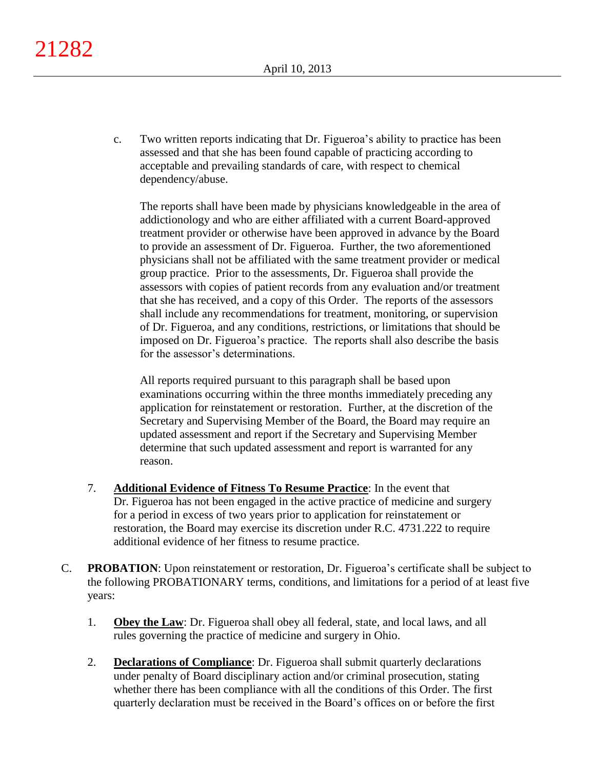c. Two written reports indicating that Dr. Figueroa's ability to practice has been assessed and that she has been found capable of practicing according to acceptable and prevailing standards of care, with respect to chemical dependency/abuse.

   The reports shall have been made by physicians knowledgeable in the area of addictionology and who are either affiliated with a current Board-approved treatment provider or otherwise have been approved in advance by the Board to provide an assessment of Dr. Figueroa. Further, the two aforementioned physicians shall not be affiliated with the same treatment provider or medical group practice. Prior to the assessments, Dr. Figueroa shall provide the assessors with copies of patient records from any evaluation and/or treatment that she has received, and a copy of this Order. The reports of the assessors shall include any recommendations for treatment, monitoring, or supervision of Dr. Figueroa, and any conditions, restrictions, or limitations that should be imposed on Dr. Figueroa's practice. The reports shall also describe the basis for the assessor's determinations.

   All reports required pursuant to this paragraph shall be based upon examinations occurring within the three months immediately preceding any application for reinstatement or restoration. Further, at the discretion of the Secretary and Supervising Member of the Board, the Board may require an updated assessment and report if the Secretary and Supervising Member determine that such updated assessment and report is warranted for any reason.

7. **Additional Evidence of Fitness To Resume Practice**: In the event that Dr. Figueroa has not been engaged in the active practice of medicine and surgery for a period in excess of two years prior to application for reinstatement or restoration, the Board may exercise its discretion under R.C. 4731.222 to require additional evidence of her fitness to resume practice.

C. **PROBATION**: Upon reinstatement or restoration, Dr. Figueroa's certificate shall be subject to the following PROBATIONARY terms, conditions, and limitations for a period of at least five years:

   1. **Obey the Law**: Dr. Figueroa shall obey all federal, state, and local laws, and all rules governing the practice of medicine and surgery in Ohio.

   2. **Declarations of Compliance**: Dr. Figueroa shall submit quarterly declarations under penalty of Board disciplinary action and/or criminal prosecution, stating whether there has been compliance with all the conditions of this Order. The first quarterly declaration must be received in the Board's offices on or before the first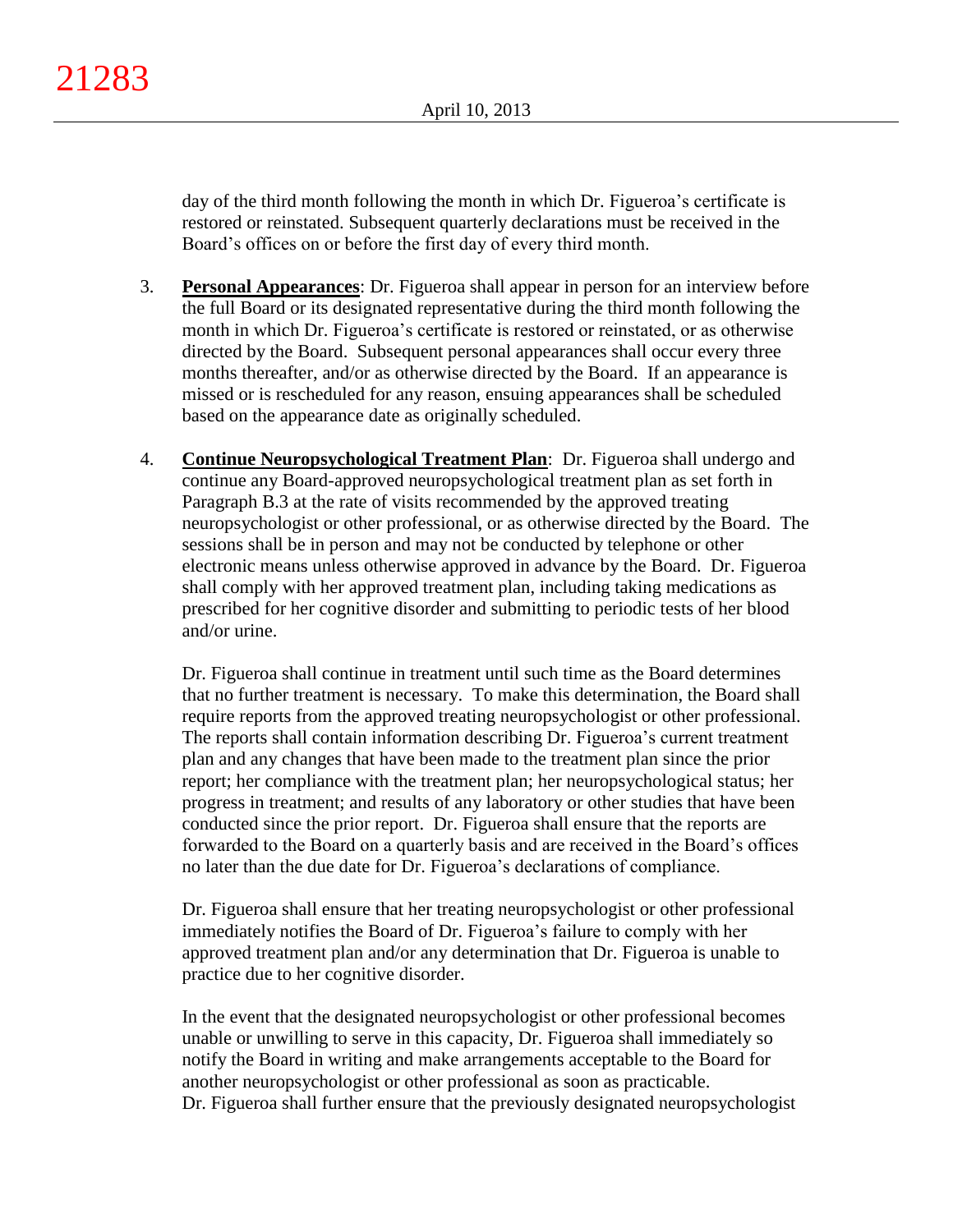day of the third month following the month in which Dr. Figueroa's certificate is restored or reinstated. Subsequent quarterly declarations must be received in the Board's offices on or before the first day of every third month.

3. **Personal Appearances**: Dr. Figueroa shall appear in person for an interview before the full Board or its designated representative during the third month following the month in which Dr. Figueroa's certificate is restored or reinstated, or as otherwise directed by the Board. Subsequent personal appearances shall occur every three months thereafter, and/or as otherwise directed by the Board. If an appearance is missed or is rescheduled for any reason, ensuing appearances shall be scheduled based on the appearance date as originally scheduled.

4. **Continue Neuropsychological Treatment Plan**: Dr. Figueroa shall undergo and continue any Board-approved neuropsychological treatment plan as set forth in Paragraph B.3 at the rate of visits recommended by the approved treating neuropsychologist or other professional, or as otherwise directed by the Board. The sessions shall be in person and may not be conducted by telephone or other electronic means unless otherwise approved in advance by the Board. Dr. Figueroa shall comply with her approved treatment plan, including taking medications as prescribed for her cognitive disorder and submitting to periodic tests of her blood and/or urine.

   Dr. Figueroa shall continue in treatment until such time as the Board determines that no further treatment is necessary. To make this determination, the Board shall require reports from the approved treating neuropsychologist or other professional. The reports shall contain information describing Dr. Figueroa's current treatment plan and any changes that have been made to the treatment plan since the prior report; her compliance with the treatment plan; her neuropsychological status; her progress in treatment; and results of any laboratory or other studies that have been conducted since the prior report. Dr. Figueroa shall ensure that the reports are forwarded to the Board on a quarterly basis and are received in the Board's offices no later than the due date for Dr. Figueroa's declarations of compliance.

   Dr. Figueroa shall ensure that her treating neuropsychologist or other professional immediately notifies the Board of Dr. Figueroa's failure to comply with her approved treatment plan and/or any determination that Dr. Figueroa is unable to practice due to her cognitive disorder.

   In the event that the designated neuropsychologist or other professional becomes unable or unwilling to serve in this capacity, Dr. Figueroa shall immediately so notify the Board in writing and make arrangements acceptable to the Board for another neuropsychologist or other professional as soon as practicable. Dr. Figueroa shall further ensure that the previously designated neuropsychologist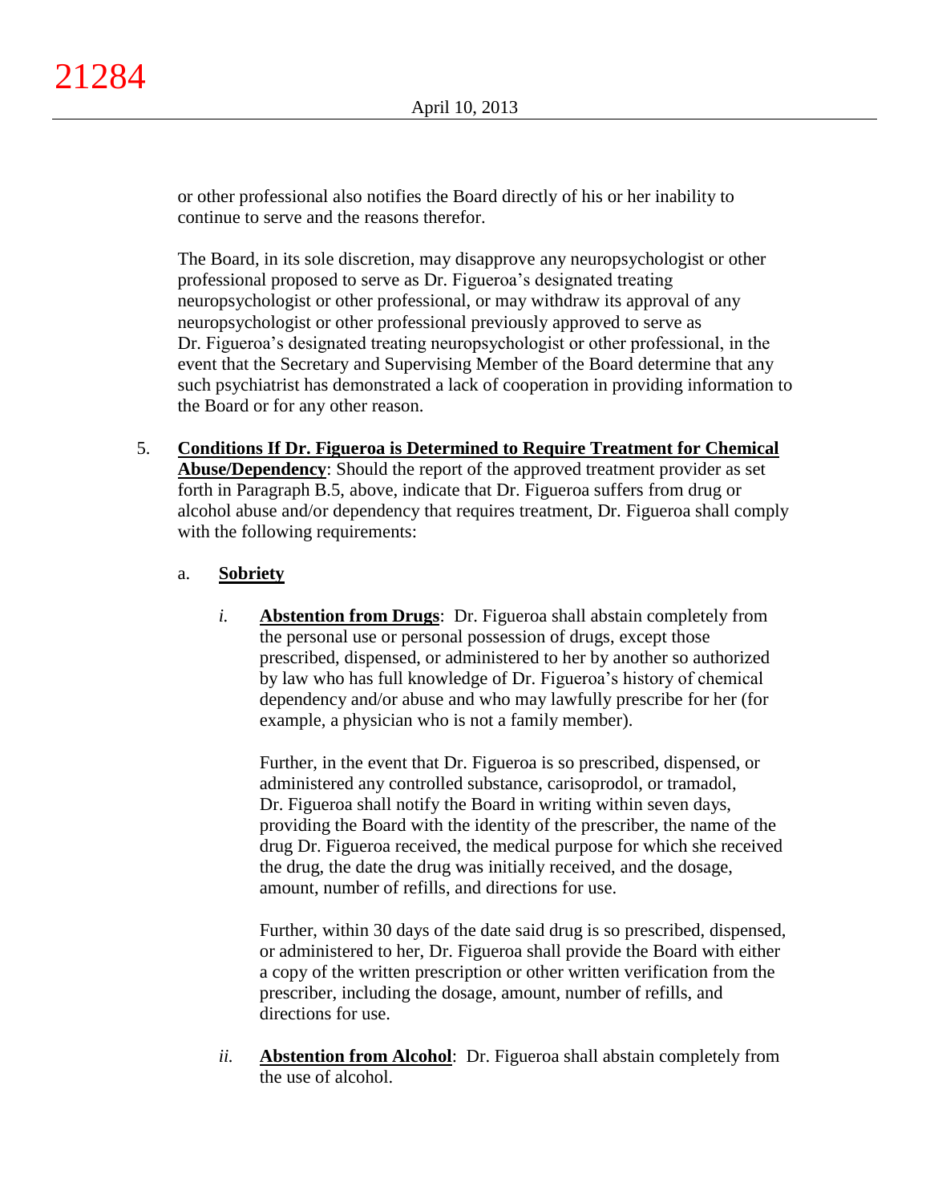or other professional also notifies the Board directly of his or her inability to continue to serve and the reasons therefor.

The Board, in its sole discretion, may disapprove any neuropsychologist or other professional proposed to serve as Dr. Figueroa's designated treating neuropsychologist or other professional, or may withdraw its approval of any neuropsychologist or other professional previously approved to serve as Dr. Figueroa's designated treating neuropsychologist or other professional, in the event that the Secretary and Supervising Member of the Board determine that any such psychiatrist has demonstrated a lack of cooperation in providing information to the Board or for any other reason.

5. **Conditions If Dr. Figueroa is Determined to Require Treatment for Chemical Abuse/Dependency**: Should the report of the approved treatment provider as set forth in Paragraph B.5, above, indicate that Dr. Figueroa suffers from drug or alcohol abuse and/or dependency that requires treatment, Dr. Figueroa shall comply with the following requirements:

   a. **Sobriety**

      *i.* **Abstention from Drugs**: Dr. Figueroa shall abstain completely from the personal use or personal possession of drugs, except those prescribed, dispensed, or administered to her by another so authorized by law who has full knowledge of Dr. Figueroa's history of chemical dependency and/or abuse and who may lawfully prescribe for her (for example, a physician who is not a family member).

      Further, in the event that Dr. Figueroa is so prescribed, dispensed, or administered any controlled substance, carisoprodol, or tramadol, Dr. Figueroa shall notify the Board in writing within seven days, providing the Board with the identity of the prescriber, the name of the drug Dr. Figueroa received, the medical purpose for which she received the drug, the date the drug was initially received, and the dosage, amount, number of refills, and directions for use.

      Further, within 30 days of the date said drug is so prescribed, dispensed, or administered to her, Dr. Figueroa shall provide the Board with either a copy of the written prescription or other written verification from the prescriber, including the dosage, amount, number of refills, and directions for use.

      *ii.* **Abstention from Alcohol**: Dr. Figueroa shall abstain completely from the use of alcohol.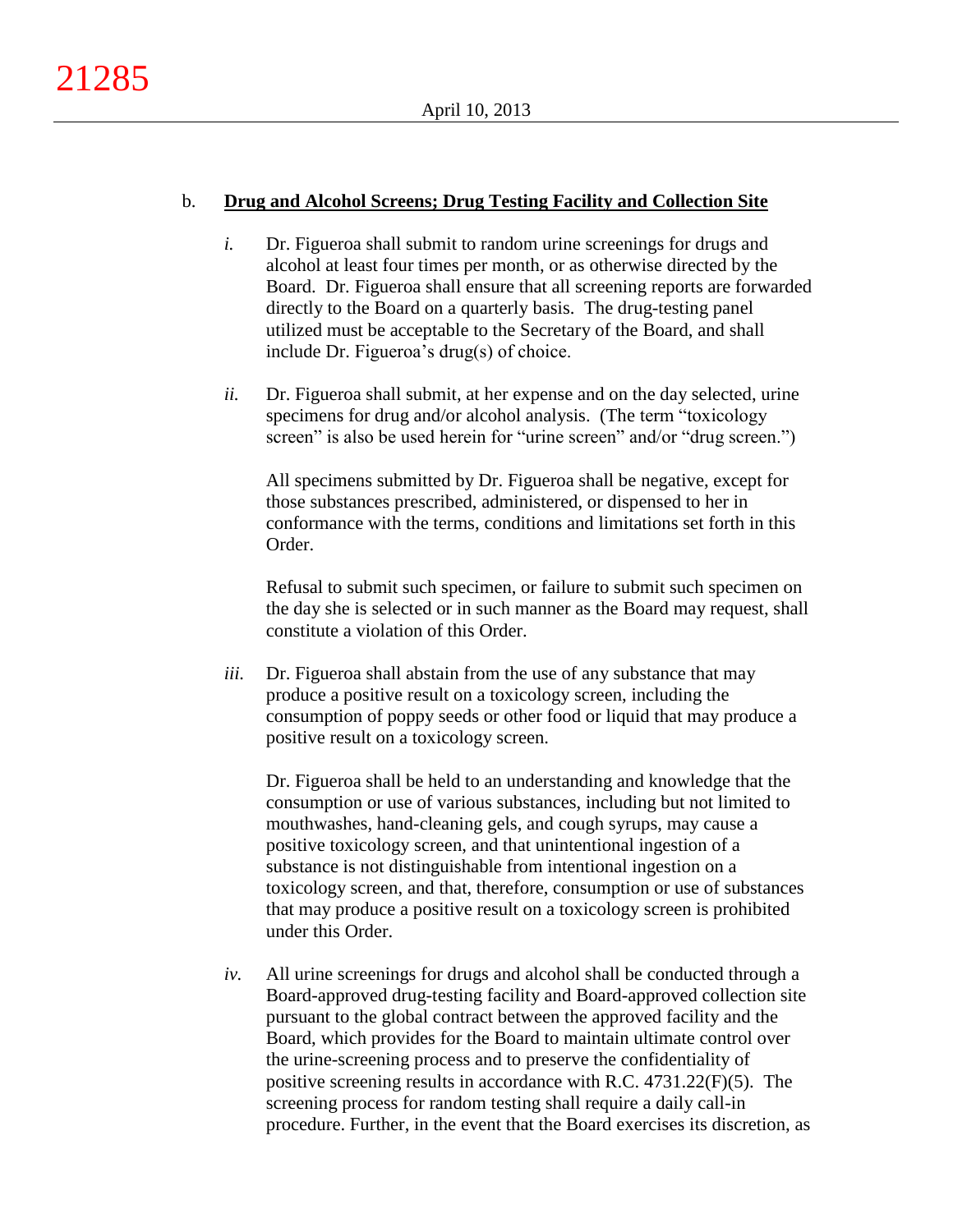b. **Drug and Alcohol Screens; Drug Testing Facility and Collection Site**

*i.* Dr. Figueroa shall submit to random urine screenings for drugs and alcohol at least four times per month, or as otherwise directed by the Board. Dr. Figueroa shall ensure that all screening reports are forwarded directly to the Board on a quarterly basis. The drug-testing panel utilized must be acceptable to the Secretary of the Board, and shall include Dr. Figueroa's drug(s) of choice.

*ii.* Dr. Figueroa shall submit, at her expense and on the day selected, urine specimens for drug and/or alcohol analysis. (The term "toxicology screen" is also be used herein for "urine screen" and/or "drug screen.")

All specimens submitted by Dr. Figueroa shall be negative, except for those substances prescribed, administered, or dispensed to her in conformance with the terms, conditions and limitations set forth in this Order.

Refusal to submit such specimen, or failure to submit such specimen on the day she is selected or in such manner as the Board may request, shall constitute a violation of this Order.

*iii.* Dr. Figueroa shall abstain from the use of any substance that may produce a positive result on a toxicology screen, including the consumption of poppy seeds or other food or liquid that may produce a positive result on a toxicology screen.

Dr. Figueroa shall be held to an understanding and knowledge that the consumption or use of various substances, including but not limited to mouthwashes, hand-cleaning gels, and cough syrups, may cause a positive toxicology screen, and that unintentional ingestion of a substance is not distinguishable from intentional ingestion on a toxicology screen, and that, therefore, consumption or use of substances that may produce a positive result on a toxicology screen is prohibited under this Order.

*iv.* All urine screenings for drugs and alcohol shall be conducted through a Board-approved drug-testing facility and Board-approved collection site pursuant to the global contract between the approved facility and the Board, which provides for the Board to maintain ultimate control over the urine-screening process and to preserve the confidentiality of positive screening results in accordance with R.C. 4731.22(F)(5). The screening process for random testing shall require a daily call-in procedure. Further, in the event that the Board exercises its discretion, as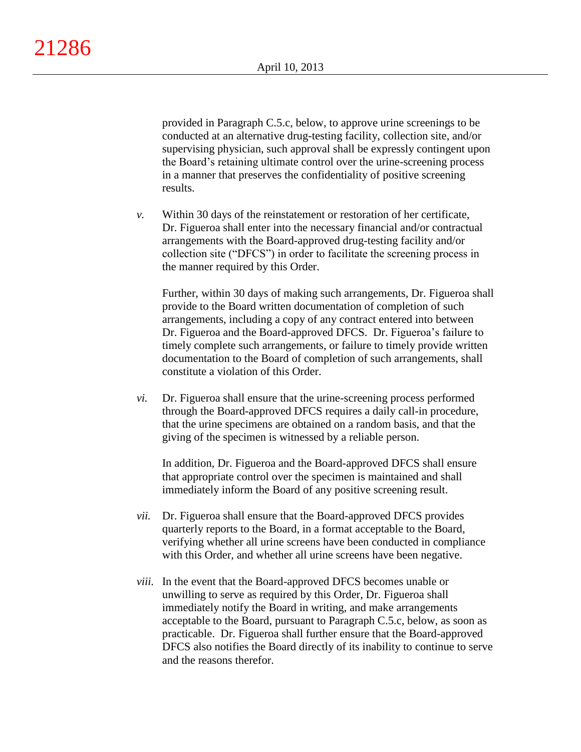provided in Paragraph C.5.c, below, to approve urine screenings to be conducted at an alternative drug-testing facility, collection site, and/or supervising physician, such approval shall be expressly contingent upon the Board's retaining ultimate control over the urine-screening process in a manner that preserves the confidentiality of positive screening results.

*v.* Within 30 days of the reinstatement or restoration of her certificate, Dr. Figueroa shall enter into the necessary financial and/or contractual arrangements with the Board-approved drug-testing facility and/or collection site ("DFCS") in order to facilitate the screening process in the manner required by this Order.

Further, within 30 days of making such arrangements, Dr. Figueroa shall provide to the Board written documentation of completion of such arrangements, including a copy of any contract entered into between Dr. Figueroa and the Board-approved DFCS. Dr. Figueroa's failure to timely complete such arrangements, or failure to timely provide written documentation to the Board of completion of such arrangements, shall constitute a violation of this Order.

*vi.* Dr. Figueroa shall ensure that the urine-screening process performed through the Board-approved DFCS requires a daily call-in procedure, that the urine specimens are obtained on a random basis, and that the giving of the specimen is witnessed by a reliable person.

In addition, Dr. Figueroa and the Board-approved DFCS shall ensure that appropriate control over the specimen is maintained and shall immediately inform the Board of any positive screening result.

*vii.* Dr. Figueroa shall ensure that the Board-approved DFCS provides quarterly reports to the Board, in a format acceptable to the Board, verifying whether all urine screens have been conducted in compliance with this Order, and whether all urine screens have been negative.

*viii.* In the event that the Board-approved DFCS becomes unable or unwilling to serve as required by this Order, Dr. Figueroa shall immediately notify the Board in writing, and make arrangements acceptable to the Board, pursuant to Paragraph C.5.c, below, as soon as practicable. Dr. Figueroa shall further ensure that the Board-approved DFCS also notifies the Board directly of its inability to continue to serve and the reasons therefor.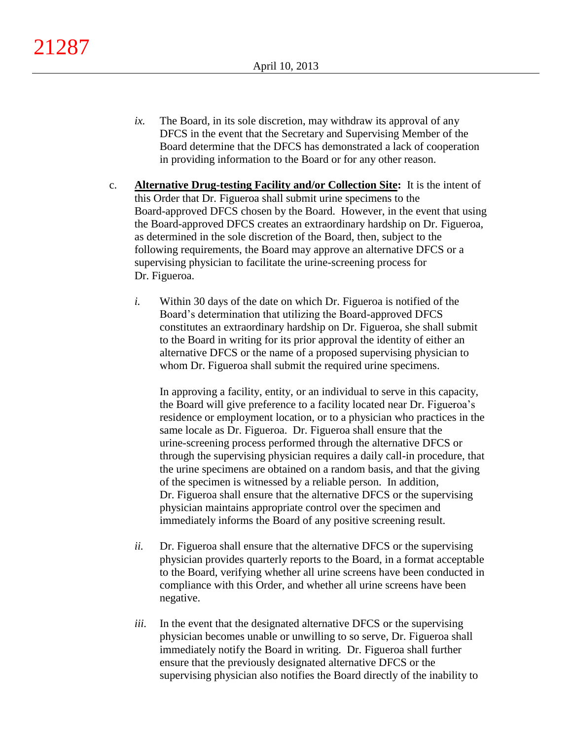*ix.* The Board, in its sole discretion, may withdraw its approval of any DFCS in the event that the Secretary and Supervising Member of the Board determine that the DFCS has demonstrated a lack of cooperation in providing information to the Board or for any other reason.

c. **<u>Alternative Drug-testing Facility and/or Collection Site</u>:** It is the intent of this Order that Dr. Figueroa shall submit urine specimens to the Board-approved DFCS chosen by the Board. However, in the event that using the Board-approved DFCS creates an extraordinary hardship on Dr. Figueroa, as determined in the sole discretion of the Board, then, subject to the following requirements, the Board may approve an alternative DFCS or a supervising physician to facilitate the urine-screening process for Dr. Figueroa.

*i.* Within 30 days of the date on which Dr. Figueroa is notified of the Board's determination that utilizing the Board-approved DFCS constitutes an extraordinary hardship on Dr. Figueroa, she shall submit to the Board in writing for its prior approval the identity of either an alternative DFCS or the name of a proposed supervising physician to whom Dr. Figueroa shall submit the required urine specimens.

In approving a facility, entity, or an individual to serve in this capacity, the Board will give preference to a facility located near Dr. Figueroa's residence or employment location, or to a physician who practices in the same locale as Dr. Figueroa. Dr. Figueroa shall ensure that the urine-screening process performed through the alternative DFCS or through the supervising physician requires a daily call-in procedure, that the urine specimens are obtained on a random basis, and that the giving of the specimen is witnessed by a reliable person. In addition, Dr. Figueroa shall ensure that the alternative DFCS or the supervising physician maintains appropriate control over the specimen and immediately informs the Board of any positive screening result.

*ii.* Dr. Figueroa shall ensure that the alternative DFCS or the supervising physician provides quarterly reports to the Board, in a format acceptable to the Board, verifying whether all urine screens have been conducted in compliance with this Order, and whether all urine screens have been negative.

*iii.* In the event that the designated alternative DFCS or the supervising physician becomes unable or unwilling to so serve, Dr. Figueroa shall immediately notify the Board in writing. Dr. Figueroa shall further ensure that the previously designated alternative DFCS or the supervising physician also notifies the Board directly of the inability to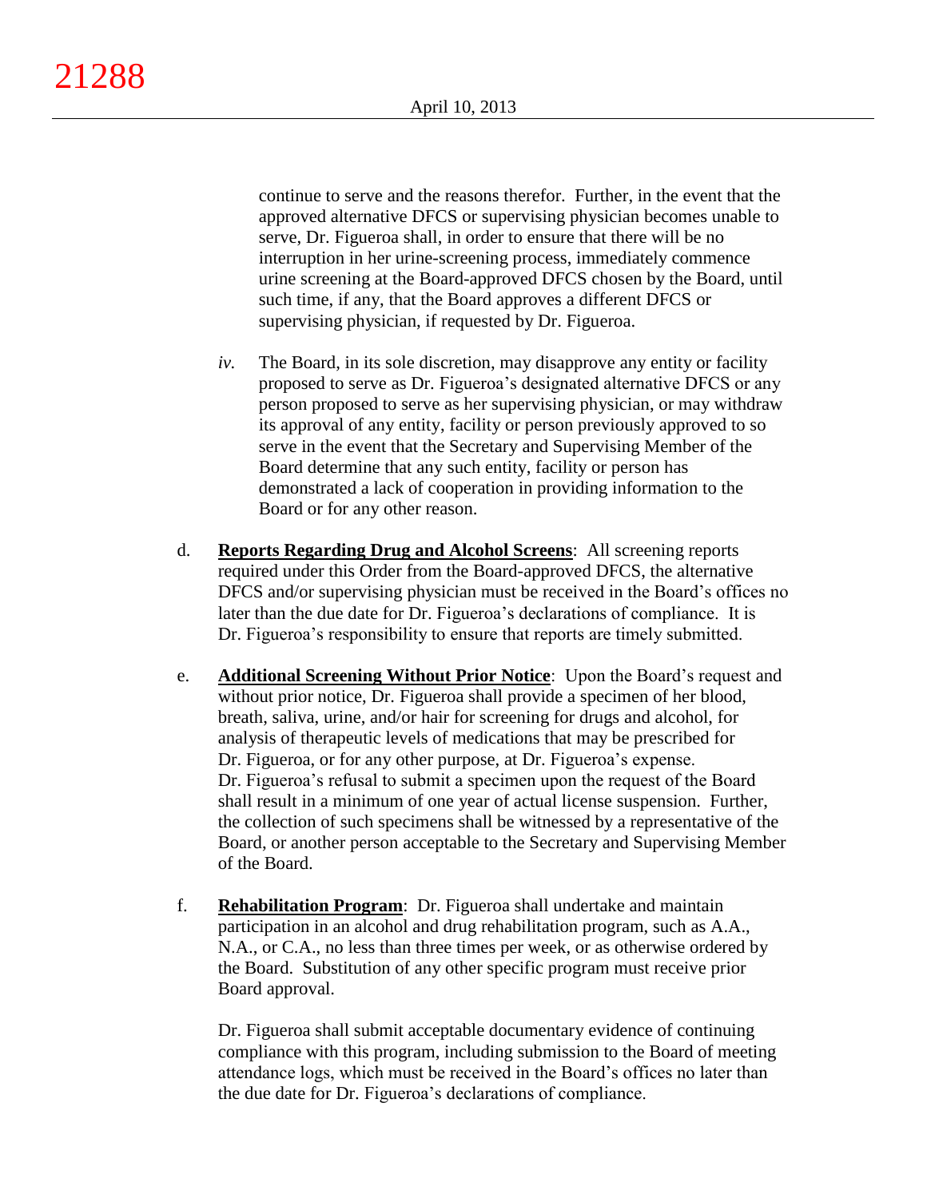continue to serve and the reasons therefor. Further, in the event that the approved alternative DFCS or supervising physician becomes unable to serve, Dr. Figueroa shall, in order to ensure that there will be no interruption in her urine-screening process, immediately commence urine screening at the Board-approved DFCS chosen by the Board, until such time, if any, that the Board approves a different DFCS or supervising physician, if requested by Dr. Figueroa.

*iv.* The Board, in its sole discretion, may disapprove any entity or facility proposed to serve as Dr. Figueroa's designated alternative DFCS or any person proposed to serve as her supervising physician, or may withdraw its approval of any entity, facility or person previously approved to so serve in the event that the Secretary and Supervising Member of the Board determine that any such entity, facility or person has demonstrated a lack of cooperation in providing information to the Board or for any other reason.

d. **Reports Regarding Drug and Alcohol Screens**: All screening reports required under this Order from the Board-approved DFCS, the alternative DFCS and/or supervising physician must be received in the Board's offices no later than the due date for Dr. Figueroa's declarations of compliance. It is Dr. Figueroa's responsibility to ensure that reports are timely submitted.

e. **Additional Screening Without Prior Notice**: Upon the Board's request and without prior notice, Dr. Figueroa shall provide a specimen of her blood, breath, saliva, urine, and/or hair for screening for drugs and alcohol, for analysis of therapeutic levels of medications that may be prescribed for Dr. Figueroa, or for any other purpose, at Dr. Figueroa's expense. Dr. Figueroa's refusal to submit a specimen upon the request of the Board shall result in a minimum of one year of actual license suspension. Further, the collection of such specimens shall be witnessed by a representative of the Board, or another person acceptable to the Secretary and Supervising Member of the Board.

f. **Rehabilitation Program**: Dr. Figueroa shall undertake and maintain participation in an alcohol and drug rehabilitation program, such as A.A., N.A., or C.A., no less than three times per week, or as otherwise ordered by the Board. Substitution of any other specific program must receive prior Board approval.

Dr. Figueroa shall submit acceptable documentary evidence of continuing compliance with this program, including submission to the Board of meeting attendance logs, which must be received in the Board's offices no later than the due date for Dr. Figueroa's declarations of compliance.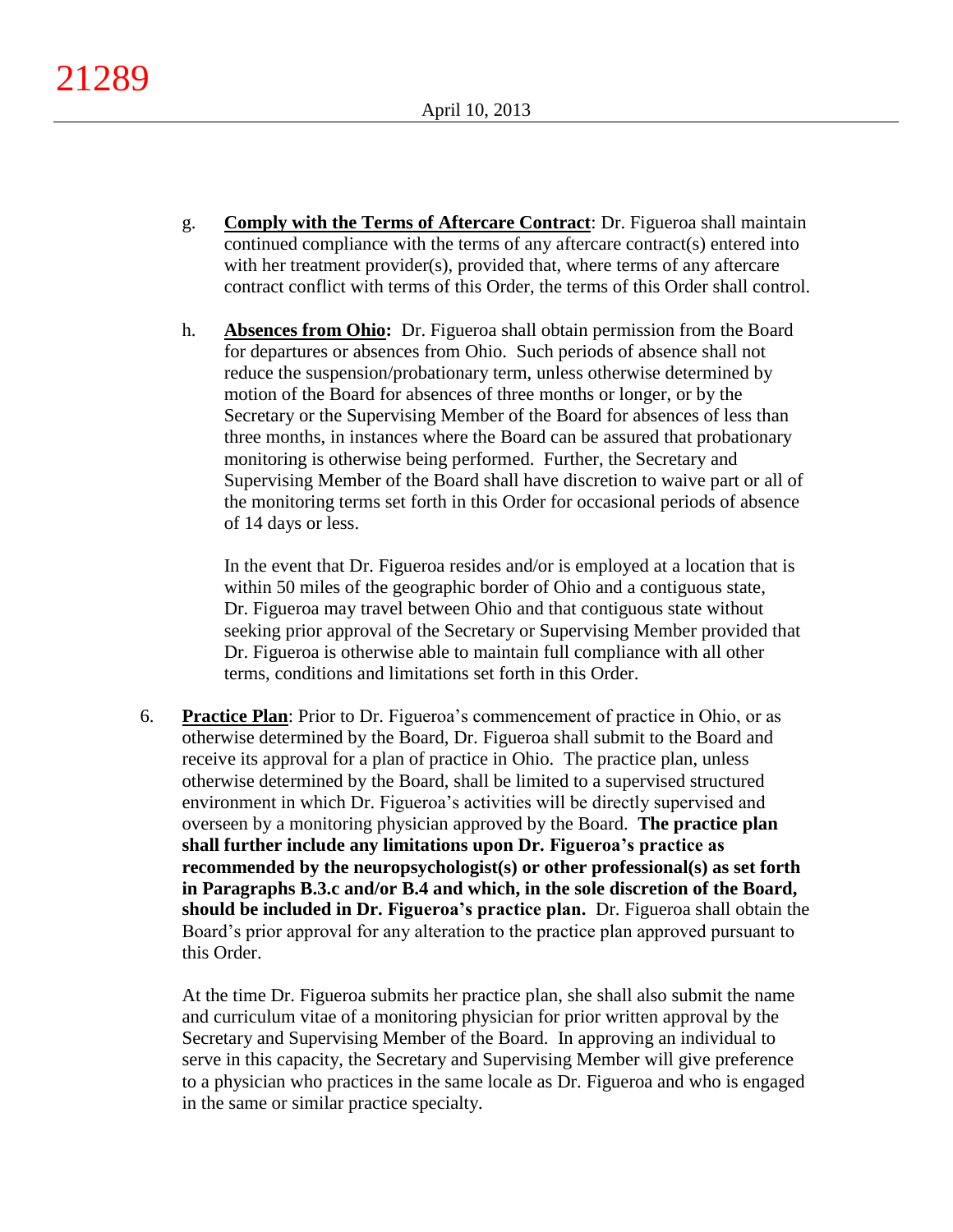g. **Comply with the Terms of Aftercare Contract**: Dr. Figueroa shall maintain continued compliance with the terms of any aftercare contract(s) entered into with her treatment provider(s), provided that, where terms of any aftercare contract conflict with terms of this Order, the terms of this Order shall control.

h. **Absences from Ohio:** Dr. Figueroa shall obtain permission from the Board for departures or absences from Ohio. Such periods of absence shall not reduce the suspension/probationary term, unless otherwise determined by motion of the Board for absences of three months or longer, or by the Secretary or the Supervising Member of the Board for absences of less than three months, in instances where the Board can be assured that probationary monitoring is otherwise being performed. Further, the Secretary and Supervising Member of the Board shall have discretion to waive part or all of the monitoring terms set forth in this Order for occasional periods of absence of 14 days or less.

   In the event that Dr. Figueroa resides and/or is employed at a location that is within 50 miles of the geographic border of Ohio and a contiguous state, Dr. Figueroa may travel between Ohio and that contiguous state without seeking prior approval of the Secretary or Supervising Member provided that Dr. Figueroa is otherwise able to maintain full compliance with all other terms, conditions and limitations set forth in this Order.

6. **Practice Plan**: Prior to Dr. Figueroa's commencement of practice in Ohio, or as otherwise determined by the Board, Dr. Figueroa shall submit to the Board and receive its approval for a plan of practice in Ohio. The practice plan, unless otherwise determined by the Board, shall be limited to a supervised structured environment in which Dr. Figueroa's activities will be directly supervised and overseen by a monitoring physician approved by the Board. **The practice plan shall further include any limitations upon Dr. Figueroa's practice as recommended by the neuropsychologist(s) or other professional(s) as set forth in Paragraphs B.3.c and/or B.4 and which, in the sole discretion of the Board, should be included in Dr. Figueroa's practice plan.** Dr. Figueroa shall obtain the Board's prior approval for any alteration to the practice plan approved pursuant to this Order.

   At the time Dr. Figueroa submits her practice plan, she shall also submit the name and curriculum vitae of a monitoring physician for prior written approval by the Secretary and Supervising Member of the Board. In approving an individual to serve in this capacity, the Secretary and Supervising Member will give preference to a physician who practices in the same locale as Dr. Figueroa and who is engaged in the same or similar practice specialty.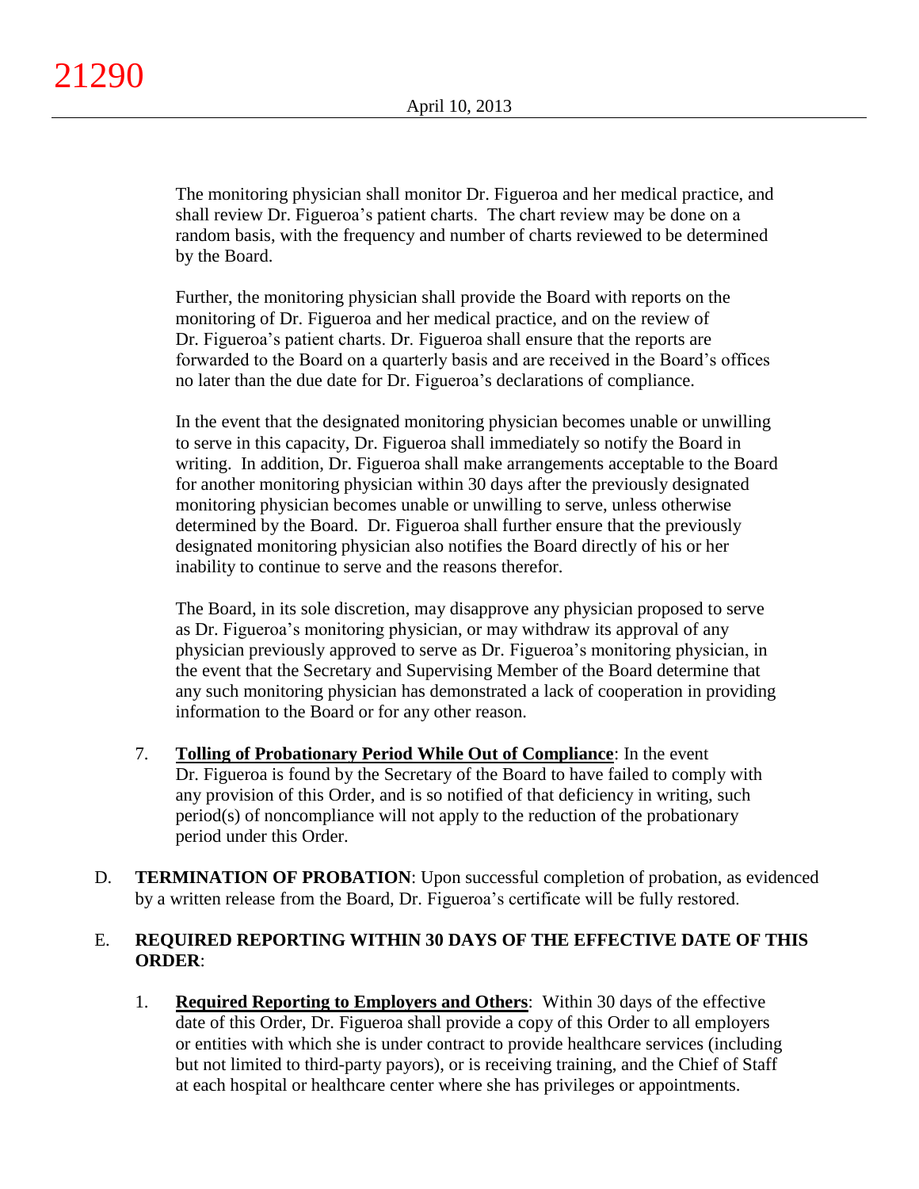The monitoring physician shall monitor Dr. Figueroa and her medical practice, and shall review Dr. Figueroa's patient charts. The chart review may be done on a random basis, with the frequency and number of charts reviewed to be determined by the Board.

Further, the monitoring physician shall provide the Board with reports on the monitoring of Dr. Figueroa and her medical practice, and on the review of Dr. Figueroa's patient charts. Dr. Figueroa shall ensure that the reports are forwarded to the Board on a quarterly basis and are received in the Board's offices no later than the due date for Dr. Figueroa's declarations of compliance.

In the event that the designated monitoring physician becomes unable or unwilling to serve in this capacity, Dr. Figueroa shall immediately so notify the Board in writing. In addition, Dr. Figueroa shall make arrangements acceptable to the Board for another monitoring physician within 30 days after the previously designated monitoring physician becomes unable or unwilling to serve, unless otherwise determined by the Board. Dr. Figueroa shall further ensure that the previously designated monitoring physician also notifies the Board directly of his or her inability to continue to serve and the reasons therefor.

The Board, in its sole discretion, may disapprove any physician proposed to serve as Dr. Figueroa's monitoring physician, or may withdraw its approval of any physician previously approved to serve as Dr. Figueroa's monitoring physician, in the event that the Secretary and Supervising Member of the Board determine that any such monitoring physician has demonstrated a lack of cooperation in providing information to the Board or for any other reason.

7. **Tolling of Probationary Period While Out of Compliance**: In the event Dr. Figueroa is found by the Secretary of the Board to have failed to comply with any provision of this Order, and is so notified of that deficiency in writing, such period(s) of noncompliance will not apply to the reduction of the probationary period under this Order.

D. **TERMINATION OF PROBATION**: Upon successful completion of probation, as evidenced by a written release from the Board, Dr. Figueroa's certificate will be fully restored.

E. **REQUIRED REPORTING WITHIN 30 DAYS OF THE EFFECTIVE DATE OF THIS ORDER**:

1. **Required Reporting to Employers and Others**: Within 30 days of the effective date of this Order, Dr. Figueroa shall provide a copy of this Order to all employers or entities with which she is under contract to provide healthcare services (including but not limited to third-party payors), or is receiving training, and the Chief of Staff at each hospital or healthcare center where she has privileges or appointments.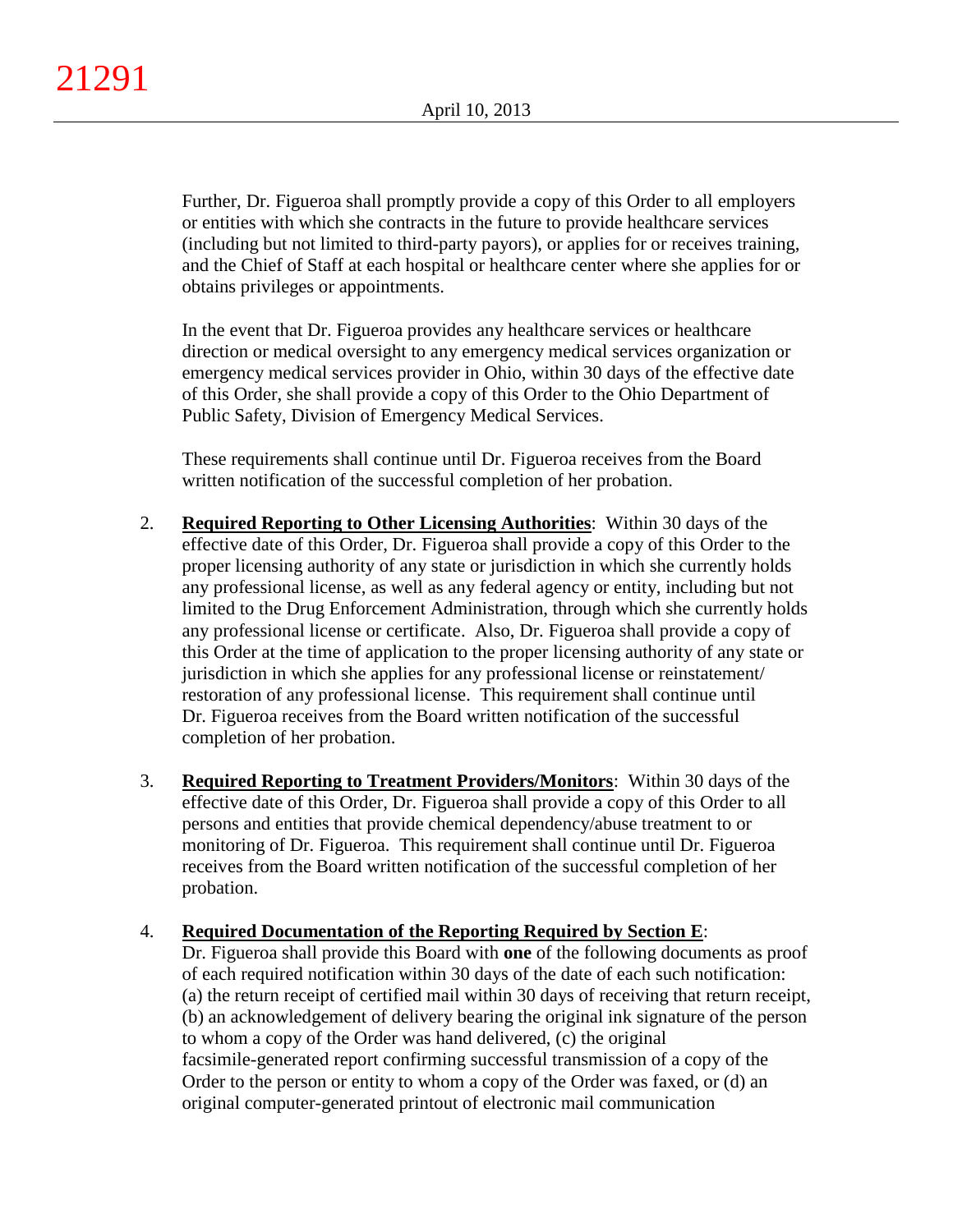Further, Dr. Figueroa shall promptly provide a copy of this Order to all employers or entities with which she contracts in the future to provide healthcare services (including but not limited to third-party payors), or applies for or receives training, and the Chief of Staff at each hospital or healthcare center where she applies for or obtains privileges or appointments.

In the event that Dr. Figueroa provides any healthcare services or healthcare direction or medical oversight to any emergency medical services organization or emergency medical services provider in Ohio, within 30 days of the effective date of this Order, she shall provide a copy of this Order to the Ohio Department of Public Safety, Division of Emergency Medical Services.

These requirements shall continue until Dr. Figueroa receives from the Board written notification of the successful completion of her probation.

2. **Required Reporting to Other Licensing Authorities**: Within 30 days of the effective date of this Order, Dr. Figueroa shall provide a copy of this Order to the proper licensing authority of any state or jurisdiction in which she currently holds any professional license, as well as any federal agency or entity, including but not limited to the Drug Enforcement Administration, through which she currently holds any professional license or certificate. Also, Dr. Figueroa shall provide a copy of this Order at the time of application to the proper licensing authority of any state or jurisdiction in which she applies for any professional license or reinstatement/restoration of any professional license. This requirement shall continue until Dr. Figueroa receives from the Board written notification of the successful completion of her probation.

3. **Required Reporting to Treatment Providers/Monitors**: Within 30 days of the effective date of this Order, Dr. Figueroa shall provide a copy of this Order to all persons and entities that provide chemical dependency/abuse treatment to or monitoring of Dr. Figueroa. This requirement shall continue until Dr. Figueroa receives from the Board written notification of the successful completion of her probation.

4. **Required Documentation of the Reporting Required by Section E**: Dr. Figueroa shall provide this Board with **one** of the following documents as proof of each required notification within 30 days of the date of each such notification: (a) the return receipt of certified mail within 30 days of receiving that return receipt, (b) an acknowledgement of delivery bearing the original ink signature of the person to whom a copy of the Order was hand delivered, (c) the original facsimile-generated report confirming successful transmission of a copy of the Order to the person or entity to whom a copy of the Order was faxed, or (d) an original computer-generated printout of electronic mail communication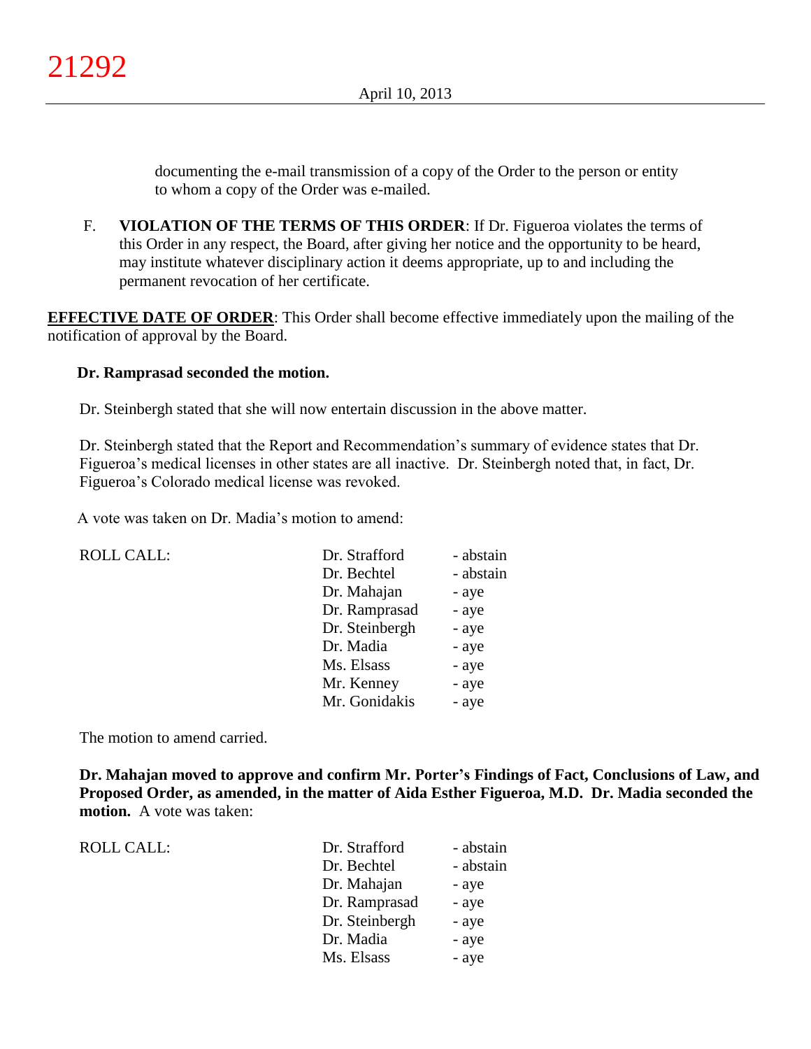documenting the e-mail transmission of a copy of the Order to the person or entity to whom a copy of the Order was e-mailed.

F. **VIOLATION OF THE TERMS OF THIS ORDER**: If Dr. Figueroa violates the terms of this Order in any respect, the Board, after giving her notice and the opportunity to be heard, may institute whatever disciplinary action it deems appropriate, up to and including the permanent revocation of her certificate.

**EFFECTIVE DATE OF ORDER**: This Order shall become effective immediately upon the mailing of the notification of approval by the Board.

**Dr. Ramprasad seconded the motion.**

Dr. Steinbergh stated that she will now entertain discussion in the above matter.

Dr. Steinbergh stated that the Report and Recommendation's summary of evidence states that Dr. Figueroa's medical licenses in other states are all inactive. Dr. Steinbergh noted that, in fact, Dr. Figueroa's Colorado medical license was revoked.

A vote was taken on Dr. Madia's motion to amend:

| ROLL CALL: | | |
|---|---|---|
| | Dr. Strafford | - abstain |
| | Dr. Bechtel | - abstain |
| | Dr. Mahajan | - aye |
| | Dr. Ramprasad | - aye |
| | Dr. Steinbergh | - aye |
| | Dr. Madia | - aye |
| | Ms. Elsass | - aye |
| | Mr. Kenney | - aye |
| | Mr. Gonidakis | - aye |

The motion to amend carried.

**Dr. Mahajan moved to approve and confirm Mr. Porter's Findings of Fact, Conclusions of Law, and Proposed Order, as amended, in the matter of Aida Esther Figueroa, M.D. Dr. Madia seconded the motion.** A vote was taken:

| ROLL CALL: | | |
|---|---|---|
| | Dr. Strafford | - abstain |
| | Dr. Bechtel | - abstain |
| | Dr. Mahajan | - aye |
| | Dr. Ramprasad | - aye |
| | Dr. Steinbergh | - aye |
| | Dr. Madia | - aye |
| | Ms. Elsass | - aye |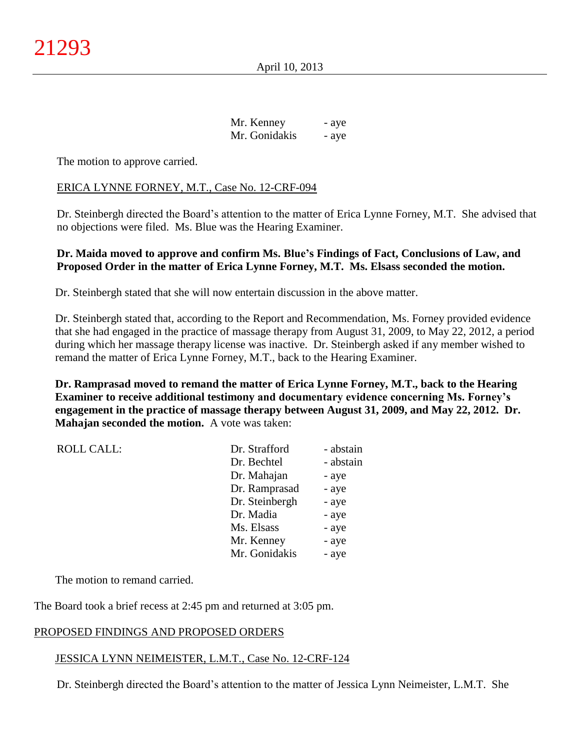| | |
|---|---|
| Mr. Kenney | - aye |
| Mr. Gonidakis | - aye |

The motion to approve carried.

ERICA LYNNE FORNEY, M.T., Case No. 12-CRF-094

Dr. Steinbergh directed the Board's attention to the matter of Erica Lynne Forney, M.T. She advised that no objections were filed. Ms. Blue was the Hearing Examiner.

**Dr. Maida moved to approve and confirm Ms. Blue's Findings of Fact, Conclusions of Law, and Proposed Order in the matter of Erica Lynne Forney, M.T. Ms. Elsass seconded the motion.**

Dr. Steinbergh stated that she will now entertain discussion in the above matter.

Dr. Steinbergh stated that, according to the Report and Recommendation, Ms. Forney provided evidence that she had engaged in the practice of massage therapy from August 31, 2009, to May 22, 2012, a period during which her massage therapy license was inactive. Dr. Steinbergh asked if any member wished to remand the matter of Erica Lynne Forney, M.T., back to the Hearing Examiner.

**Dr. Ramprasad moved to remand the matter of Erica Lynne Forney, M.T., back to the Hearing Examiner to receive additional testimony and documentary evidence concerning Ms. Forney's engagement in the practice of massage therapy between August 31, 2009, and May 22, 2012. Dr. Mahajan seconded the motion.** A vote was taken:

| ROLL CALL: | | |
|---|---|---|
| | Dr. Strafford | - abstain |
| | Dr. Bechtel | - abstain |
| | Dr. Mahajan | - aye |
| | Dr. Ramprasad | - aye |
| | Dr. Steinbergh | - aye |
| | Dr. Madia | - aye |
| | Ms. Elsass | - aye |
| | Mr. Kenney | - aye |
| | Mr. Gonidakis | - aye |

The motion to remand carried.

The Board took a brief recess at 2:45 pm and returned at 3:05 pm.

PROPOSED FINDINGS AND PROPOSED ORDERS

JESSICA LYNN NEIMEISTER, L.M.T., Case No. 12-CRF-124

Dr. Steinbergh directed the Board's attention to the matter of Jessica Lynn Neimeister, L.M.T. She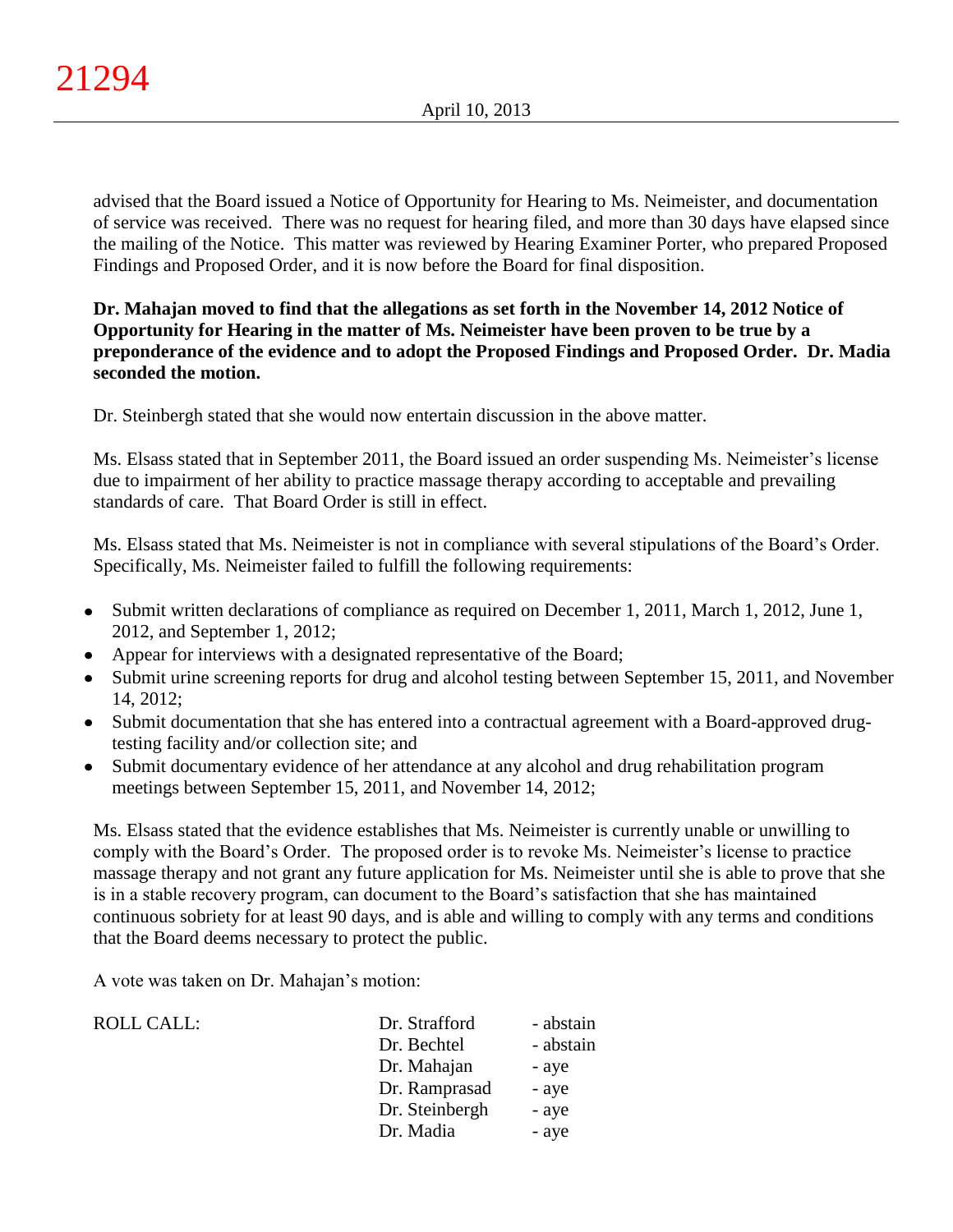advised that the Board issued a Notice of Opportunity for Hearing to Ms. Neimeister, and documentation of service was received. There was no request for hearing filed, and more than 30 days have elapsed since the mailing of the Notice. This matter was reviewed by Hearing Examiner Porter, who prepared Proposed Findings and Proposed Order, and it is now before the Board for final disposition.

**Dr. Mahajan moved to find that the allegations as set forth in the November 14, 2012 Notice of Opportunity for Hearing in the matter of Ms. Neimeister have been proven to be true by a preponderance of the evidence and to adopt the Proposed Findings and Proposed Order. Dr. Madia seconded the motion.**

Dr. Steinbergh stated that she would now entertain discussion in the above matter.

Ms. Elsass stated that in September 2011, the Board issued an order suspending Ms. Neimeister's license due to impairment of her ability to practice massage therapy according to acceptable and prevailing standards of care. That Board Order is still in effect.

Ms. Elsass stated that Ms. Neimeister is not in compliance with several stipulations of the Board's Order. Specifically, Ms. Neimeister failed to fulfill the following requirements:

- Submit written declarations of compliance as required on December 1, 2011, March 1, 2012, June 1, 2012, and September 1, 2012;
- Appear for interviews with a designated representative of the Board;
- Submit urine screening reports for drug and alcohol testing between September 15, 2011, and November 14, 2012;
- Submit documentation that she has entered into a contractual agreement with a Board-approved drug-testing facility and/or collection site; and
- Submit documentary evidence of her attendance at any alcohol and drug rehabilitation program meetings between September 15, 2011, and November 14, 2012;

Ms. Elsass stated that the evidence establishes that Ms. Neimeister is currently unable or unwilling to comply with the Board's Order. The proposed order is to revoke Ms. Neimeister's license to practice massage therapy and not grant any future application for Ms. Neimeister until she is able to prove that she is in a stable recovery program, can document to the Board's satisfaction that she has maintained continuous sobriety for at least 90 days, and is able and willing to comply with any terms and conditions that the Board deems necessary to protect the public.

A vote was taken on Dr. Mahajan's motion:

| ROLL CALL: | Dr. Strafford | - abstain |
|---|---|---|
| | Dr. Bechtel | - abstain |
| | Dr. Mahajan | - aye |
| | Dr. Ramprasad | - aye |
| | Dr. Steinbergh | - aye |
| | Dr. Madia | - aye |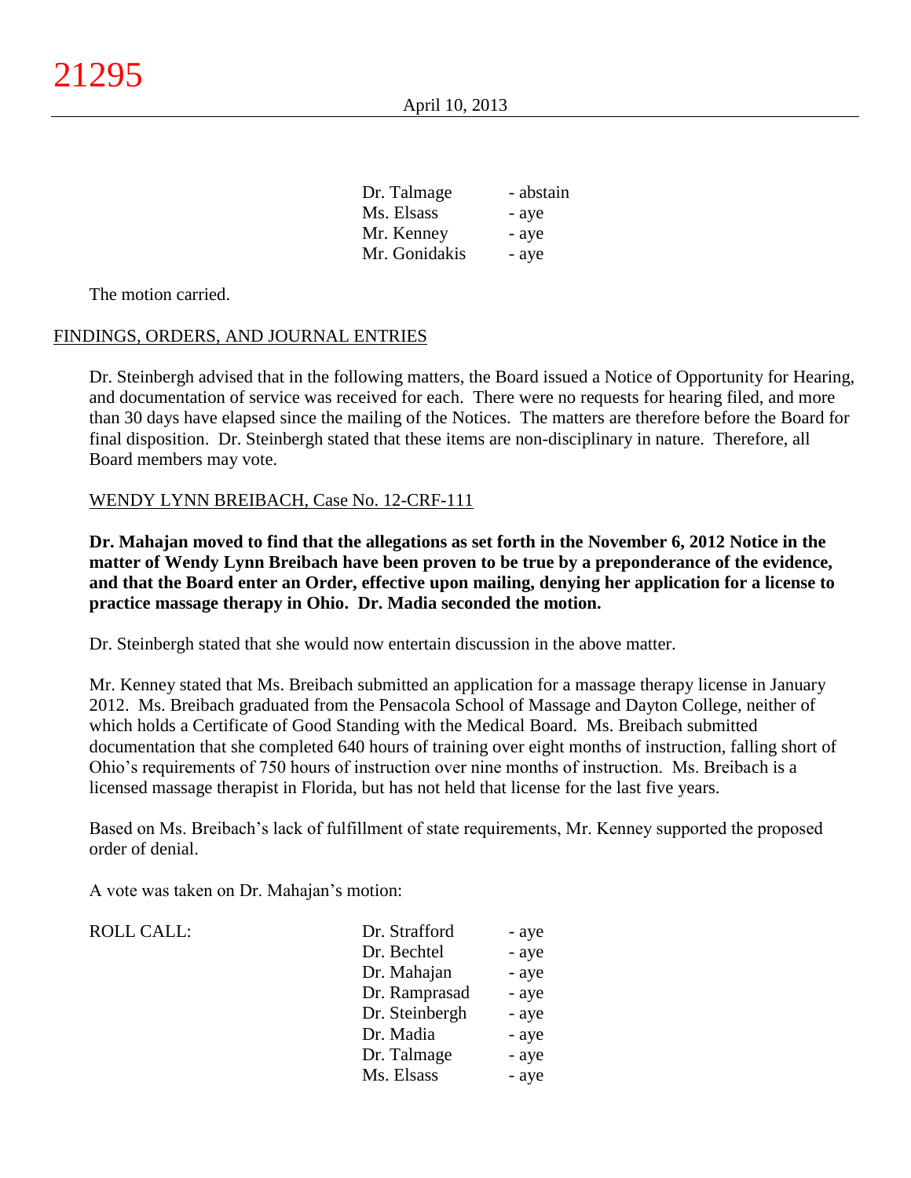| | |
|---|---|
| Dr. Talmage | - abstain |
| Ms. Elsass | - aye |
| Mr. Kenney | - aye |
| Mr. Gonidakis | - aye |

The motion carried.

FINDINGS, ORDERS, AND JOURNAL ENTRIES

Dr. Steinbergh advised that in the following matters, the Board issued a Notice of Opportunity for Hearing, and documentation of service was received for each. There were no requests for hearing filed, and more than 30 days have elapsed since the mailing of the Notices. The matters are therefore before the Board for final disposition. Dr. Steinbergh stated that these items are non-disciplinary in nature. Therefore, all Board members may vote.

WENDY LYNN BREIBACH, Case No. 12-CRF-111

**Dr. Mahajan moved to find that the allegations as set forth in the November 6, 2012 Notice in the matter of Wendy Lynn Breibach have been proven to be true by a preponderance of the evidence, and that the Board enter an Order, effective upon mailing, denying her application for a license to practice massage therapy in Ohio. Dr. Madia seconded the motion.**

Dr. Steinbergh stated that she would now entertain discussion in the above matter.

Mr. Kenney stated that Ms. Breibach submitted an application for a massage therapy license in January 2012. Ms. Breibach graduated from the Pensacola School of Massage and Dayton College, neither of which holds a Certificate of Good Standing with the Medical Board. Ms. Breibach submitted documentation that she completed 640 hours of training over eight months of instruction, falling short of Ohio's requirements of 750 hours of instruction over nine months of instruction. Ms. Breibach is a licensed massage therapist in Florida, but has not held that license for the last five years.

Based on Ms. Breibach's lack of fulfillment of state requirements, Mr. Kenney supported the proposed order of denial.

A vote was taken on Dr. Mahajan's motion:

| ROLL CALL: | | |
|---|---|---|
| | Dr. Strafford | - aye |
| | Dr. Bechtel | - aye |
| | Dr. Mahajan | - aye |
| | Dr. Ramprasad | - aye |
| | Dr. Steinbergh | - aye |
| | Dr. Madia | - aye |
| | Dr. Talmage | - aye |
| | Ms. Elsass | - aye |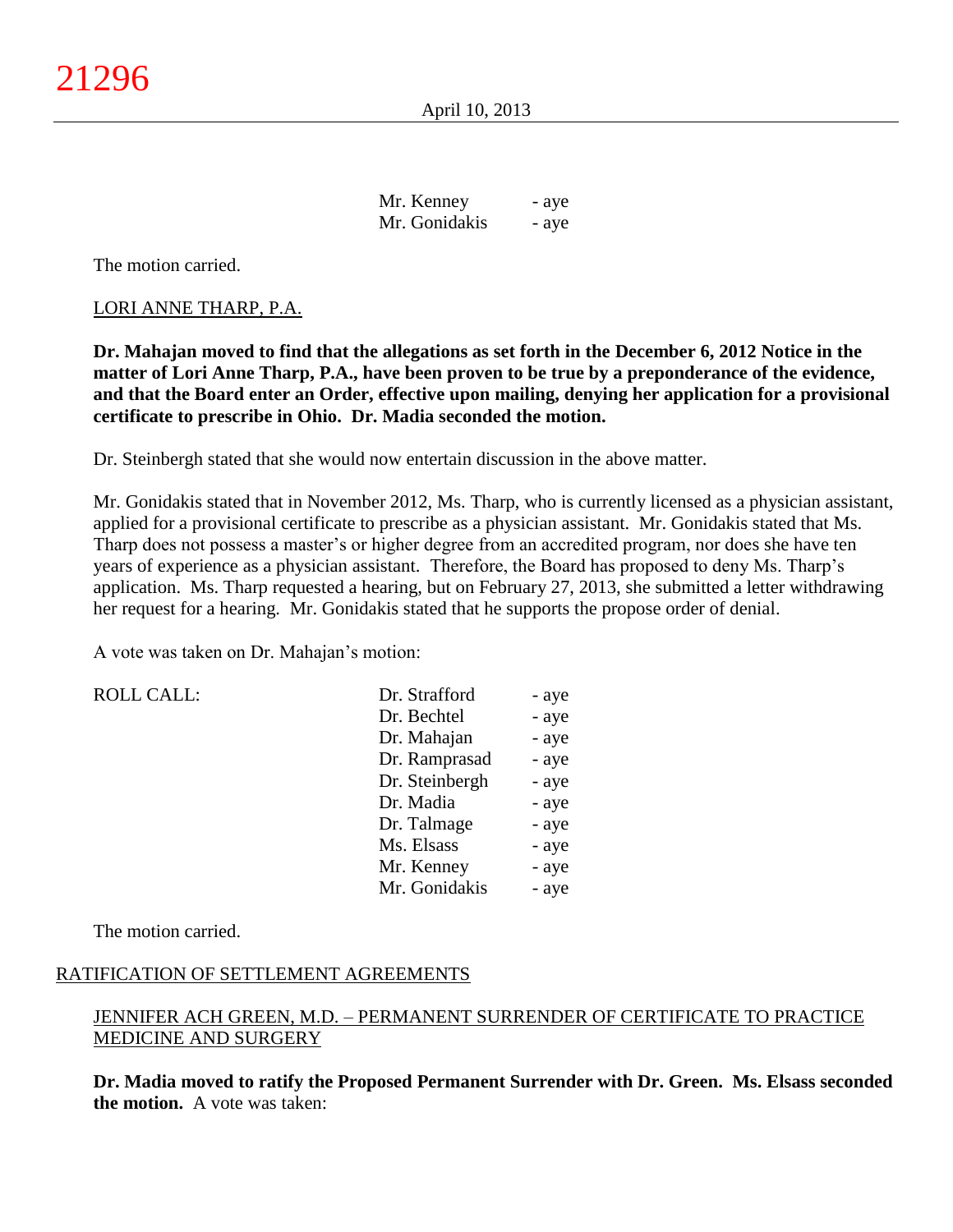| | |
|---|---|
| Mr. Kenney | - aye |
| Mr. Gonidakis | - aye |

The motion carried.

LORI ANNE THARP, P.A.

**Dr. Mahajan moved to find that the allegations as set forth in the December 6, 2012 Notice in the matter of Lori Anne Tharp, P.A., have been proven to be true by a preponderance of the evidence, and that the Board enter an Order, effective upon mailing, denying her application for a provisional certificate to prescribe in Ohio. Dr. Madia seconded the motion.**

Dr. Steinbergh stated that she would now entertain discussion in the above matter.

Mr. Gonidakis stated that in November 2012, Ms. Tharp, who is currently licensed as a physician assistant, applied for a provisional certificate to prescribe as a physician assistant. Mr. Gonidakis stated that Ms. Tharp does not possess a master's or higher degree from an accredited program, nor does she have ten years of experience as a physician assistant. Therefore, the Board has proposed to deny Ms. Tharp's application. Ms. Tharp requested a hearing, but on February 27, 2013, she submitted a letter withdrawing her request for a hearing. Mr. Gonidakis stated that he supports the propose order of denial.

A vote was taken on Dr. Mahajan's motion:

| ROLL CALL: | | |
|---|---|---|
| | Dr. Strafford | - aye |
| | Dr. Bechtel | - aye |
| | Dr. Mahajan | - aye |
| | Dr. Ramprasad | - aye |
| | Dr. Steinbergh | - aye |
| | Dr. Madia | - aye |
| | Dr. Talmage | - aye |
| | Ms. Elsass | - aye |
| | Mr. Kenney | - aye |
| | Mr. Gonidakis | - aye |

The motion carried.

RATIFICATION OF SETTLEMENT AGREEMENTS

JENNIFER ACH GREEN, M.D. – PERMANENT SURRENDER OF CERTIFICATE TO PRACTICE MEDICINE AND SURGERY

**Dr. Madia moved to ratify the Proposed Permanent Surrender with Dr. Green. Ms. Elsass seconded the motion.** A vote was taken: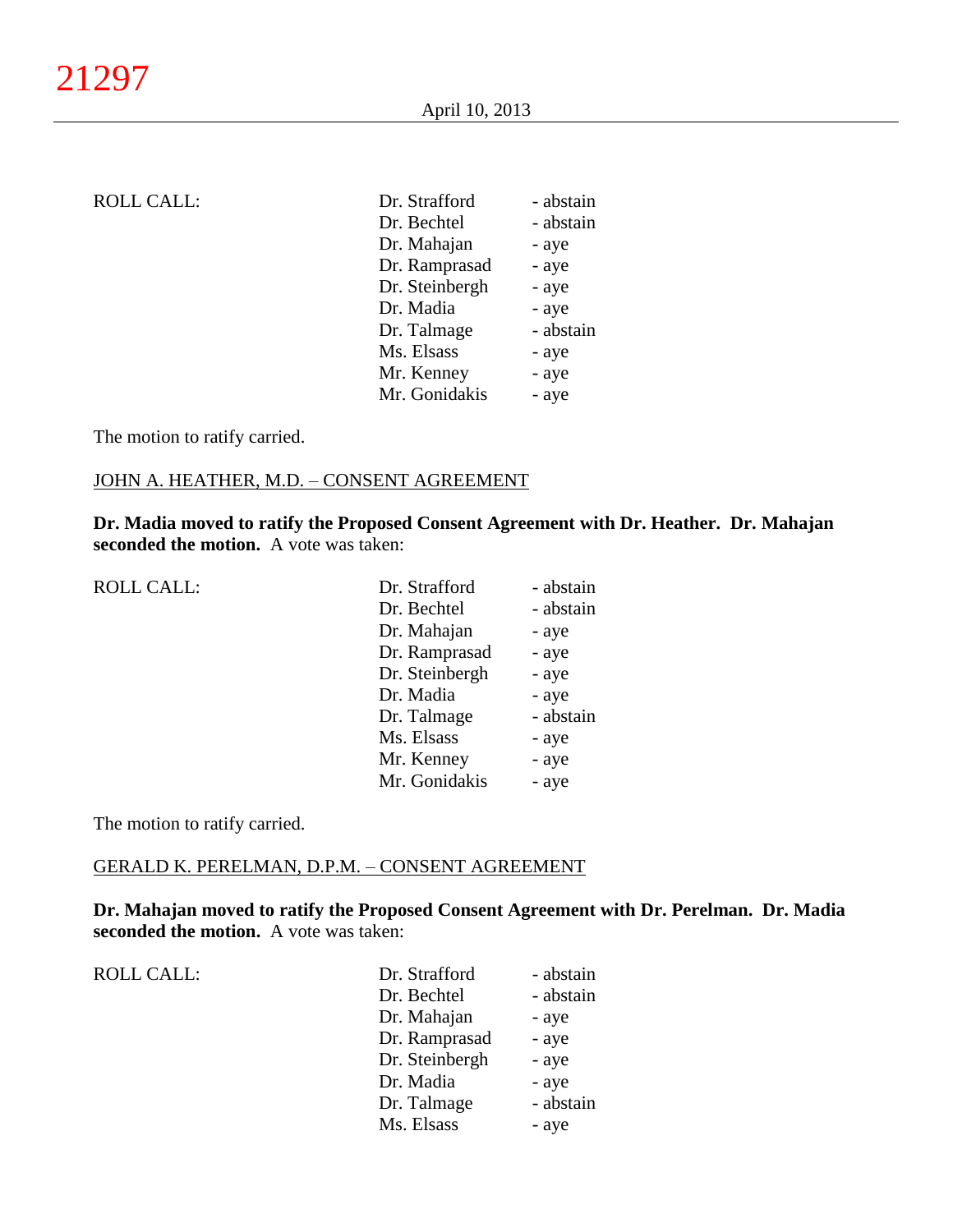ROLL CALL:

| | |
|---|---|
| Dr. Strafford | - abstain |
| Dr. Bechtel | - abstain |
| Dr. Mahajan | - aye |
| Dr. Ramprasad | - aye |
| Dr. Steinbergh | - aye |
| Dr. Madia | - aye |
| Dr. Talmage | - abstain |
| Ms. Elsass | - aye |
| Mr. Kenney | - aye |
| Mr. Gonidakis | - aye |

The motion to ratify carried.

JOHN A. HEATHER, M.D. – CONSENT AGREEMENT

**Dr. Madia moved to ratify the Proposed Consent Agreement with Dr. Heather. Dr. Mahajan seconded the motion.** A vote was taken:

ROLL CALL:

| | |
|---|---|
| Dr. Strafford | - abstain |
| Dr. Bechtel | - abstain |
| Dr. Mahajan | - aye |
| Dr. Ramprasad | - aye |
| Dr. Steinbergh | - aye |
| Dr. Madia | - aye |
| Dr. Talmage | - abstain |
| Ms. Elsass | - aye |
| Mr. Kenney | - aye |
| Mr. Gonidakis | - aye |

The motion to ratify carried.

GERALD K. PERELMAN, D.P.M. – CONSENT AGREEMENT

**Dr. Mahajan moved to ratify the Proposed Consent Agreement with Dr. Perelman. Dr. Madia seconded the motion.** A vote was taken:

ROLL CALL:

| | |
|---|---|
| Dr. Strafford | - abstain |
| Dr. Bechtel | - abstain |
| Dr. Mahajan | - aye |
| Dr. Ramprasad | - aye |
| Dr. Steinbergh | - aye |
| Dr. Madia | - aye |
| Dr. Talmage | - abstain |
| Ms. Elsass | - aye |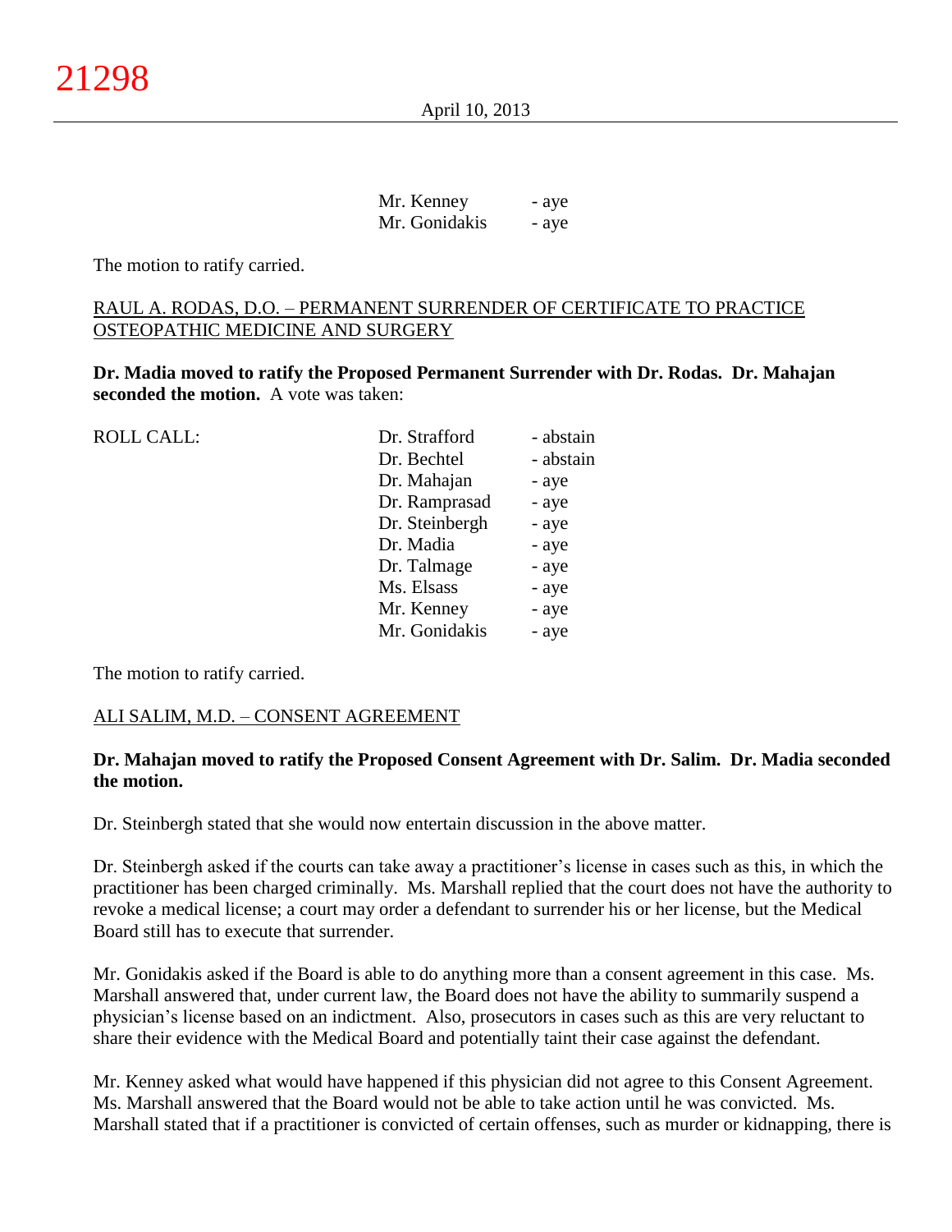| | | |
|---|---|---|
| | Mr. Kenney | - aye |
| | Mr. Gonidakis | - aye |

The motion to ratify carried.

RAUL A. RODAS, D.O. – PERMANENT SURRENDER OF CERTIFICATE TO PRACTICE OSTEOPATHIC MEDICINE AND SURGERY

**Dr. Madia moved to ratify the Proposed Permanent Surrender with Dr. Rodas. Dr. Mahajan seconded the motion.** A vote was taken:

| | | |
|---|---|---|
| ROLL CALL: | Dr. Strafford | - abstain |
| | Dr. Bechtel | - abstain |
| | Dr. Mahajan | - aye |
| | Dr. Ramprasad | - aye |
| | Dr. Steinbergh | - aye |
| | Dr. Madia | - aye |
| | Dr. Talmage | - aye |
| | Ms. Elsass | - aye |
| | Mr. Kenney | - aye |
| | Mr. Gonidakis | - aye |

The motion to ratify carried.

ALI SALIM, M.D. – CONSENT AGREEMENT

**Dr. Mahajan moved to ratify the Proposed Consent Agreement with Dr. Salim. Dr. Madia seconded the motion.**

Dr. Steinbergh stated that she would now entertain discussion in the above matter.

Dr. Steinbergh asked if the courts can take away a practitioner's license in cases such as this, in which the practitioner has been charged criminally. Ms. Marshall replied that the court does not have the authority to revoke a medical license; a court may order a defendant to surrender his or her license, but the Medical Board still has to execute that surrender.

Mr. Gonidakis asked if the Board is able to do anything more than a consent agreement in this case. Ms. Marshall answered that, under current law, the Board does not have the ability to summarily suspend a physician's license based on an indictment. Also, prosecutors in cases such as this are very reluctant to share their evidence with the Medical Board and potentially taint their case against the defendant.

Mr. Kenney asked what would have happened if this physician did not agree to this Consent Agreement. Ms. Marshall answered that the Board would not be able to take action until he was convicted. Ms. Marshall stated that if a practitioner is convicted of certain offenses, such as murder or kidnapping, there is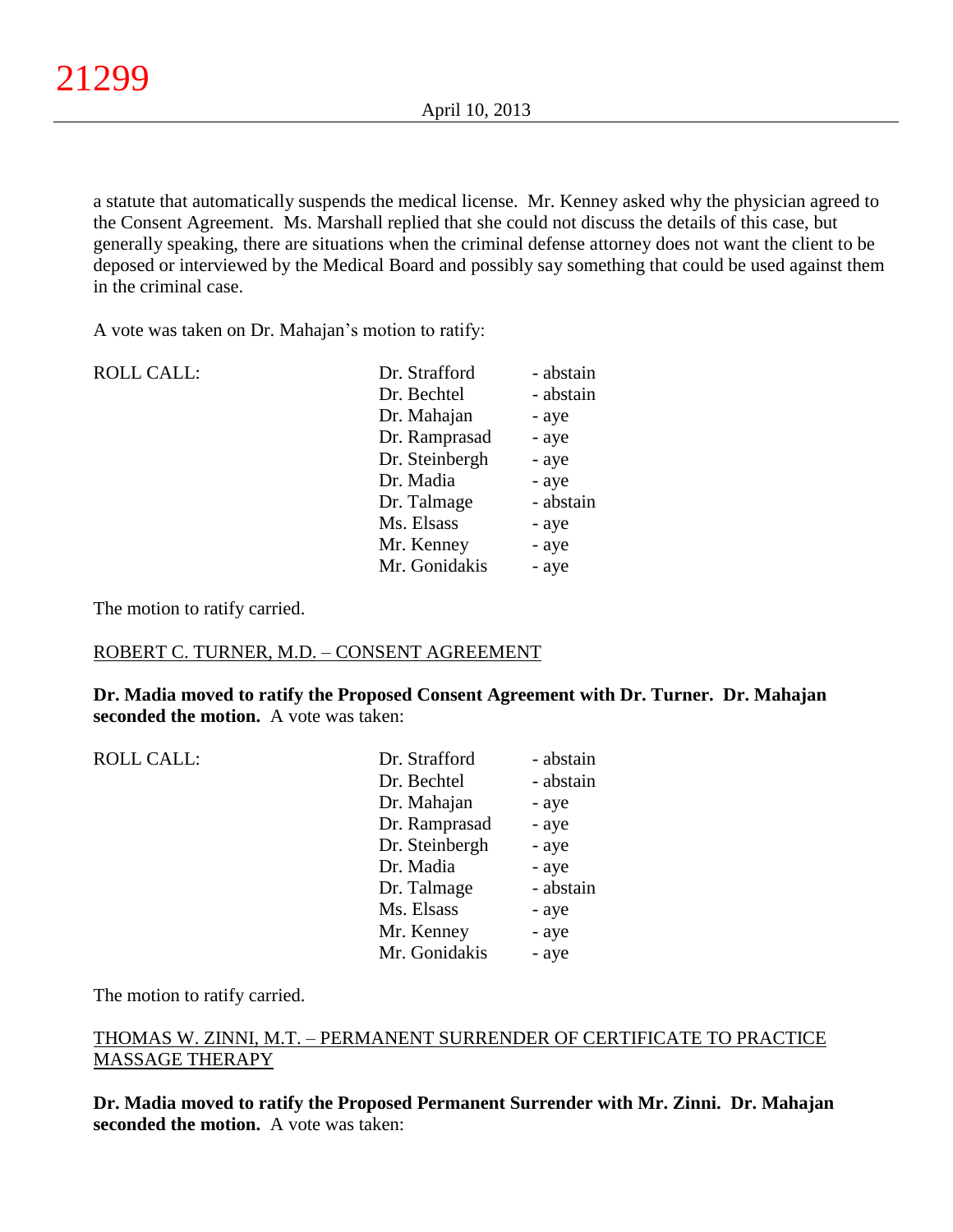a statute that automatically suspends the medical license. Mr. Kenney asked why the physician agreed to the Consent Agreement. Ms. Marshall replied that she could not discuss the details of this case, but generally speaking, there are situations when the criminal defense attorney does not want the client to be deposed or interviewed by the Medical Board and possibly say something that could be used against them in the criminal case.

A vote was taken on Dr. Mahajan's motion to ratify:

| ROLL CALL: | Dr. Strafford | - abstain |
|---|---|---|
| | Dr. Bechtel | - abstain |
| | Dr. Mahajan | - aye |
| | Dr. Ramprasad | - aye |
| | Dr. Steinbergh | - aye |
| | Dr. Madia | - aye |
| | Dr. Talmage | - abstain |
| | Ms. Elsass | - aye |
| | Mr. Kenney | - aye |
| | Mr. Gonidakis | - aye |

The motion to ratify carried.

ROBERT C. TURNER, M.D. – CONSENT AGREEMENT

**Dr. Madia moved to ratify the Proposed Consent Agreement with Dr. Turner. Dr. Mahajan seconded the motion.** A vote was taken:

| ROLL CALL: | Dr. Strafford | - abstain |
|---|---|---|
| | Dr. Bechtel | - abstain |
| | Dr. Mahajan | - aye |
| | Dr. Ramprasad | - aye |
| | Dr. Steinbergh | - aye |
| | Dr. Madia | - aye |
| | Dr. Talmage | - abstain |
| | Ms. Elsass | - aye |
| | Mr. Kenney | - aye |
| | Mr. Gonidakis | - aye |

The motion to ratify carried.

THOMAS W. ZINNI, M.T. – PERMANENT SURRENDER OF CERTIFICATE TO PRACTICE MASSAGE THERAPY

**Dr. Madia moved to ratify the Proposed Permanent Surrender with Mr. Zinni. Dr. Mahajan seconded the motion.** A vote was taken: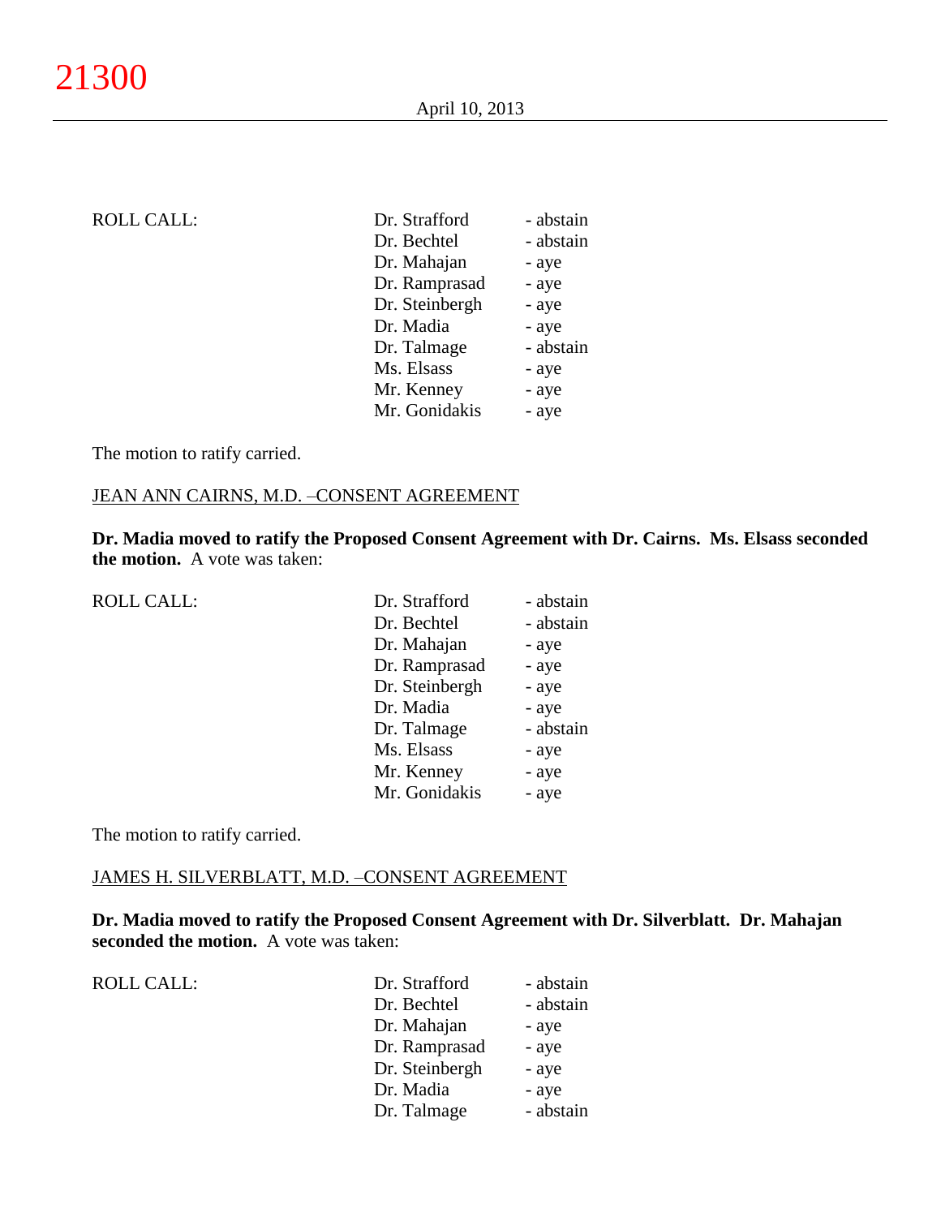| ROLL CALL: | Dr. Strafford | - abstain |
|---|---|---|
| | Dr. Bechtel | - abstain |
| | Dr. Mahajan | - aye |
| | Dr. Ramprasad | - aye |
| | Dr. Steinbergh | - aye |
| | Dr. Madia | - aye |
| | Dr. Talmage | - abstain |
| | Ms. Elsass | - aye |
| | Mr. Kenney | - aye |
| | Mr. Gonidakis | - aye |

The motion to ratify carried.

JEAN ANN CAIRNS, M.D. –CONSENT AGREEMENT

**Dr. Madia moved to ratify the Proposed Consent Agreement with Dr. Cairns. Ms. Elsass seconded the motion.** A vote was taken:

| ROLL CALL: | Dr. Strafford | - abstain |
|---|---|---|
| | Dr. Bechtel | - abstain |
| | Dr. Mahajan | - aye |
| | Dr. Ramprasad | - aye |
| | Dr. Steinbergh | - aye |
| | Dr. Madia | - aye |
| | Dr. Talmage | - abstain |
| | Ms. Elsass | - aye |
| | Mr. Kenney | - aye |
| | Mr. Gonidakis | - aye |

The motion to ratify carried.

JAMES H. SILVERBLATT, M.D. –CONSENT AGREEMENT

**Dr. Madia moved to ratify the Proposed Consent Agreement with Dr. Silverblatt. Dr. Mahajan seconded the motion.** A vote was taken:

| ROLL CALL: | Dr. Strafford | - abstain |
|---|---|---|
| | Dr. Bechtel | - abstain |
| | Dr. Mahajan | - aye |
| | Dr. Ramprasad | - aye |
| | Dr. Steinbergh | - aye |
| | Dr. Madia | - aye |
| | Dr. Talmage | - abstain |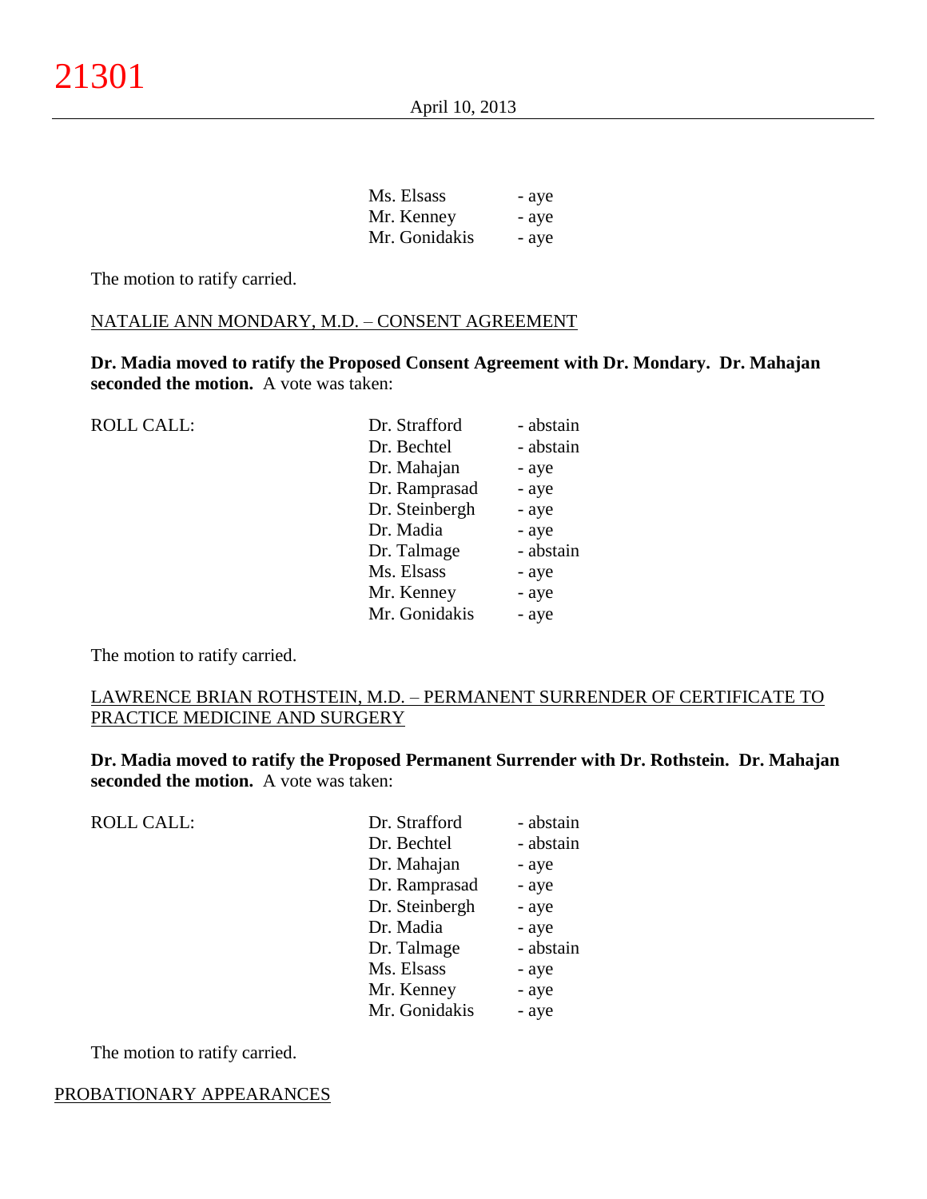| | |
|---|---|
| Ms. Elsass | - aye |
| Mr. Kenney | - aye |
| Mr. Gonidakis | - aye |

The motion to ratify carried.

NATALIE ANN MONDARY, M.D. – CONSENT AGREEMENT

**Dr. Madia moved to ratify the Proposed Consent Agreement with Dr. Mondary. Dr. Mahajan seconded the motion.** A vote was taken:

| ROLL CALL: | | |
|---|---|---|
| | Dr. Strafford | - abstain |
| | Dr. Bechtel | - abstain |
| | Dr. Mahajan | - aye |
| | Dr. Ramprasad | - aye |
| | Dr. Steinbergh | - aye |
| | Dr. Madia | - aye |
| | Dr. Talmage | - abstain |
| | Ms. Elsass | - aye |
| | Mr. Kenney | - aye |
| | Mr. Gonidakis | - aye |

The motion to ratify carried.

LAWRENCE BRIAN ROTHSTEIN, M.D. – PERMANENT SURRENDER OF CERTIFICATE TO PRACTICE MEDICINE AND SURGERY

**Dr. Madia moved to ratify the Proposed Permanent Surrender with Dr. Rothstein. Dr. Mahajan seconded the motion.** A vote was taken:

| ROLL CALL: | | |
|---|---|---|
| | Dr. Strafford | - abstain |
| | Dr. Bechtel | - abstain |
| | Dr. Mahajan | - aye |
| | Dr. Ramprasad | - aye |
| | Dr. Steinbergh | - aye |
| | Dr. Madia | - aye |
| | Dr. Talmage | - abstain |
| | Ms. Elsass | - aye |
| | Mr. Kenney | - aye |
| | Mr. Gonidakis | - aye |

The motion to ratify carried.

PROBATIONARY APPEARANCES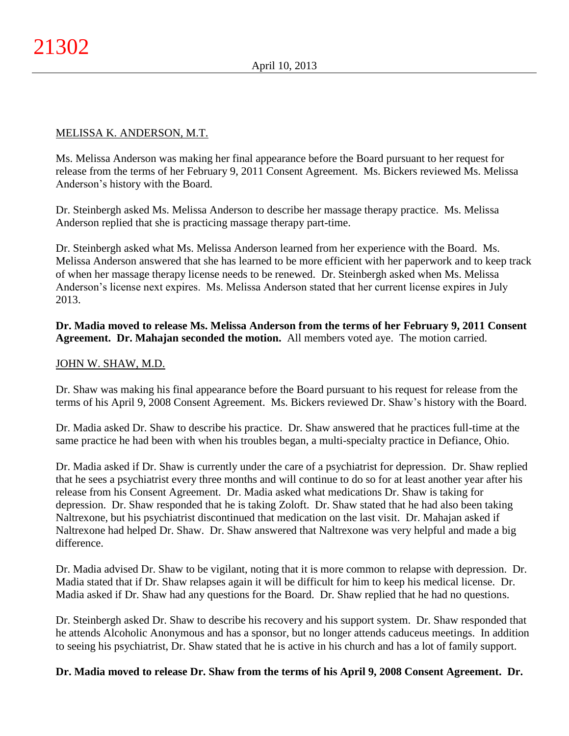MELISSA K. ANDERSON, M.T.

Ms. Melissa Anderson was making her final appearance before the Board pursuant to her request for release from the terms of her February 9, 2011 Consent Agreement. Ms. Bickers reviewed Ms. Melissa Anderson's history with the Board.

Dr. Steinbergh asked Ms. Melissa Anderson to describe her massage therapy practice. Ms. Melissa Anderson replied that she is practicing massage therapy part-time.

Dr. Steinbergh asked what Ms. Melissa Anderson learned from her experience with the Board. Ms. Melissa Anderson answered that she has learned to be more efficient with her paperwork and to keep track of when her massage therapy license needs to be renewed. Dr. Steinbergh asked when Ms. Melissa Anderson's license next expires. Ms. Melissa Anderson stated that her current license expires in July 2013.

**Dr. Madia moved to release Ms. Melissa Anderson from the terms of her February 9, 2011 Consent Agreement. Dr. Mahajan seconded the motion.** All members voted aye. The motion carried.

JOHN W. SHAW, M.D.

Dr. Shaw was making his final appearance before the Board pursuant to his request for release from the terms of his April 9, 2008 Consent Agreement. Ms. Bickers reviewed Dr. Shaw's history with the Board.

Dr. Madia asked Dr. Shaw to describe his practice. Dr. Shaw answered that he practices full-time at the same practice he had been with when his troubles began, a multi-specialty practice in Defiance, Ohio.

Dr. Madia asked if Dr. Shaw is currently under the care of a psychiatrist for depression. Dr. Shaw replied that he sees a psychiatrist every three months and will continue to do so for at least another year after his release from his Consent Agreement. Dr. Madia asked what medications Dr. Shaw is taking for depression. Dr. Shaw responded that he is taking Zoloft. Dr. Shaw stated that he had also been taking Naltrexone, but his psychiatrist discontinued that medication on the last visit. Dr. Mahajan asked if Naltrexone had helped Dr. Shaw. Dr. Shaw answered that Naltrexone was very helpful and made a big difference.

Dr. Madia advised Dr. Shaw to be vigilant, noting that it is more common to relapse with depression. Dr. Madia stated that if Dr. Shaw relapses again it will be difficult for him to keep his medical license. Dr. Madia asked if Dr. Shaw had any questions for the Board. Dr. Shaw replied that he had no questions.

Dr. Steinbergh asked Dr. Shaw to describe his recovery and his support system. Dr. Shaw responded that he attends Alcoholic Anonymous and has a sponsor, but no longer attends caduceus meetings. In addition to seeing his psychiatrist, Dr. Shaw stated that he is active in his church and has a lot of family support.

**Dr. Madia moved to release Dr. Shaw from the terms of his April 9, 2008 Consent Agreement. Dr.**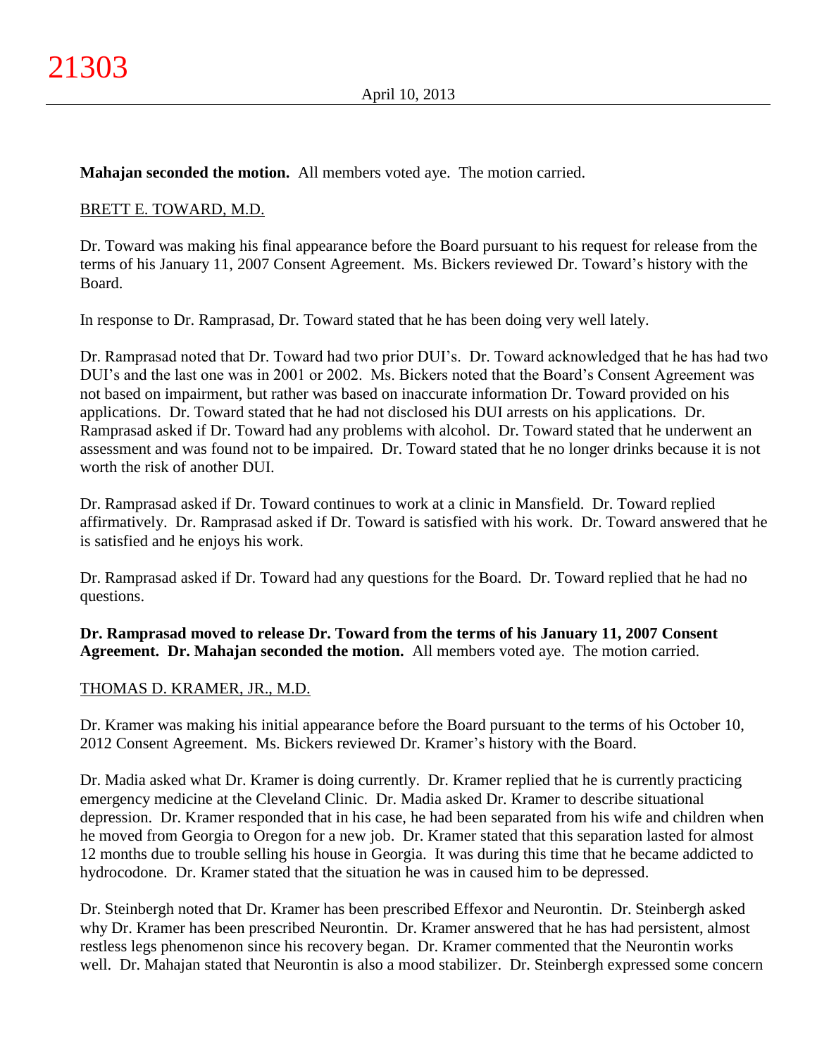**Mahajan seconded the motion.** All members voted aye. The motion carried.

BRETT E. TOWARD, M.D.

Dr. Toward was making his final appearance before the Board pursuant to his request for release from the terms of his January 11, 2007 Consent Agreement. Ms. Bickers reviewed Dr. Toward's history with the Board.

In response to Dr. Ramprasad, Dr. Toward stated that he has been doing very well lately.

Dr. Ramprasad noted that Dr. Toward had two prior DUI's. Dr. Toward acknowledged that he has had two DUI's and the last one was in 2001 or 2002. Ms. Bickers noted that the Board's Consent Agreement was not based on impairment, but rather was based on inaccurate information Dr. Toward provided on his applications. Dr. Toward stated that he had not disclosed his DUI arrests on his applications. Dr. Ramprasad asked if Dr. Toward had any problems with alcohol. Dr. Toward stated that he underwent an assessment and was found not to be impaired. Dr. Toward stated that he no longer drinks because it is not worth the risk of another DUI.

Dr. Ramprasad asked if Dr. Toward continues to work at a clinic in Mansfield. Dr. Toward replied affirmatively. Dr. Ramprasad asked if Dr. Toward is satisfied with his work. Dr. Toward answered that he is satisfied and he enjoys his work.

Dr. Ramprasad asked if Dr. Toward had any questions for the Board. Dr. Toward replied that he had no questions.

**Dr. Ramprasad moved to release Dr. Toward from the terms of his January 11, 2007 Consent Agreement. Dr. Mahajan seconded the motion.** All members voted aye. The motion carried.

THOMAS D. KRAMER, JR., M.D.

Dr. Kramer was making his initial appearance before the Board pursuant to the terms of his October 10, 2012 Consent Agreement. Ms. Bickers reviewed Dr. Kramer's history with the Board.

Dr. Madia asked what Dr. Kramer is doing currently. Dr. Kramer replied that he is currently practicing emergency medicine at the Cleveland Clinic. Dr. Madia asked Dr. Kramer to describe situational depression. Dr. Kramer responded that in his case, he had been separated from his wife and children when he moved from Georgia to Oregon for a new job. Dr. Kramer stated that this separation lasted for almost 12 months due to trouble selling his house in Georgia. It was during this time that he became addicted to hydrocodone. Dr. Kramer stated that the situation he was in caused him to be depressed.

Dr. Steinbergh noted that Dr. Kramer has been prescribed Effexor and Neurontin. Dr. Steinbergh asked why Dr. Kramer has been prescribed Neurontin. Dr. Kramer answered that he has had persistent, almost restless legs phenomenon since his recovery began. Dr. Kramer commented that the Neurontin works well. Dr. Mahajan stated that Neurontin is also a mood stabilizer. Dr. Steinbergh expressed some concern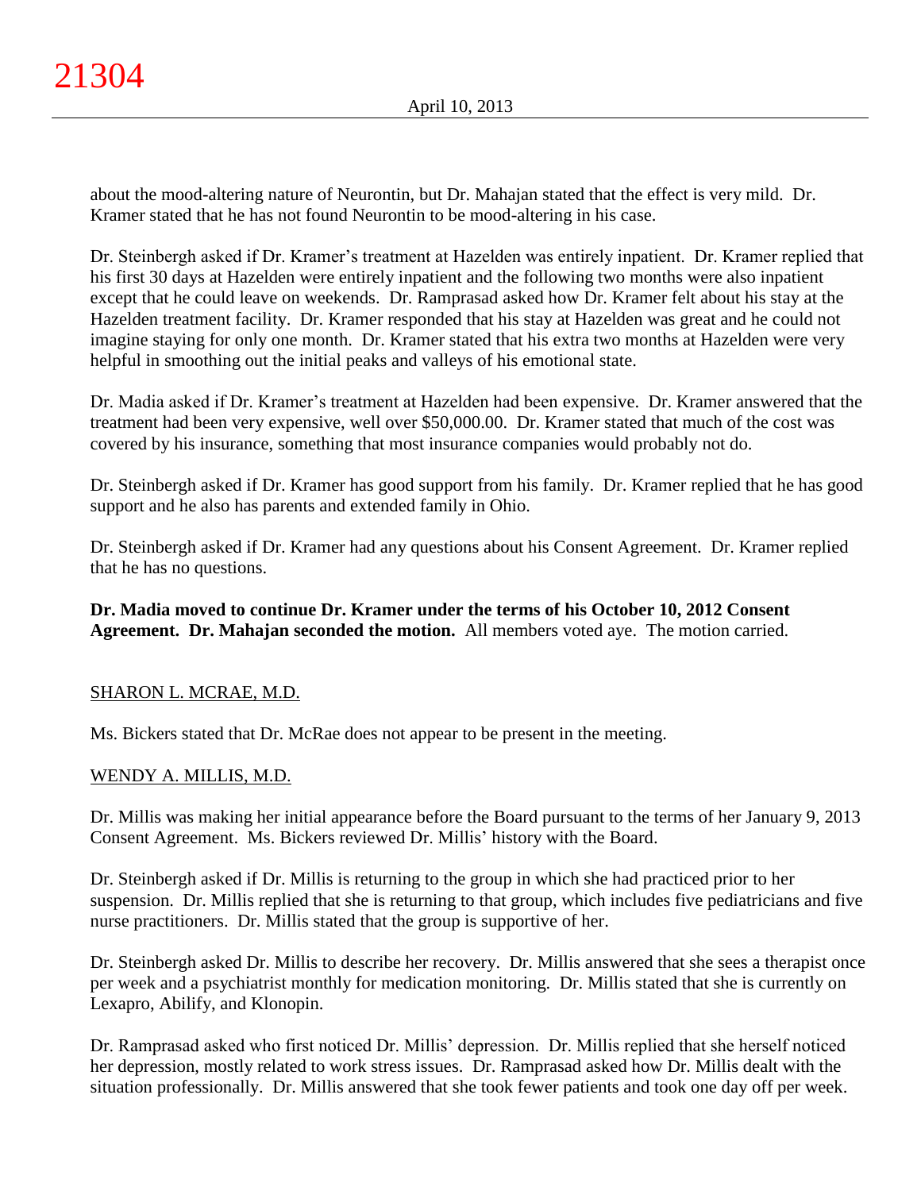about the mood-altering nature of Neurontin, but Dr. Mahajan stated that the effect is very mild. Dr. Kramer stated that he has not found Neurontin to be mood-altering in his case.

Dr. Steinbergh asked if Dr. Kramer's treatment at Hazelden was entirely inpatient. Dr. Kramer replied that his first 30 days at Hazelden were entirely inpatient and the following two months were also inpatient except that he could leave on weekends. Dr. Ramprasad asked how Dr. Kramer felt about his stay at the Hazelden treatment facility. Dr. Kramer responded that his stay at Hazelden was great and he could not imagine staying for only one month. Dr. Kramer stated that his extra two months at Hazelden were very helpful in smoothing out the initial peaks and valleys of his emotional state.

Dr. Madia asked if Dr. Kramer's treatment at Hazelden had been expensive. Dr. Kramer answered that the treatment had been very expensive, well over $50,000.00. Dr. Kramer stated that much of the cost was covered by his insurance, something that most insurance companies would probably not do.

Dr. Steinbergh asked if Dr. Kramer has good support from his family. Dr. Kramer replied that he has good support and he also has parents and extended family in Ohio.

Dr. Steinbergh asked if Dr. Kramer had any questions about his Consent Agreement. Dr. Kramer replied that he has no questions.

**Dr. Madia moved to continue Dr. Kramer under the terms of his October 10, 2012 Consent Agreement. Dr. Mahajan seconded the motion.** All members voted aye. The motion carried.

SHARON L. MCRAE, M.D.

Ms. Bickers stated that Dr. McRae does not appear to be present in the meeting.

WENDY A. MILLIS, M.D.

Dr. Millis was making her initial appearance before the Board pursuant to the terms of her January 9, 2013 Consent Agreement. Ms. Bickers reviewed Dr. Millis' history with the Board.

Dr. Steinbergh asked if Dr. Millis is returning to the group in which she had practiced prior to her suspension. Dr. Millis replied that she is returning to that group, which includes five pediatricians and five nurse practitioners. Dr. Millis stated that the group is supportive of her.

Dr. Steinbergh asked Dr. Millis to describe her recovery. Dr. Millis answered that she sees a therapist once per week and a psychiatrist monthly for medication monitoring. Dr. Millis stated that she is currently on Lexapro, Abilify, and Klonopin.

Dr. Ramprasad asked who first noticed Dr. Millis' depression. Dr. Millis replied that she herself noticed her depression, mostly related to work stress issues. Dr. Ramprasad asked how Dr. Millis dealt with the situation professionally. Dr. Millis answered that she took fewer patients and took one day off per week.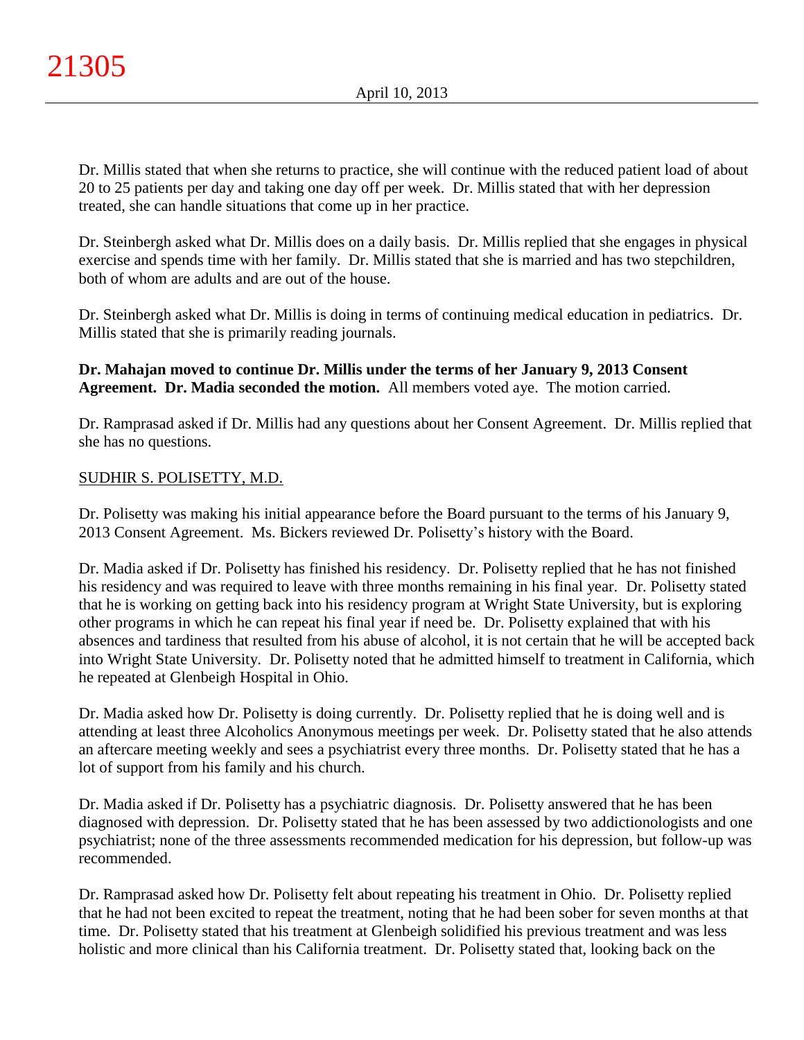Dr. Millis stated that when she returns to practice, she will continue with the reduced patient load of about 20 to 25 patients per day and taking one day off per week. Dr. Millis stated that with her depression treated, she can handle situations that come up in her practice.

Dr. Steinbergh asked what Dr. Millis does on a daily basis. Dr. Millis replied that she engages in physical exercise and spends time with her family. Dr. Millis stated that she is married and has two stepchildren, both of whom are adults and are out of the house.

Dr. Steinbergh asked what Dr. Millis is doing in terms of continuing medical education in pediatrics. Dr. Millis stated that she is primarily reading journals.

**Dr. Mahajan moved to continue Dr. Millis under the terms of her January 9, 2013 Consent Agreement. Dr. Madia seconded the motion.** All members voted aye. The motion carried.

Dr. Ramprasad asked if Dr. Millis had any questions about her Consent Agreement. Dr. Millis replied that she has no questions.

## SUDHIR S. POLISETTY, M.D.

Dr. Polisetty was making his initial appearance before the Board pursuant to the terms of his January 9, 2013 Consent Agreement. Ms. Bickers reviewed Dr. Polisetty's history with the Board.

Dr. Madia asked if Dr. Polisetty has finished his residency. Dr. Polisetty replied that he has not finished his residency and was required to leave with three months remaining in his final year. Dr. Polisetty stated that he is working on getting back into his residency program at Wright State University, but is exploring other programs in which he can repeat his final year if need be. Dr. Polisetty explained that with his absences and tardiness that resulted from his abuse of alcohol, it is not certain that he will be accepted back into Wright State University. Dr. Polisetty noted that he admitted himself to treatment in California, which he repeated at Glenbeigh Hospital in Ohio.

Dr. Madia asked how Dr. Polisetty is doing currently. Dr. Polisetty replied that he is doing well and is attending at least three Alcoholics Anonymous meetings per week. Dr. Polisetty stated that he also attends an aftercare meeting weekly and sees a psychiatrist every three months. Dr. Polisetty stated that he has a lot of support from his family and his church.

Dr. Madia asked if Dr. Polisetty has a psychiatric diagnosis. Dr. Polisetty answered that he has been diagnosed with depression. Dr. Polisetty stated that he has been assessed by two addictionologists and one psychiatrist; none of the three assessments recommended medication for his depression, but follow-up was recommended.

Dr. Ramprasad asked how Dr. Polisetty felt about repeating his treatment in Ohio. Dr. Polisetty replied that he had not been excited to repeat the treatment, noting that he had been sober for seven months at that time. Dr. Polisetty stated that his treatment at Glenbeigh solidified his previous treatment and was less holistic and more clinical than his California treatment. Dr. Polisetty stated that, looking back on the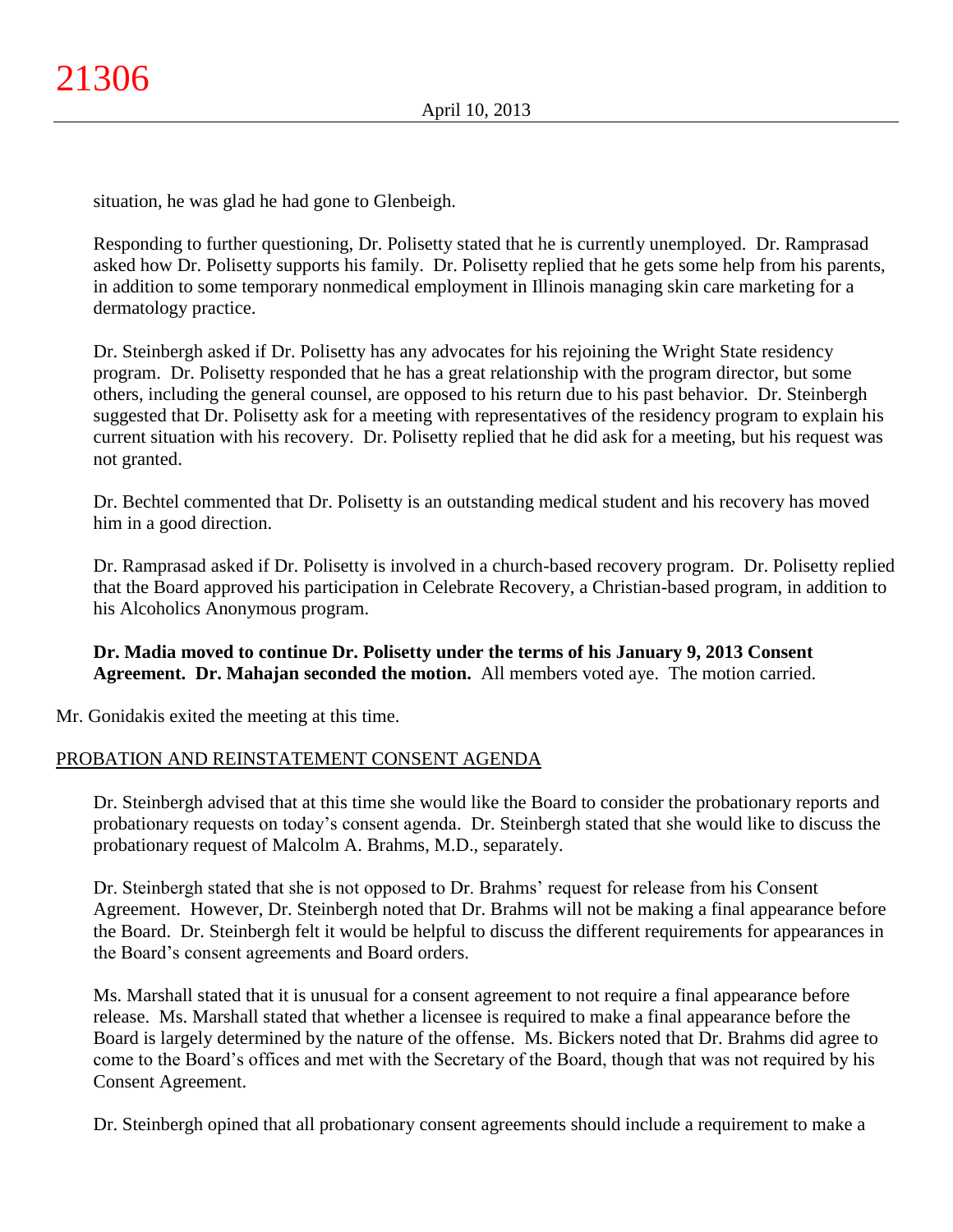situation, he was glad he had gone to Glenbeigh.

Responding to further questioning, Dr. Polisetty stated that he is currently unemployed. Dr. Ramprasad asked how Dr. Polisetty supports his family. Dr. Polisetty replied that he gets some help from his parents, in addition to some temporary nonmedical employment in Illinois managing skin care marketing for a dermatology practice.

Dr. Steinbergh asked if Dr. Polisetty has any advocates for his rejoining the Wright State residency program. Dr. Polisetty responded that he has a great relationship with the program director, but some others, including the general counsel, are opposed to his return due to his past behavior. Dr. Steinbergh suggested that Dr. Polisetty ask for a meeting with representatives of the residency program to explain his current situation with his recovery. Dr. Polisetty replied that he did ask for a meeting, but his request was not granted.

Dr. Bechtel commented that Dr. Polisetty is an outstanding medical student and his recovery has moved him in a good direction.

Dr. Ramprasad asked if Dr. Polisetty is involved in a church-based recovery program. Dr. Polisetty replied that the Board approved his participation in Celebrate Recovery, a Christian-based program, in addition to his Alcoholics Anonymous program.

**Dr. Madia moved to continue Dr. Polisetty under the terms of his January 9, 2013 Consent Agreement. Dr. Mahajan seconded the motion.** All members voted aye. The motion carried.

Mr. Gonidakis exited the meeting at this time.

PROBATION AND REINSTATEMENT CONSENT AGENDA

Dr. Steinbergh advised that at this time she would like the Board to consider the probationary reports and probationary requests on today's consent agenda. Dr. Steinbergh stated that she would like to discuss the probationary request of Malcolm A. Brahms, M.D., separately.

Dr. Steinbergh stated that she is not opposed to Dr. Brahms' request for release from his Consent Agreement. However, Dr. Steinbergh noted that Dr. Brahms will not be making a final appearance before the Board. Dr. Steinbergh felt it would be helpful to discuss the different requirements for appearances in the Board's consent agreements and Board orders.

Ms. Marshall stated that it is unusual for a consent agreement to not require a final appearance before release. Ms. Marshall stated that whether a licensee is required to make a final appearance before the Board is largely determined by the nature of the offense. Ms. Bickers noted that Dr. Brahms did agree to come to the Board's offices and met with the Secretary of the Board, though that was not required by his Consent Agreement.

Dr. Steinbergh opined that all probationary consent agreements should include a requirement to make a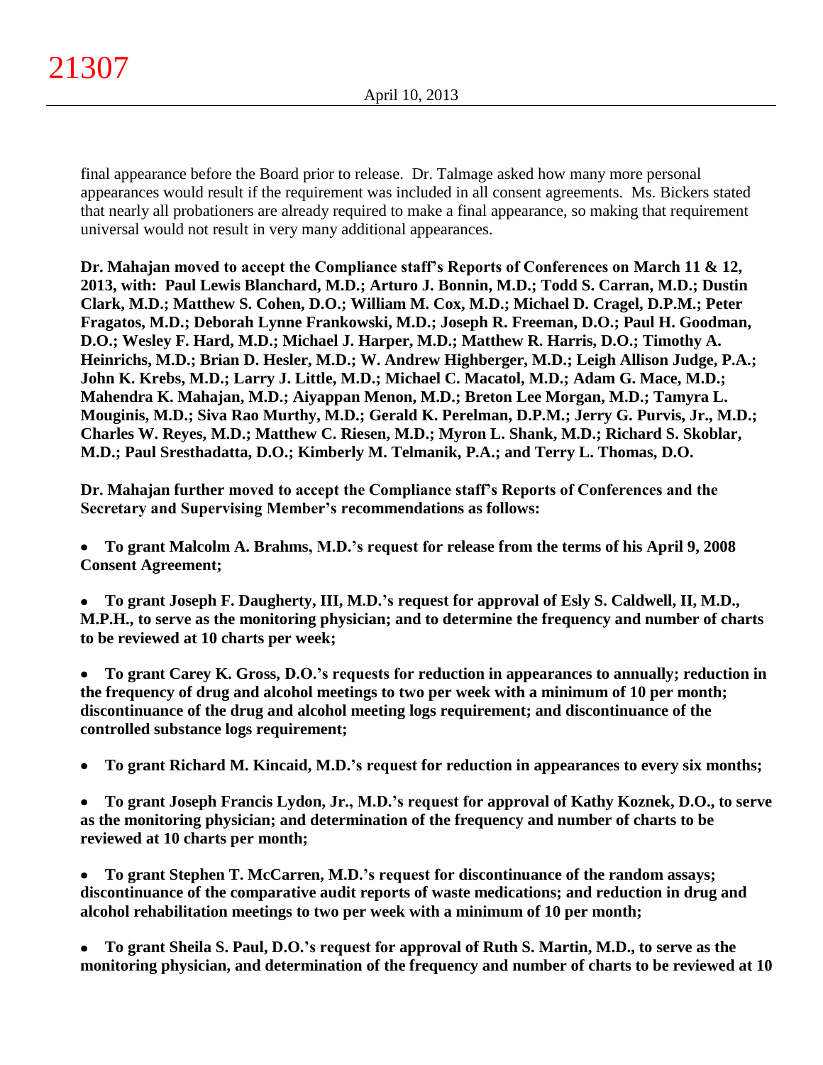final appearance before the Board prior to release. Dr. Talmage asked how many more personal appearances would result if the requirement was included in all consent agreements. Ms. Bickers stated that nearly all probationers are already required to make a final appearance, so making that requirement universal would not result in very many additional appearances.

**Dr. Mahajan moved to accept the Compliance staff's Reports of Conferences on March 11 & 12, 2013, with: Paul Lewis Blanchard, M.D.; Arturo J. Bonnin, M.D.; Todd S. Carran, M.D.; Dustin Clark, M.D.; Matthew S. Cohen, D.O.; William M. Cox, M.D.; Michael D. Cragel, D.P.M.; Peter Fragatos, M.D.; Deborah Lynne Frankowski, M.D.; Joseph R. Freeman, D.O.; Paul H. Goodman, D.O.; Wesley F. Hard, M.D.; Michael J. Harper, M.D.; Matthew R. Harris, D.O.; Timothy A. Heinrichs, M.D.; Brian D. Hesler, M.D.; W. Andrew Highberger, M.D.; Leigh Allison Judge, P.A.; John K. Krebs, M.D.; Larry J. Little, M.D.; Michael C. Macatol, M.D.; Adam G. Mace, M.D.; Mahendra K. Mahajan, M.D.; Aiyappan Menon, M.D.; Breton Lee Morgan, M.D.; Tamyra L. Mouginis, M.D.; Siva Rao Murthy, M.D.; Gerald K. Perelman, D.P.M.; Jerry G. Purvis, Jr., M.D.; Charles W. Reyes, M.D.; Matthew C. Riesen, M.D.; Myron L. Shank, M.D.; Richard S. Skoblar, M.D.; Paul Sresthadatta, D.O.; Kimberly M. Telmanik, P.A.; and Terry L. Thomas, D.O.**

**Dr. Mahajan further moved to accept the Compliance staff's Reports of Conferences and the Secretary and Supervising Member's recommendations as follows:**

- **To grant Malcolm A. Brahms, M.D.'s request for release from the terms of his April 9, 2008 Consent Agreement;**

- **To grant Joseph F. Daugherty, III, M.D.'s request for approval of Esly S. Caldwell, II, M.D., M.P.H., to serve as the monitoring physician; and to determine the frequency and number of charts to be reviewed at 10 charts per week;**

- **To grant Carey K. Gross, D.O.'s requests for reduction in appearances to annually; reduction in the frequency of drug and alcohol meetings to two per week with a minimum of 10 per month; discontinuance of the drug and alcohol meeting logs requirement; and discontinuance of the controlled substance logs requirement;**

- **To grant Richard M. Kincaid, M.D.'s request for reduction in appearances to every six months;**

- **To grant Joseph Francis Lydon, Jr., M.D.'s request for approval of Kathy Koznek, D.O., to serve as the monitoring physician; and determination of the frequency and number of charts to be reviewed at 10 charts per month;**

- **To grant Stephen T. McCarren, M.D.'s request for discontinuance of the random assays; discontinuance of the comparative audit reports of waste medications; and reduction in drug and alcohol rehabilitation meetings to two per week with a minimum of 10 per month;**

- **To grant Sheila S. Paul, D.O.'s request for approval of Ruth S. Martin, M.D., to serve as the monitoring physician, and determination of the frequency and number of charts to be reviewed at 10**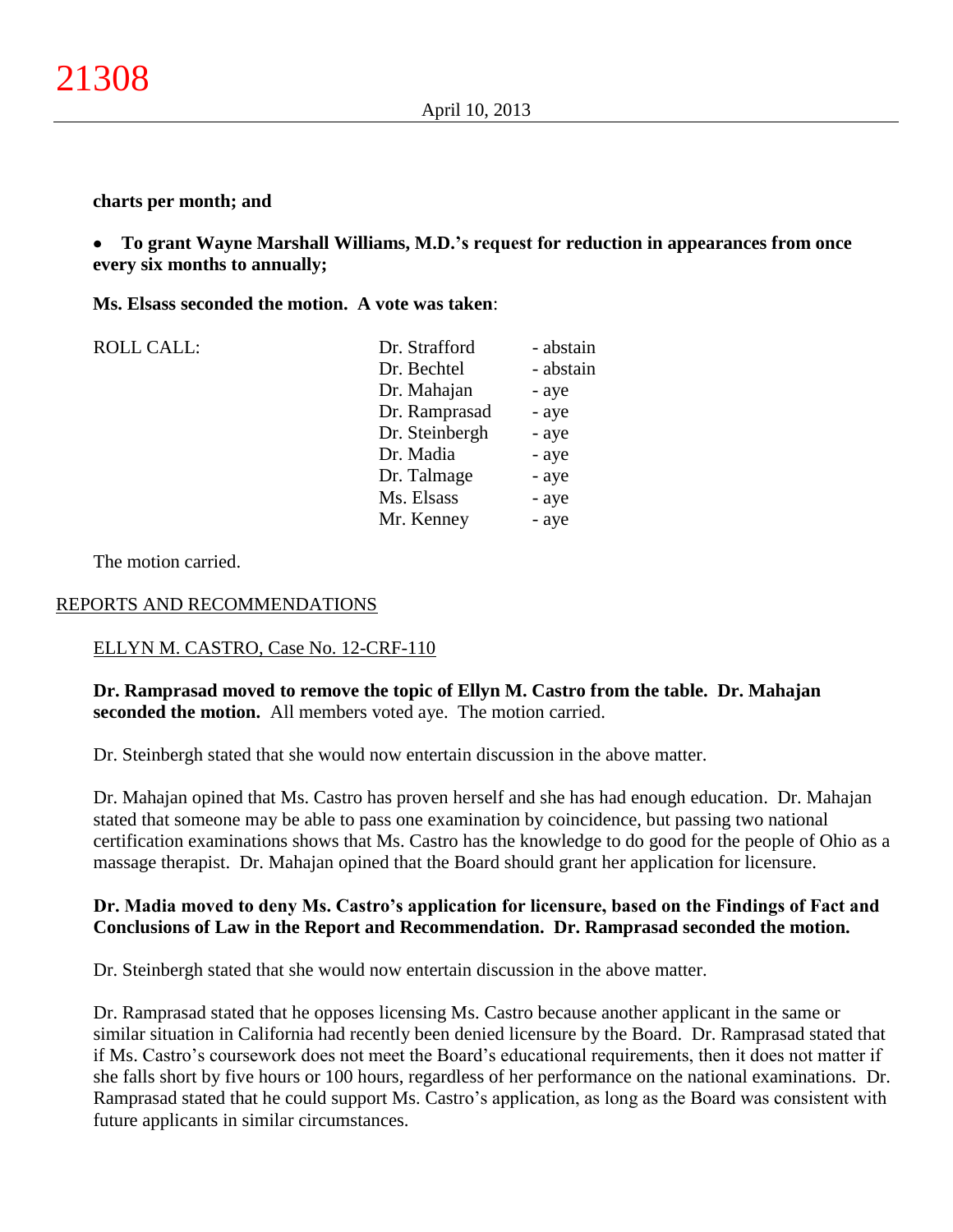**charts per month; and**

- **To grant Wayne Marshall Williams, M.D.'s request for reduction in appearances from once every six months to annually;**

**Ms. Elsass seconded the motion. A vote was taken**:

| ROLL CALL: | | |
|---|---|---|
| | Dr. Strafford | - abstain |
| | Dr. Bechtel | - abstain |
| | Dr. Mahajan | - aye |
| | Dr. Ramprasad | - aye |
| | Dr. Steinbergh | - aye |
| | Dr. Madia | - aye |
| | Dr. Talmage | - aye |
| | Ms. Elsass | - aye |
| | Mr. Kenney | - aye |

The motion carried.

REPORTS AND RECOMMENDATIONS

ELLYN M. CASTRO, Case No. 12-CRF-110

**Dr. Ramprasad moved to remove the topic of Ellyn M. Castro from the table. Dr. Mahajan seconded the motion.** All members voted aye. The motion carried.

Dr. Steinbergh stated that she would now entertain discussion in the above matter.

Dr. Mahajan opined that Ms. Castro has proven herself and she has had enough education. Dr. Mahajan stated that someone may be able to pass one examination by coincidence, but passing two national certification examinations shows that Ms. Castro has the knowledge to do good for the people of Ohio as a massage therapist. Dr. Mahajan opined that the Board should grant her application for licensure.

**Dr. Madia moved to deny Ms. Castro's application for licensure, based on the Findings of Fact and Conclusions of Law in the Report and Recommendation. Dr. Ramprasad seconded the motion.**

Dr. Steinbergh stated that she would now entertain discussion in the above matter.

Dr. Ramprasad stated that he opposes licensing Ms. Castro because another applicant in the same or similar situation in California had recently been denied licensure by the Board. Dr. Ramprasad stated that if Ms. Castro's coursework does not meet the Board's educational requirements, then it does not matter if she falls short by five hours or 100 hours, regardless of her performance on the national examinations. Dr. Ramprasad stated that he could support Ms. Castro's application, as long as the Board was consistent with future applicants in similar circumstances.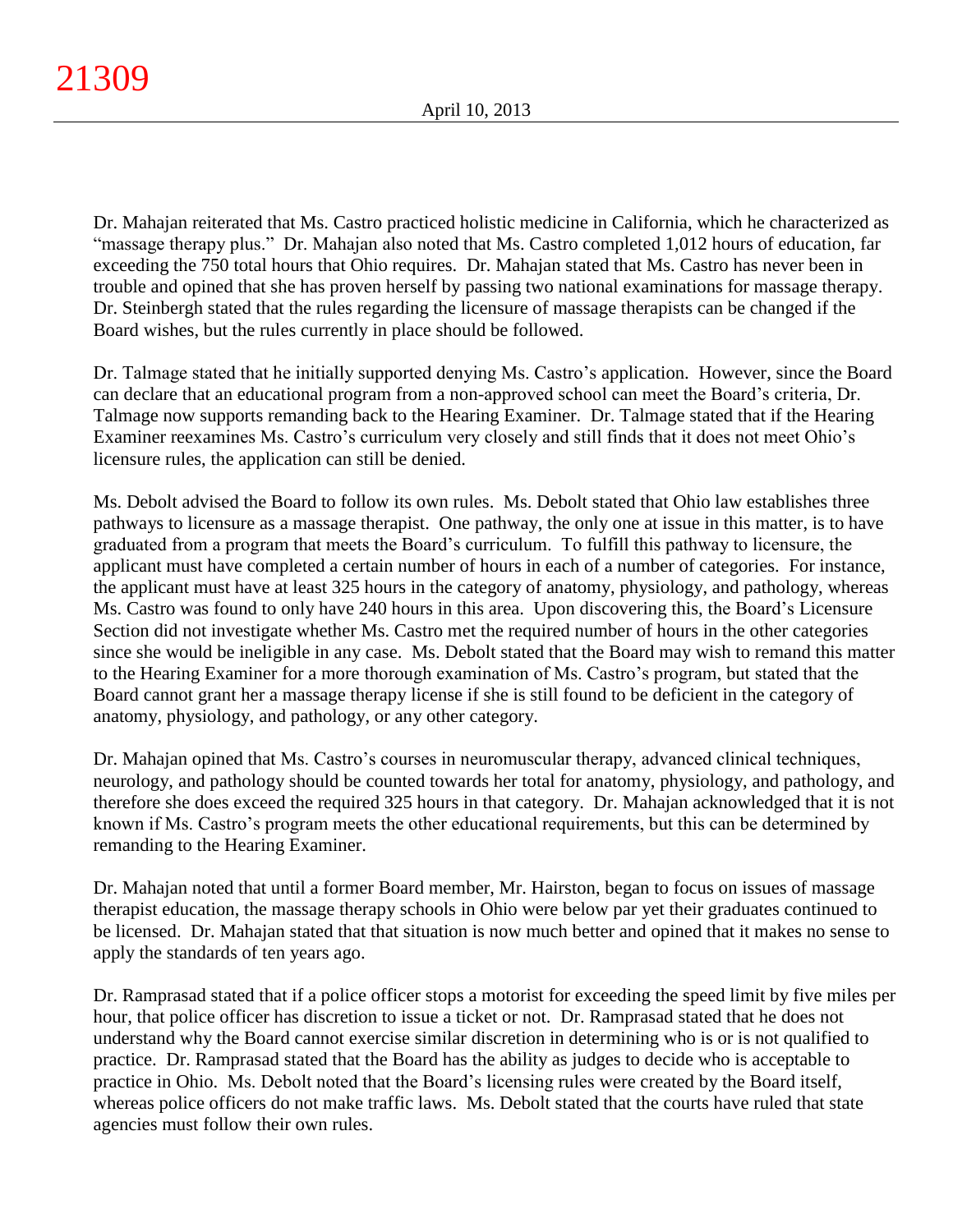Dr. Mahajan reiterated that Ms. Castro practiced holistic medicine in California, which he characterized as "massage therapy plus." Dr. Mahajan also noted that Ms. Castro completed 1,012 hours of education, far exceeding the 750 total hours that Ohio requires. Dr. Mahajan stated that Ms. Castro has never been in trouble and opined that she has proven herself by passing two national examinations for massage therapy. Dr. Steinbergh stated that the rules regarding the licensure of massage therapists can be changed if the Board wishes, but the rules currently in place should be followed.

Dr. Talmage stated that he initially supported denying Ms. Castro's application. However, since the Board can declare that an educational program from a non-approved school can meet the Board's criteria, Dr. Talmage now supports remanding back to the Hearing Examiner. Dr. Talmage stated that if the Hearing Examiner reexamines Ms. Castro's curriculum very closely and still finds that it does not meet Ohio's licensure rules, the application can still be denied.

Ms. Debolt advised the Board to follow its own rules. Ms. Debolt stated that Ohio law establishes three pathways to licensure as a massage therapist. One pathway, the only one at issue in this matter, is to have graduated from a program that meets the Board's curriculum. To fulfill this pathway to licensure, the applicant must have completed a certain number of hours in each of a number of categories. For instance, the applicant must have at least 325 hours in the category of anatomy, physiology, and pathology, whereas Ms. Castro was found to only have 240 hours in this area. Upon discovering this, the Board's Licensure Section did not investigate whether Ms. Castro met the required number of hours in the other categories since she would be ineligible in any case. Ms. Debolt stated that the Board may wish to remand this matter to the Hearing Examiner for a more thorough examination of Ms. Castro's program, but stated that the Board cannot grant her a massage therapy license if she is still found to be deficient in the category of anatomy, physiology, and pathology, or any other category.

Dr. Mahajan opined that Ms. Castro's courses in neuromuscular therapy, advanced clinical techniques, neurology, and pathology should be counted towards her total for anatomy, physiology, and pathology, and therefore she does exceed the required 325 hours in that category. Dr. Mahajan acknowledged that it is not known if Ms. Castro's program meets the other educational requirements, but this can be determined by remanding to the Hearing Examiner.

Dr. Mahajan noted that until a former Board member, Mr. Hairston, began to focus on issues of massage therapist education, the massage therapy schools in Ohio were below par yet their graduates continued to be licensed. Dr. Mahajan stated that that situation is now much better and opined that it makes no sense to apply the standards of ten years ago.

Dr. Ramprasad stated that if a police officer stops a motorist for exceeding the speed limit by five miles per hour, that police officer has discretion to issue a ticket or not. Dr. Ramprasad stated that he does not understand why the Board cannot exercise similar discretion in determining who is or is not qualified to practice. Dr. Ramprasad stated that the Board has the ability as judges to decide who is acceptable to practice in Ohio. Ms. Debolt noted that the Board's licensing rules were created by the Board itself, whereas police officers do not make traffic laws. Ms. Debolt stated that the courts have ruled that state agencies must follow their own rules.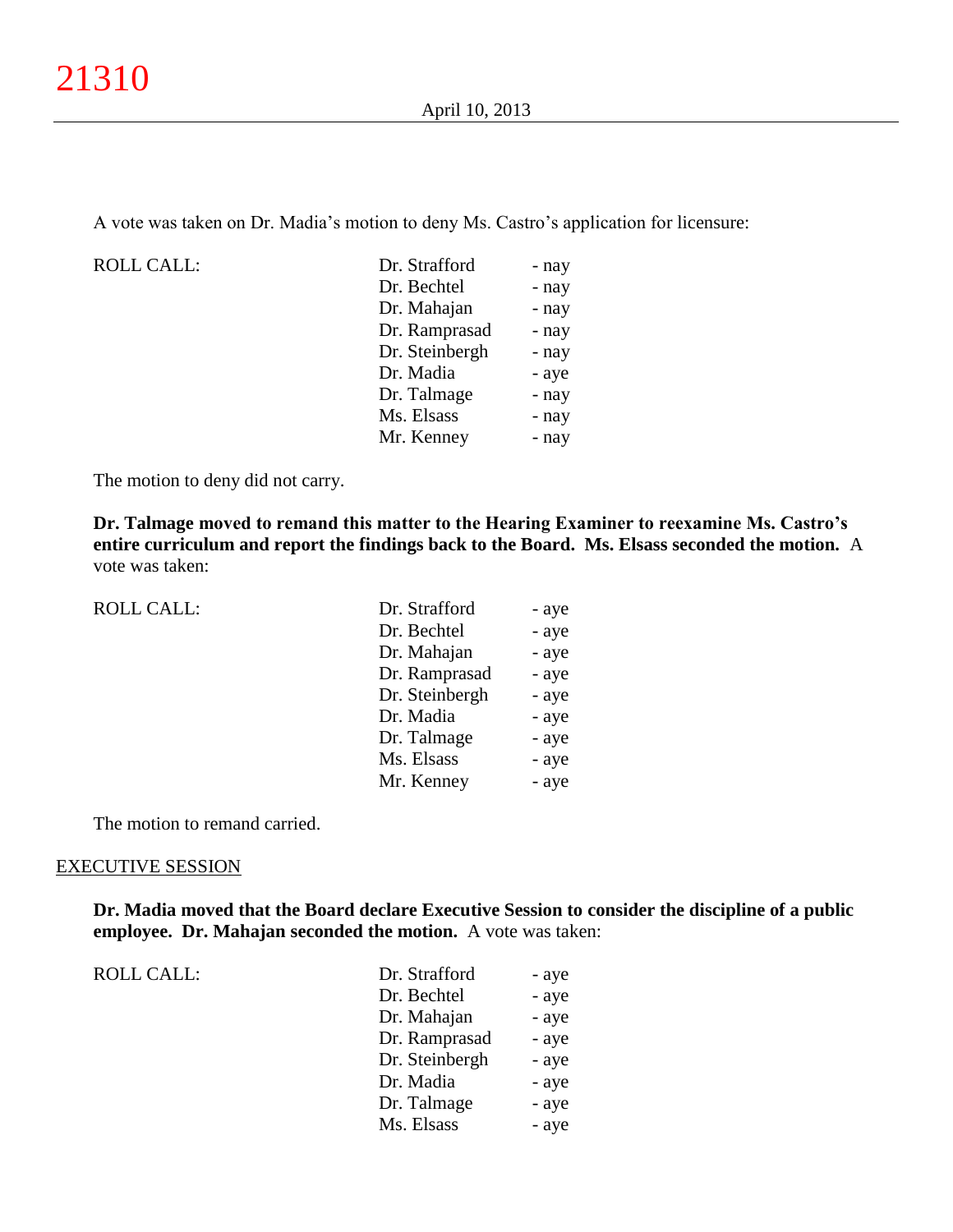A vote was taken on Dr. Madia's motion to deny Ms. Castro's application for licensure:

| ROLL CALL: | | |
|---|---|---|
| | Dr. Strafford | - nay |
| | Dr. Bechtel | - nay |
| | Dr. Mahajan | - nay |
| | Dr. Ramprasad | - nay |
| | Dr. Steinbergh | - nay |
| | Dr. Madia | - aye |
| | Dr. Talmage | - nay |
| | Ms. Elsass | - nay |
| | Mr. Kenney | - nay |

The motion to deny did not carry.

**Dr. Talmage moved to remand this matter to the Hearing Examiner to reexamine Ms. Castro's entire curriculum and report the findings back to the Board. Ms. Elsass seconded the motion.** A vote was taken:

| ROLL CALL: | | |
|---|---|---|
| | Dr. Strafford | - aye |
| | Dr. Bechtel | - aye |
| | Dr. Mahajan | - aye |
| | Dr. Ramprasad | - aye |
| | Dr. Steinbergh | - aye |
| | Dr. Madia | - aye |
| | Dr. Talmage | - aye |
| | Ms. Elsass | - aye |
| | Mr. Kenney | - aye |

The motion to remand carried.

EXECUTIVE SESSION

**Dr. Madia moved that the Board declare Executive Session to consider the discipline of a public employee. Dr. Mahajan seconded the motion.** A vote was taken:

| ROLL CALL: | | |
|---|---|---|
| | Dr. Strafford | - aye |
| | Dr. Bechtel | - aye |
| | Dr. Mahajan | - aye |
| | Dr. Ramprasad | - aye |
| | Dr. Steinbergh | - aye |
| | Dr. Madia | - aye |
| | Dr. Talmage | - aye |
| | Ms. Elsass | - aye |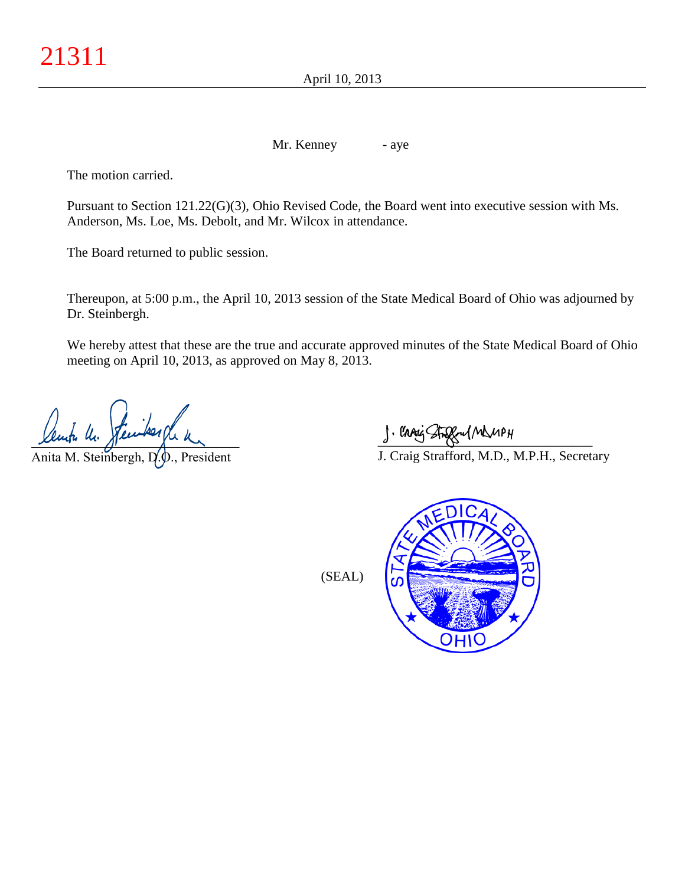Mr. Kenney - aye

The motion carried.

Pursuant to Section 121.22(G)(3), Ohio Revised Code, the Board went into executive session with Ms. Anderson, Ms. Loe, Ms. Debolt, and Mr. Wilcox in attendance.

The Board returned to public session.

Thereupon, at 5:00 p.m., the April 10, 2013 session of the State Medical Board of Ohio was adjourned by Dr. Steinbergh.

We hereby attest that these are the true and accurate approved minutes of the State Medical Board of Ohio meeting on April 10, 2013, as approved on May 8, 2013.

Anita M. Steinbergh, D.O., President

J. Craig Strafford, M.D., M.P.H., Secretary

(SEAL)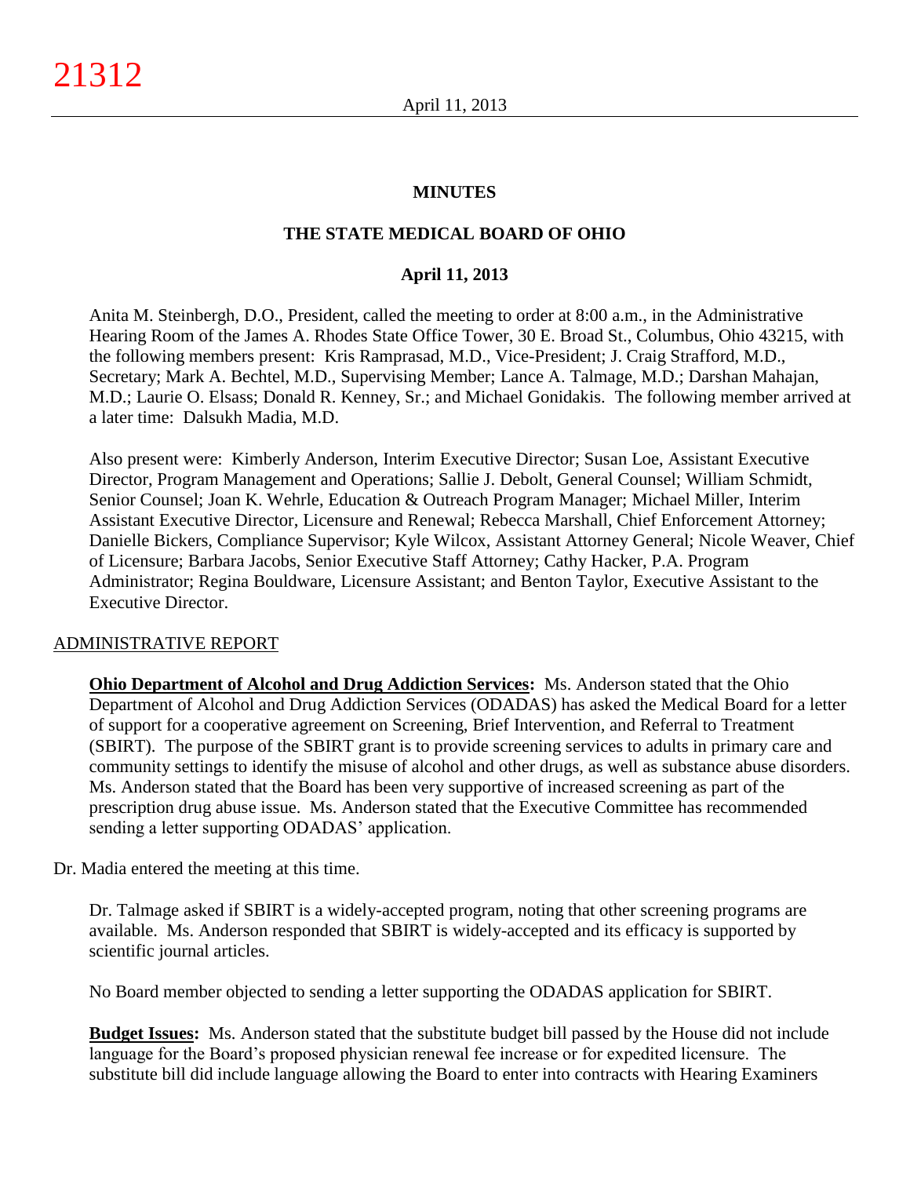# MINUTES

## THE STATE MEDICAL BOARD OF OHIO

### April 11, 2013

Anita M. Steinbergh, D.O., President, called the meeting to order at 8:00 a.m., in the Administrative Hearing Room of the James A. Rhodes State Office Tower, 30 E. Broad St., Columbus, Ohio 43215, with the following members present: Kris Ramprasad, M.D., Vice-President; J. Craig Strafford, M.D., Secretary; Mark A. Bechtel, M.D., Supervising Member; Lance A. Talmage, M.D.; Darshan Mahajan, M.D.; Laurie O. Elsass; Donald R. Kenney, Sr.; and Michael Gonidakis. The following member arrived at a later time: Dalsukh Madia, M.D.

Also present were: Kimberly Anderson, Interim Executive Director; Susan Loe, Assistant Executive Director, Program Management and Operations; Sallie J. Debolt, General Counsel; William Schmidt, Senior Counsel; Joan K. Wehrle, Education & Outreach Program Manager; Michael Miller, Interim Assistant Executive Director, Licensure and Renewal; Rebecca Marshall, Chief Enforcement Attorney; Danielle Bickers, Compliance Supervisor; Kyle Wilcox, Assistant Attorney General; Nicole Weaver, Chief of Licensure; Barbara Jacobs, Senior Executive Staff Attorney; Cathy Hacker, P.A. Program Administrator; Regina Bouldware, Licensure Assistant; and Benton Taylor, Executive Assistant to the Executive Director.

ADMINISTRATIVE REPORT

**Ohio Department of Alcohol and Drug Addiction Services:** Ms. Anderson stated that the Ohio Department of Alcohol and Drug Addiction Services (ODADAS) has asked the Medical Board for a letter of support for a cooperative agreement on Screening, Brief Intervention, and Referral to Treatment (SBIRT). The purpose of the SBIRT grant is to provide screening services to adults in primary care and community settings to identify the misuse of alcohol and other drugs, as well as substance abuse disorders. Ms. Anderson stated that the Board has been very supportive of increased screening as part of the prescription drug abuse issue. Ms. Anderson stated that the Executive Committee has recommended sending a letter supporting ODADAS' application.

Dr. Madia entered the meeting at this time.

Dr. Talmage asked if SBIRT is a widely-accepted program, noting that other screening programs are available. Ms. Anderson responded that SBIRT is widely-accepted and its efficacy is supported by scientific journal articles.

No Board member objected to sending a letter supporting the ODADAS application for SBIRT.

**Budget Issues:** Ms. Anderson stated that the substitute budget bill passed by the House did not include language for the Board's proposed physician renewal fee increase or for expedited licensure. The substitute bill did include language allowing the Board to enter into contracts with Hearing Examiners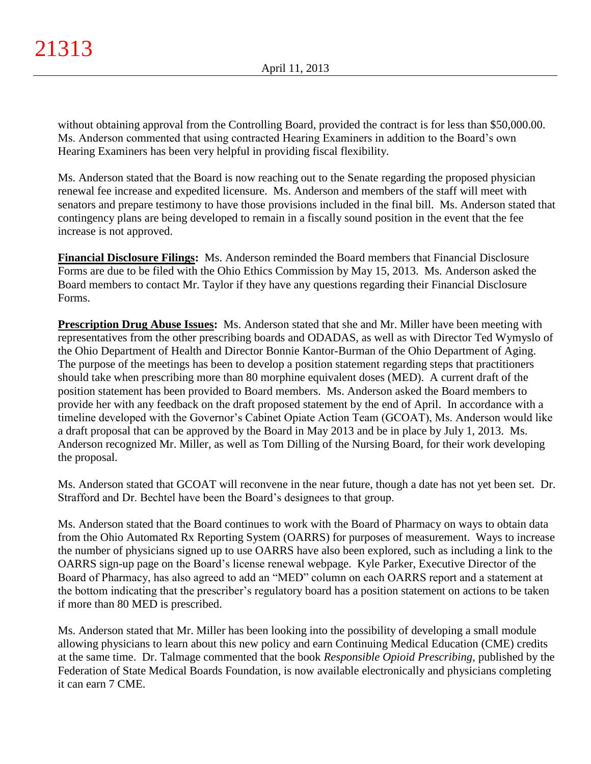without obtaining approval from the Controlling Board, provided the contract is for less than $50,000.00. Ms. Anderson commented that using contracted Hearing Examiners in addition to the Board's own Hearing Examiners has been very helpful in providing fiscal flexibility.

Ms. Anderson stated that the Board is now reaching out to the Senate regarding the proposed physician renewal fee increase and expedited licensure. Ms. Anderson and members of the staff will meet with senators and prepare testimony to have those provisions included in the final bill. Ms. Anderson stated that contingency plans are being developed to remain in a fiscally sound position in the event that the fee increase is not approved.

**Financial Disclosure Filings:** Ms. Anderson reminded the Board members that Financial Disclosure Forms are due to be filed with the Ohio Ethics Commission by May 15, 2013. Ms. Anderson asked the Board members to contact Mr. Taylor if they have any questions regarding their Financial Disclosure Forms.

**Prescription Drug Abuse Issues:** Ms. Anderson stated that she and Mr. Miller have been meeting with representatives from the other prescribing boards and ODADAS, as well as with Director Ted Wymyslo of the Ohio Department of Health and Director Bonnie Kantor-Burman of the Ohio Department of Aging. The purpose of the meetings has been to develop a position statement regarding steps that practitioners should take when prescribing more than 80 morphine equivalent doses (MED). A current draft of the position statement has been provided to Board members. Ms. Anderson asked the Board members to provide her with any feedback on the draft proposed statement by the end of April. In accordance with a timeline developed with the Governor's Cabinet Opiate Action Team (GCOAT), Ms. Anderson would like a draft proposal that can be approved by the Board in May 2013 and be in place by July 1, 2013. Ms. Anderson recognized Mr. Miller, as well as Tom Dilling of the Nursing Board, for their work developing the proposal.

Ms. Anderson stated that GCOAT will reconvene in the near future, though a date has not yet been set. Dr. Strafford and Dr. Bechtel have been the Board's designees to that group.

Ms. Anderson stated that the Board continues to work with the Board of Pharmacy on ways to obtain data from the Ohio Automated Rx Reporting System (OARRS) for purposes of measurement. Ways to increase the number of physicians signed up to use OARRS have also been explored, such as including a link to the OARRS sign-up page on the Board's license renewal webpage. Kyle Parker, Executive Director of the Board of Pharmacy, has also agreed to add an "MED" column on each OARRS report and a statement at the bottom indicating that the prescriber's regulatory board has a position statement on actions to be taken if more than 80 MED is prescribed.

Ms. Anderson stated that Mr. Miller has been looking into the possibility of developing a small module allowing physicians to learn about this new policy and earn Continuing Medical Education (CME) credits at the same time. Dr. Talmage commented that the book *Responsible Opioid Prescribing*, published by the Federation of State Medical Boards Foundation, is now available electronically and physicians completing it can earn 7 CME.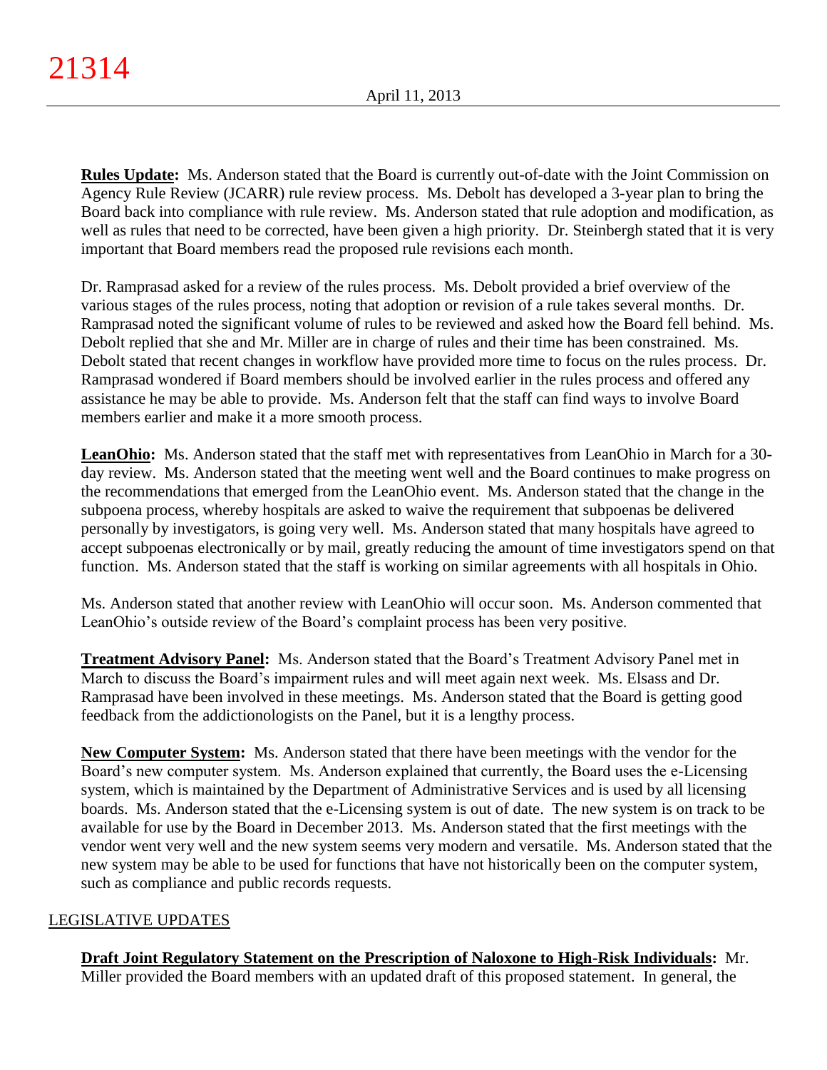**Rules Update:** Ms. Anderson stated that the Board is currently out-of-date with the Joint Commission on Agency Rule Review (JCARR) rule review process. Ms. Debolt has developed a 3-year plan to bring the Board back into compliance with rule review. Ms. Anderson stated that rule adoption and modification, as well as rules that need to be corrected, have been given a high priority. Dr. Steinbergh stated that it is very important that Board members read the proposed rule revisions each month.

Dr. Ramprasad asked for a review of the rules process. Ms. Debolt provided a brief overview of the various stages of the rules process, noting that adoption or revision of a rule takes several months. Dr. Ramprasad noted the significant volume of rules to be reviewed and asked how the Board fell behind. Ms. Debolt replied that she and Mr. Miller are in charge of rules and their time has been constrained. Ms. Debolt stated that recent changes in workflow have provided more time to focus on the rules process. Dr. Ramprasad wondered if Board members should be involved earlier in the rules process and offered any assistance he may be able to provide. Ms. Anderson felt that the staff can find ways to involve Board members earlier and make it a more smooth process.

**LeanOhio:** Ms. Anderson stated that the staff met with representatives from LeanOhio in March for a 30-day review. Ms. Anderson stated that the meeting went well and the Board continues to make progress on the recommendations that emerged from the LeanOhio event. Ms. Anderson stated that the change in the subpoena process, whereby hospitals are asked to waive the requirement that subpoenas be delivered personally by investigators, is going very well. Ms. Anderson stated that many hospitals have agreed to accept subpoenas electronically or by mail, greatly reducing the amount of time investigators spend on that function. Ms. Anderson stated that the staff is working on similar agreements with all hospitals in Ohio.

Ms. Anderson stated that another review with LeanOhio will occur soon. Ms. Anderson commented that LeanOhio's outside review of the Board's complaint process has been very positive.

**Treatment Advisory Panel:** Ms. Anderson stated that the Board's Treatment Advisory Panel met in March to discuss the Board's impairment rules and will meet again next week. Ms. Elsass and Dr. Ramprasad have been involved in these meetings. Ms. Anderson stated that the Board is getting good feedback from the addictionologists on the Panel, but it is a lengthy process.

**New Computer System:** Ms. Anderson stated that there have been meetings with the vendor for the Board's new computer system. Ms. Anderson explained that currently, the Board uses the e-Licensing system, which is maintained by the Department of Administrative Services and is used by all licensing boards. Ms. Anderson stated that the e-Licensing system is out of date. The new system is on track to be available for use by the Board in December 2013. Ms. Anderson stated that the first meetings with the vendor went very well and the new system seems very modern and versatile. Ms. Anderson stated that the new system may be able to be used for functions that have not historically been on the computer system, such as compliance and public records requests.

LEGISLATIVE UPDATES

**Draft Joint Regulatory Statement on the Prescription of Naloxone to High-Risk Individuals:** Mr. Miller provided the Board members with an updated draft of this proposed statement. In general, the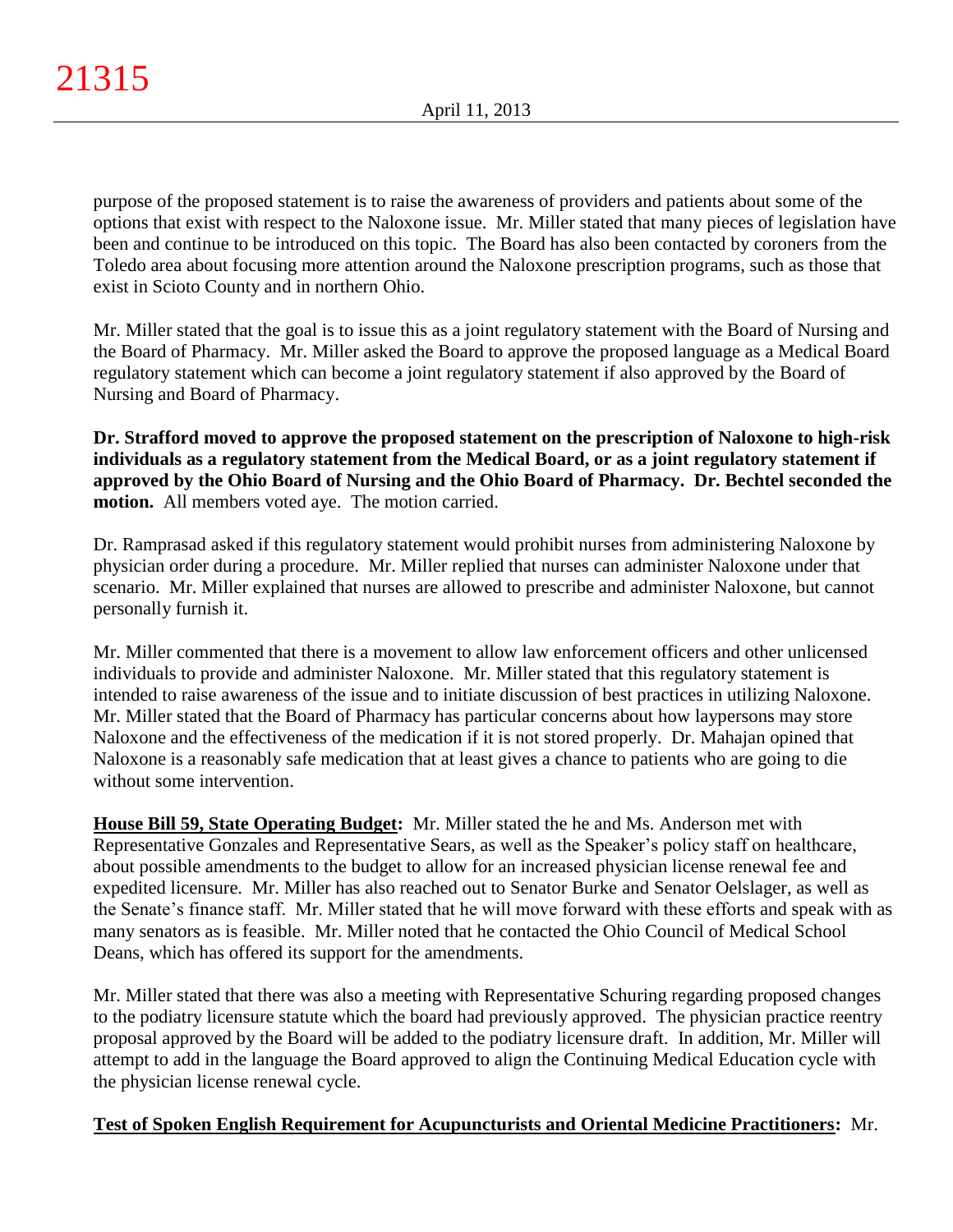purpose of the proposed statement is to raise the awareness of providers and patients about some of the options that exist with respect to the Naloxone issue. Mr. Miller stated that many pieces of legislation have been and continue to be introduced on this topic. The Board has also been contacted by coroners from the Toledo area about focusing more attention around the Naloxone prescription programs, such as those that exist in Scioto County and in northern Ohio.

Mr. Miller stated that the goal is to issue this as a joint regulatory statement with the Board of Nursing and the Board of Pharmacy. Mr. Miller asked the Board to approve the proposed language as a Medical Board regulatory statement which can become a joint regulatory statement if also approved by the Board of Nursing and Board of Pharmacy.

**Dr. Strafford moved to approve the proposed statement on the prescription of Naloxone to high-risk individuals as a regulatory statement from the Medical Board, or as a joint regulatory statement if approved by the Ohio Board of Nursing and the Ohio Board of Pharmacy. Dr. Bechtel seconded the motion.** All members voted aye. The motion carried.

Dr. Ramprasad asked if this regulatory statement would prohibit nurses from administering Naloxone by physician order during a procedure. Mr. Miller replied that nurses can administer Naloxone under that scenario. Mr. Miller explained that nurses are allowed to prescribe and administer Naloxone, but cannot personally furnish it.

Mr. Miller commented that there is a movement to allow law enforcement officers and other unlicensed individuals to provide and administer Naloxone. Mr. Miller stated that this regulatory statement is intended to raise awareness of the issue and to initiate discussion of best practices in utilizing Naloxone. Mr. Miller stated that the Board of Pharmacy has particular concerns about how laypersons may store Naloxone and the effectiveness of the medication if it is not stored properly. Dr. Mahajan opined that Naloxone is a reasonably safe medication that at least gives a chance to patients who are going to die without some intervention.

**House Bill 59, State Operating Budget:** Mr. Miller stated the he and Ms. Anderson met with Representative Gonzales and Representative Sears, as well as the Speaker's policy staff on healthcare, about possible amendments to the budget to allow for an increased physician license renewal fee and expedited licensure. Mr. Miller has also reached out to Senator Burke and Senator Oelslager, as well as the Senate's finance staff. Mr. Miller stated that he will move forward with these efforts and speak with as many senators as is feasible. Mr. Miller noted that he contacted the Ohio Council of Medical School Deans, which has offered its support for the amendments.

Mr. Miller stated that there was also a meeting with Representative Schuring regarding proposed changes to the podiatry licensure statute which the board had previously approved. The physician practice reentry proposal approved by the Board will be added to the podiatry licensure draft. In addition, Mr. Miller will attempt to add in the language the Board approved to align the Continuing Medical Education cycle with the physician license renewal cycle.

**Test of Spoken English Requirement for Acupuncturists and Oriental Medicine Practitioners:** Mr.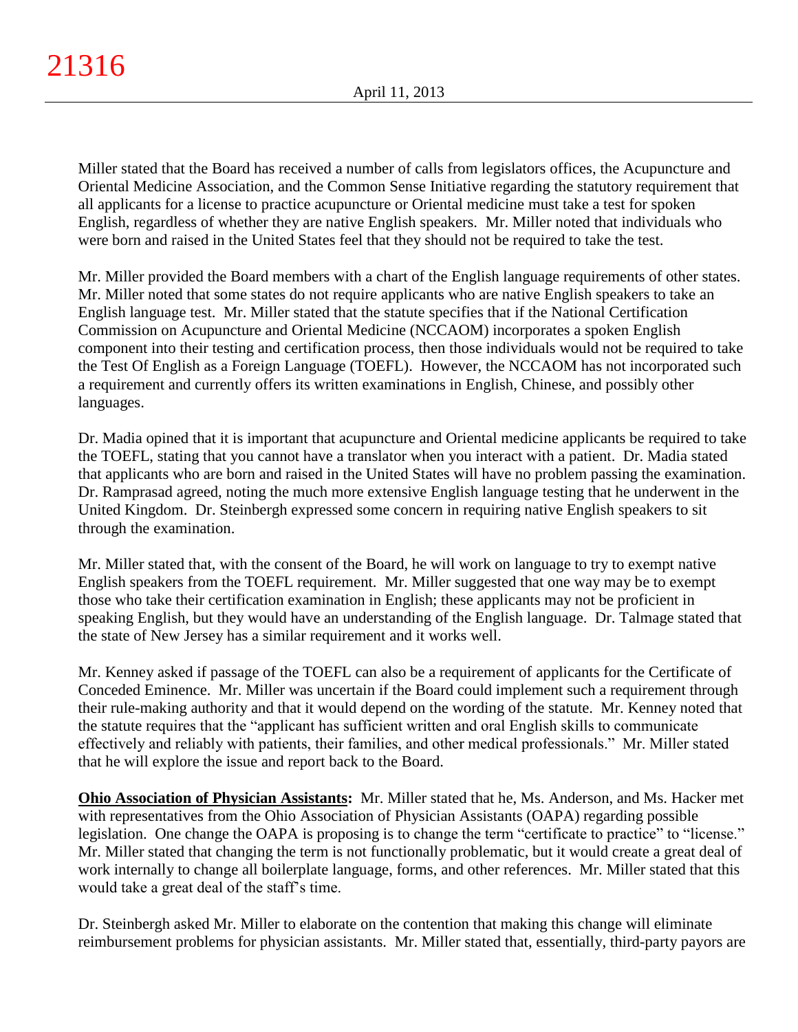Miller stated that the Board has received a number of calls from legislators offices, the Acupuncture and Oriental Medicine Association, and the Common Sense Initiative regarding the statutory requirement that all applicants for a license to practice acupuncture or Oriental medicine must take a test for spoken English, regardless of whether they are native English speakers. Mr. Miller noted that individuals who were born and raised in the United States feel that they should not be required to take the test.

Mr. Miller provided the Board members with a chart of the English language requirements of other states. Mr. Miller noted that some states do not require applicants who are native English speakers to take an English language test. Mr. Miller stated that the statute specifies that if the National Certification Commission on Acupuncture and Oriental Medicine (NCCAOM) incorporates a spoken English component into their testing and certification process, then those individuals would not be required to take the Test Of English as a Foreign Language (TOEFL). However, the NCCAOM has not incorporated such a requirement and currently offers its written examinations in English, Chinese, and possibly other languages.

Dr. Madia opined that it is important that acupuncture and Oriental medicine applicants be required to take the TOEFL, stating that you cannot have a translator when you interact with a patient. Dr. Madia stated that applicants who are born and raised in the United States will have no problem passing the examination. Dr. Ramprasad agreed, noting the much more extensive English language testing that he underwent in the United Kingdom. Dr. Steinbergh expressed some concern in requiring native English speakers to sit through the examination.

Mr. Miller stated that, with the consent of the Board, he will work on language to try to exempt native English speakers from the TOEFL requirement. Mr. Miller suggested that one way may be to exempt those who take their certification examination in English; these applicants may not be proficient in speaking English, but they would have an understanding of the English language. Dr. Talmage stated that the state of New Jersey has a similar requirement and it works well.

Mr. Kenney asked if passage of the TOEFL can also be a requirement of applicants for the Certificate of Conceded Eminence. Mr. Miller was uncertain if the Board could implement such a requirement through their rule-making authority and that it would depend on the wording of the statute. Mr. Kenney noted that the statute requires that the "applicant has sufficient written and oral English skills to communicate effectively and reliably with patients, their families, and other medical professionals." Mr. Miller stated that he will explore the issue and report back to the Board.

**Ohio Association of Physician Assistants:** Mr. Miller stated that he, Ms. Anderson, and Ms. Hacker met with representatives from the Ohio Association of Physician Assistants (OAPA) regarding possible legislation. One change the OAPA is proposing is to change the term "certificate to practice" to "license." Mr. Miller stated that changing the term is not functionally problematic, but it would create a great deal of work internally to change all boilerplate language, forms, and other references. Mr. Miller stated that this would take a great deal of the staff's time.

Dr. Steinbergh asked Mr. Miller to elaborate on the contention that making this change will eliminate reimbursement problems for physician assistants. Mr. Miller stated that, essentially, third-party payors are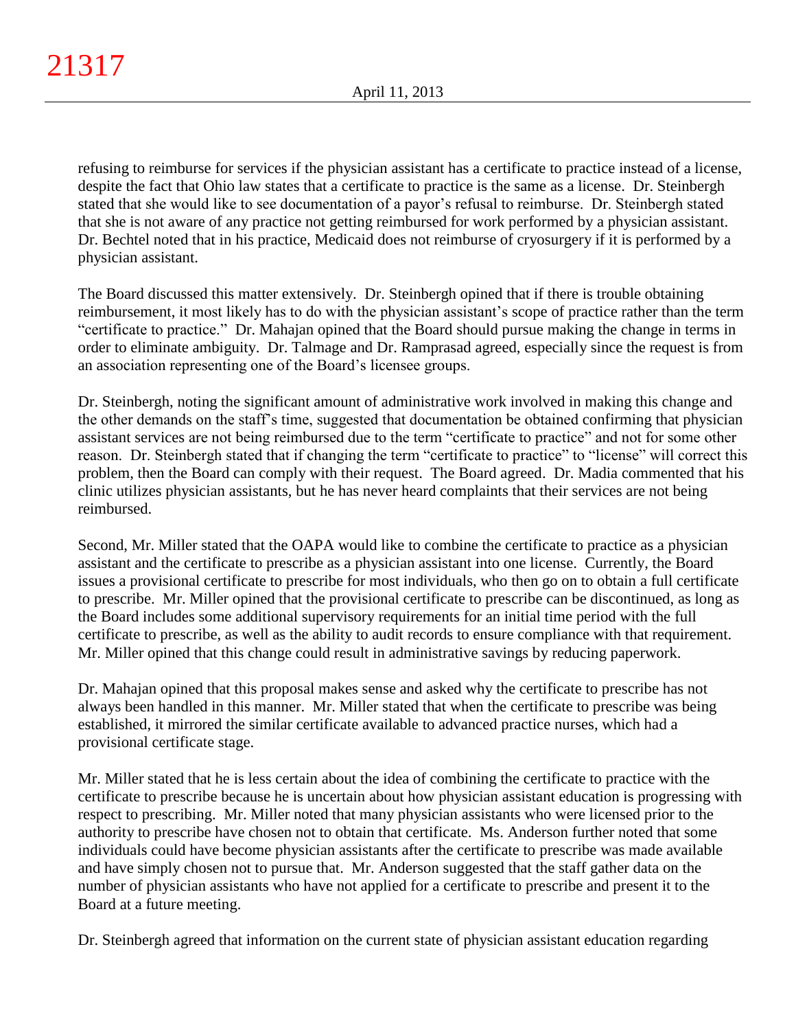refusing to reimburse for services if the physician assistant has a certificate to practice instead of a license, despite the fact that Ohio law states that a certificate to practice is the same as a license. Dr. Steinbergh stated that she would like to see documentation of a payor's refusal to reimburse. Dr. Steinbergh stated that she is not aware of any practice not getting reimbursed for work performed by a physician assistant. Dr. Bechtel noted that in his practice, Medicaid does not reimburse of cryosurgery if it is performed by a physician assistant.

The Board discussed this matter extensively. Dr. Steinbergh opined that if there is trouble obtaining reimbursement, it most likely has to do with the physician assistant's scope of practice rather than the term "certificate to practice." Dr. Mahajan opined that the Board should pursue making the change in terms in order to eliminate ambiguity. Dr. Talmage and Dr. Ramprasad agreed, especially since the request is from an association representing one of the Board's licensee groups.

Dr. Steinbergh, noting the significant amount of administrative work involved in making this change and the other demands on the staff's time, suggested that documentation be obtained confirming that physician assistant services are not being reimbursed due to the term "certificate to practice" and not for some other reason. Dr. Steinbergh stated that if changing the term "certificate to practice" to "license" will correct this problem, then the Board can comply with their request. The Board agreed. Dr. Madia commented that his clinic utilizes physician assistants, but he has never heard complaints that their services are not being reimbursed.

Second, Mr. Miller stated that the OAPA would like to combine the certificate to practice as a physician assistant and the certificate to prescribe as a physician assistant into one license. Currently, the Board issues a provisional certificate to prescribe for most individuals, who then go on to obtain a full certificate to prescribe. Mr. Miller opined that the provisional certificate to prescribe can be discontinued, as long as the Board includes some additional supervisory requirements for an initial time period with the full certificate to prescribe, as well as the ability to audit records to ensure compliance with that requirement. Mr. Miller opined that this change could result in administrative savings by reducing paperwork.

Dr. Mahajan opined that this proposal makes sense and asked why the certificate to prescribe has not always been handled in this manner. Mr. Miller stated that when the certificate to prescribe was being established, it mirrored the similar certificate available to advanced practice nurses, which had a provisional certificate stage.

Mr. Miller stated that he is less certain about the idea of combining the certificate to practice with the certificate to prescribe because he is uncertain about how physician assistant education is progressing with respect to prescribing. Mr. Miller noted that many physician assistants who were licensed prior to the authority to prescribe have chosen not to obtain that certificate. Ms. Anderson further noted that some individuals could have become physician assistants after the certificate to prescribe was made available and have simply chosen not to pursue that. Mr. Anderson suggested that the staff gather data on the number of physician assistants who have not applied for a certificate to prescribe and present it to the Board at a future meeting.

Dr. Steinbergh agreed that information on the current state of physician assistant education regarding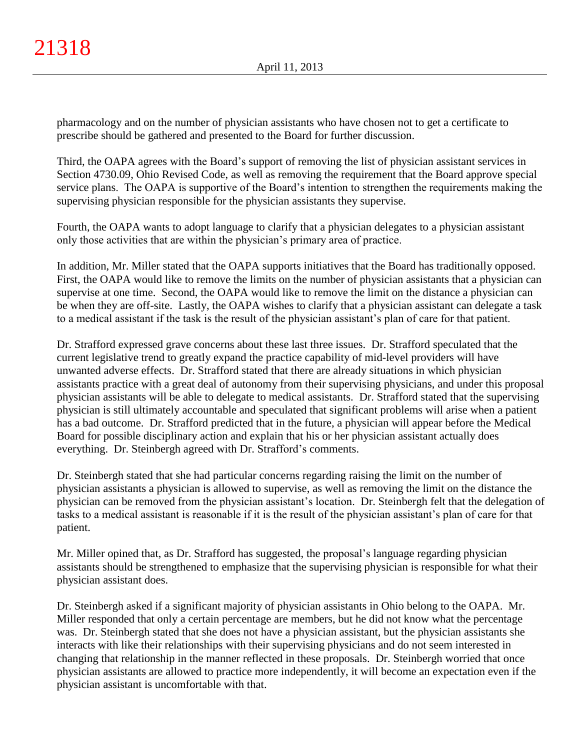pharmacology and on the number of physician assistants who have chosen not to get a certificate to prescribe should be gathered and presented to the Board for further discussion.

Third, the OAPA agrees with the Board's support of removing the list of physician assistant services in Section 4730.09, Ohio Revised Code, as well as removing the requirement that the Board approve special service plans. The OAPA is supportive of the Board's intention to strengthen the requirements making the supervising physician responsible for the physician assistants they supervise.

Fourth, the OAPA wants to adopt language to clarify that a physician delegates to a physician assistant only those activities that are within the physician's primary area of practice.

In addition, Mr. Miller stated that the OAPA supports initiatives that the Board has traditionally opposed. First, the OAPA would like to remove the limits on the number of physician assistants that a physician can supervise at one time. Second, the OAPA would like to remove the limit on the distance a physician can be when they are off-site. Lastly, the OAPA wishes to clarify that a physician assistant can delegate a task to a medical assistant if the task is the result of the physician assistant's plan of care for that patient.

Dr. Strafford expressed grave concerns about these last three issues. Dr. Strafford speculated that the current legislative trend to greatly expand the practice capability of mid-level providers will have unwanted adverse effects. Dr. Strafford stated that there are already situations in which physician assistants practice with a great deal of autonomy from their supervising physicians, and under this proposal physician assistants will be able to delegate to medical assistants. Dr. Strafford stated that the supervising physician is still ultimately accountable and speculated that significant problems will arise when a patient has a bad outcome. Dr. Strafford predicted that in the future, a physician will appear before the Medical Board for possible disciplinary action and explain that his or her physician assistant actually does everything. Dr. Steinbergh agreed with Dr. Strafford's comments.

Dr. Steinbergh stated that she had particular concerns regarding raising the limit on the number of physician assistants a physician is allowed to supervise, as well as removing the limit on the distance the physician can be removed from the physician assistant's location. Dr. Steinbergh felt that the delegation of tasks to a medical assistant is reasonable if it is the result of the physician assistant's plan of care for that patient.

Mr. Miller opined that, as Dr. Strafford has suggested, the proposal's language regarding physician assistants should be strengthened to emphasize that the supervising physician is responsible for what their physician assistant does.

Dr. Steinbergh asked if a significant majority of physician assistants in Ohio belong to the OAPA. Mr. Miller responded that only a certain percentage are members, but he did not know what the percentage was. Dr. Steinbergh stated that she does not have a physician assistant, but the physician assistants she interacts with like their relationships with their supervising physicians and do not seem interested in changing that relationship in the manner reflected in these proposals. Dr. Steinbergh worried that once physician assistants are allowed to practice more independently, it will become an expectation even if the physician assistant is uncomfortable with that.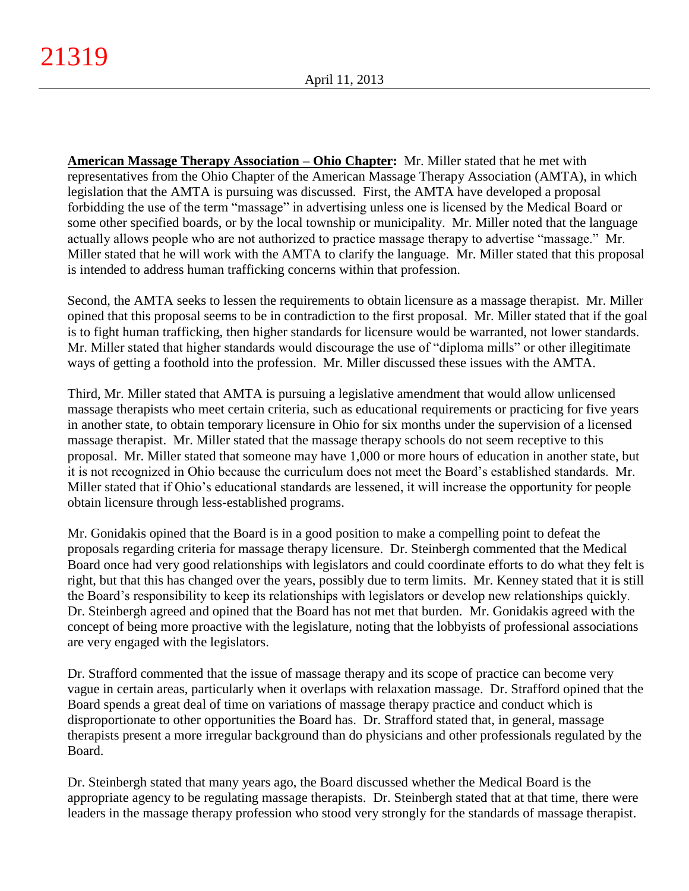**American Massage Therapy Association – Ohio Chapter:** Mr. Miller stated that he met with representatives from the Ohio Chapter of the American Massage Therapy Association (AMTA), in which legislation that the AMTA is pursuing was discussed. First, the AMTA have developed a proposal forbidding the use of the term "massage" in advertising unless one is licensed by the Medical Board or some other specified boards, or by the local township or municipality. Mr. Miller noted that the language actually allows people who are not authorized to practice massage therapy to advertise "massage." Mr. Miller stated that he will work with the AMTA to clarify the language. Mr. Miller stated that this proposal is intended to address human trafficking concerns within that profession.

Second, the AMTA seeks to lessen the requirements to obtain licensure as a massage therapist. Mr. Miller opined that this proposal seems to be in contradiction to the first proposal. Mr. Miller stated that if the goal is to fight human trafficking, then higher standards for licensure would be warranted, not lower standards. Mr. Miller stated that higher standards would discourage the use of "diploma mills" or other illegitimate ways of getting a foothold into the profession. Mr. Miller discussed these issues with the AMTA.

Third, Mr. Miller stated that AMTA is pursuing a legislative amendment that would allow unlicensed massage therapists who meet certain criteria, such as educational requirements or practicing for five years in another state, to obtain temporary licensure in Ohio for six months under the supervision of a licensed massage therapist. Mr. Miller stated that the massage therapy schools do not seem receptive to this proposal. Mr. Miller stated that someone may have 1,000 or more hours of education in another state, but it is not recognized in Ohio because the curriculum does not meet the Board's established standards. Mr. Miller stated that if Ohio's educational standards are lessened, it will increase the opportunity for people obtain licensure through less-established programs.

Mr. Gonidakis opined that the Board is in a good position to make a compelling point to defeat the proposals regarding criteria for massage therapy licensure. Dr. Steinbergh commented that the Medical Board once had very good relationships with legislators and could coordinate efforts to do what they felt is right, but that this has changed over the years, possibly due to term limits. Mr. Kenney stated that it is still the Board's responsibility to keep its relationships with legislators or develop new relationships quickly. Dr. Steinbergh agreed and opined that the Board has not met that burden. Mr. Gonidakis agreed with the concept of being more proactive with the legislature, noting that the lobbyists of professional associations are very engaged with the legislators.

Dr. Strafford commented that the issue of massage therapy and its scope of practice can become very vague in certain areas, particularly when it overlaps with relaxation massage. Dr. Strafford opined that the Board spends a great deal of time on variations of massage therapy practice and conduct which is disproportionate to other opportunities the Board has. Dr. Strafford stated that, in general, massage therapists present a more irregular background than do physicians and other professionals regulated by the Board.

Dr. Steinbergh stated that many years ago, the Board discussed whether the Medical Board is the appropriate agency to be regulating massage therapists. Dr. Steinbergh stated that at that time, there were leaders in the massage therapy profession who stood very strongly for the standards of massage therapist.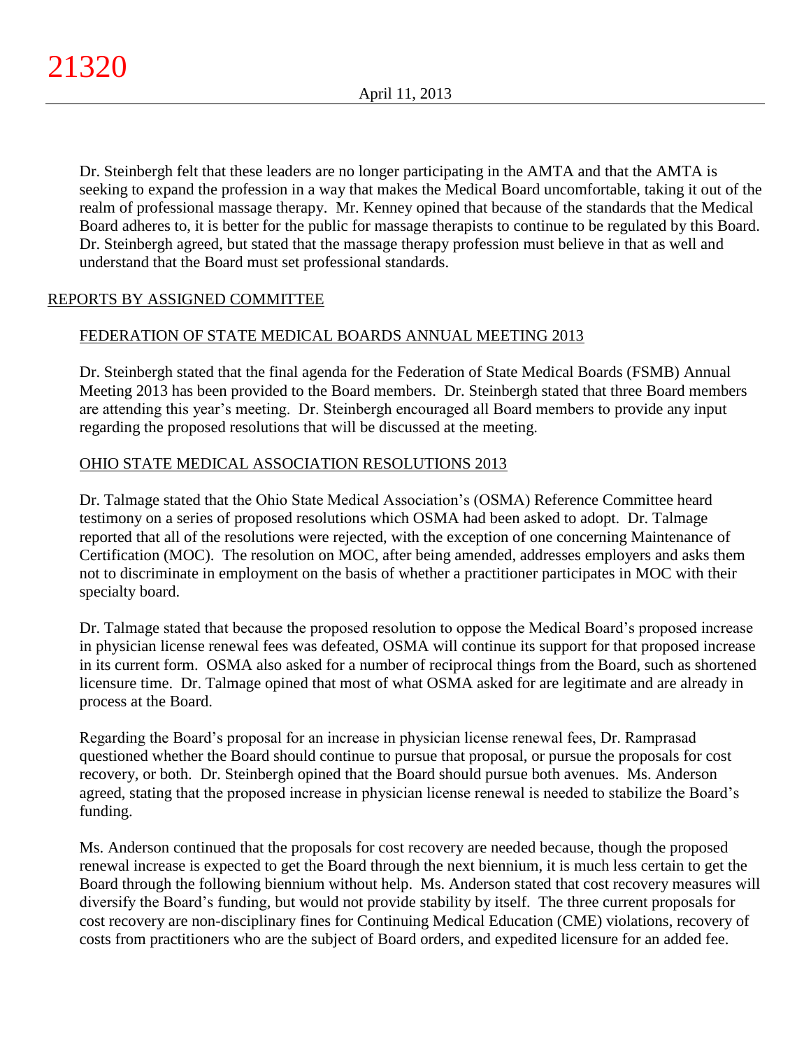Dr. Steinbergh felt that these leaders are no longer participating in the AMTA and that the AMTA is seeking to expand the profession in a way that makes the Medical Board uncomfortable, taking it out of the realm of professional massage therapy. Mr. Kenney opined that because of the standards that the Medical Board adheres to, it is better for the public for massage therapists to continue to be regulated by this Board. Dr. Steinbergh agreed, but stated that the massage therapy profession must believe in that as well and understand that the Board must set professional standards.

## REPORTS BY ASSIGNED COMMITTEE

### FEDERATION OF STATE MEDICAL BOARDS ANNUAL MEETING 2013

Dr. Steinbergh stated that the final agenda for the Federation of State Medical Boards (FSMB) Annual Meeting 2013 has been provided to the Board members. Dr. Steinbergh stated that three Board members are attending this year's meeting. Dr. Steinbergh encouraged all Board members to provide any input regarding the proposed resolutions that will be discussed at the meeting.

### OHIO STATE MEDICAL ASSOCIATION RESOLUTIONS 2013

Dr. Talmage stated that the Ohio State Medical Association's (OSMA) Reference Committee heard testimony on a series of proposed resolutions which OSMA had been asked to adopt. Dr. Talmage reported that all of the resolutions were rejected, with the exception of one concerning Maintenance of Certification (MOC). The resolution on MOC, after being amended, addresses employers and asks them not to discriminate in employment on the basis of whether a practitioner participates in MOC with their specialty board.

Dr. Talmage stated that because the proposed resolution to oppose the Medical Board's proposed increase in physician license renewal fees was defeated, OSMA will continue its support for that proposed increase in its current form. OSMA also asked for a number of reciprocal things from the Board, such as shortened licensure time. Dr. Talmage opined that most of what OSMA asked for are legitimate and are already in process at the Board.

Regarding the Board's proposal for an increase in physician license renewal fees, Dr. Ramprasad questioned whether the Board should continue to pursue that proposal, or pursue the proposals for cost recovery, or both. Dr. Steinbergh opined that the Board should pursue both avenues. Ms. Anderson agreed, stating that the proposed increase in physician license renewal is needed to stabilize the Board's funding.

Ms. Anderson continued that the proposals for cost recovery are needed because, though the proposed renewal increase is expected to get the Board through the next biennium, it is much less certain to get the Board through the following biennium without help. Ms. Anderson stated that cost recovery measures will diversify the Board's funding, but would not provide stability by itself. The three current proposals for cost recovery are non-disciplinary fines for Continuing Medical Education (CME) violations, recovery of costs from practitioners who are the subject of Board orders, and expedited licensure for an added fee.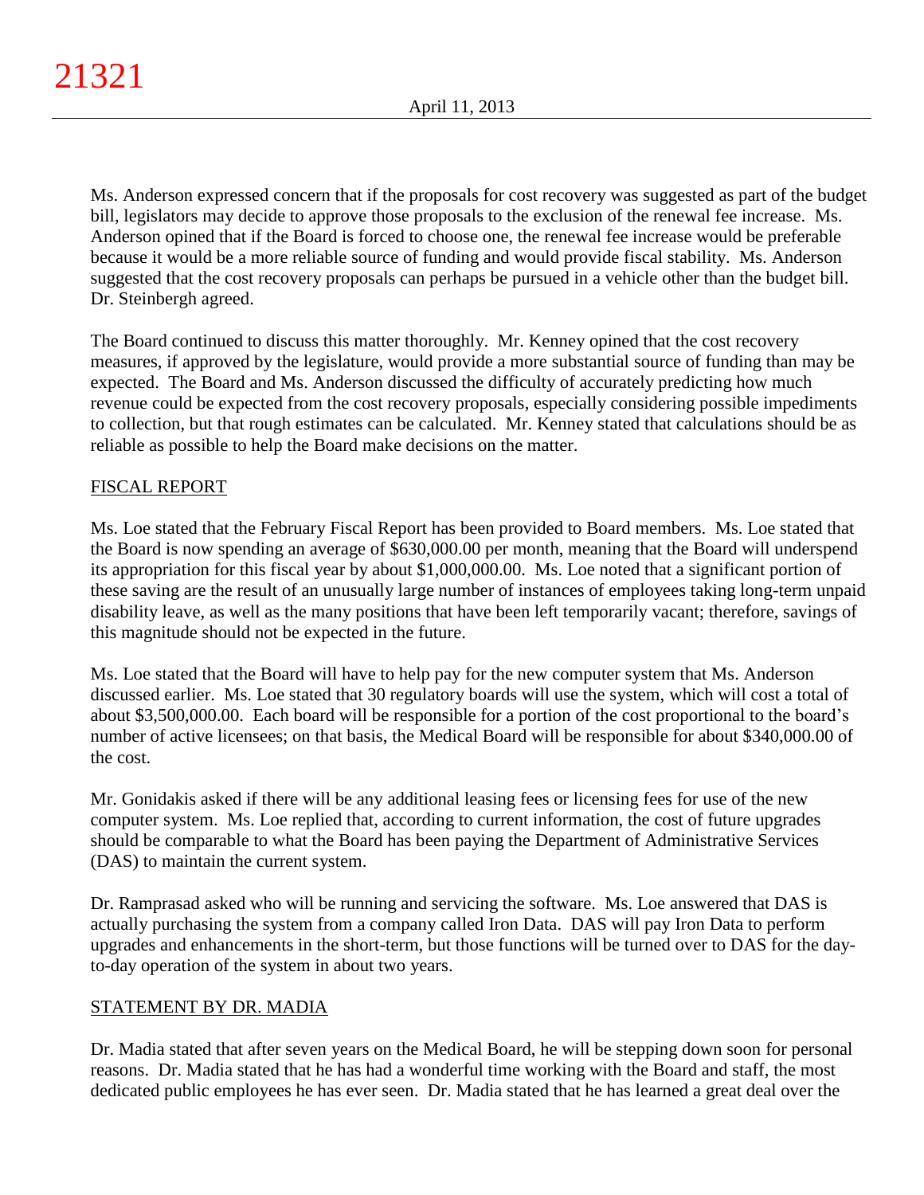Ms. Anderson expressed concern that if the proposals for cost recovery was suggested as part of the budget bill, legislators may decide to approve those proposals to the exclusion of the renewal fee increase. Ms. Anderson opined that if the Board is forced to choose one, the renewal fee increase would be preferable because it would be a more reliable source of funding and would provide fiscal stability. Ms. Anderson suggested that the cost recovery proposals can perhaps be pursued in a vehicle other than the budget bill. Dr. Steinbergh agreed.

The Board continued to discuss this matter thoroughly. Mr. Kenney opined that the cost recovery measures, if approved by the legislature, would provide a more substantial source of funding than may be expected. The Board and Ms. Anderson discussed the difficulty of accurately predicting how much revenue could be expected from the cost recovery proposals, especially considering possible impediments to collection, but that rough estimates can be calculated. Mr. Kenney stated that calculations should be as reliable as possible to help the Board make decisions on the matter.

## FISCAL REPORT

Ms. Loe stated that the February Fiscal Report has been provided to Board members. Ms. Loe stated that the Board is now spending an average of $630,000.00 per month, meaning that the Board will underspend its appropriation for this fiscal year by about $1,000,000.00. Ms. Loe noted that a significant portion of these saving are the result of an unusually large number of instances of employees taking long-term unpaid disability leave, as well as the many positions that have been left temporarily vacant; therefore, savings of this magnitude should not be expected in the future.

Ms. Loe stated that the Board will have to help pay for the new computer system that Ms. Anderson discussed earlier. Ms. Loe stated that 30 regulatory boards will use the system, which will cost a total of about $3,500,000.00. Each board will be responsible for a portion of the cost proportional to the board's number of active licensees; on that basis, the Medical Board will be responsible for about $340,000.00 of the cost.

Mr. Gonidakis asked if there will be any additional leasing fees or licensing fees for use of the new computer system. Ms. Loe replied that, according to current information, the cost of future upgrades should be comparable to what the Board has been paying the Department of Administrative Services (DAS) to maintain the current system.

Dr. Ramprasad asked who will be running and servicing the software. Ms. Loe answered that DAS is actually purchasing the system from a company called Iron Data. DAS will pay Iron Data to perform upgrades and enhancements in the short-term, but those functions will be turned over to DAS for the day-to-day operation of the system in about two years.

## STATEMENT BY DR. MADIA

Dr. Madia stated that after seven years on the Medical Board, he will be stepping down soon for personal reasons. Dr. Madia stated that he has had a wonderful time working with the Board and staff, the most dedicated public employees he has ever seen. Dr. Madia stated that he has learned a great deal over the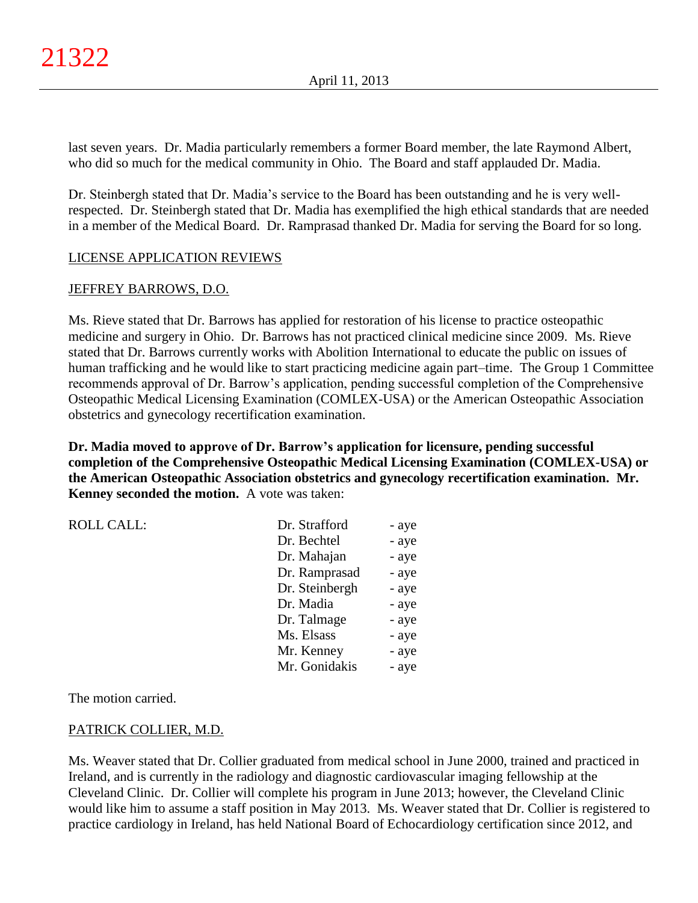last seven years. Dr. Madia particularly remembers a former Board member, the late Raymond Albert, who did so much for the medical community in Ohio. The Board and staff applauded Dr. Madia.

Dr. Steinbergh stated that Dr. Madia's service to the Board has been outstanding and he is very well-respected. Dr. Steinbergh stated that Dr. Madia has exemplified the high ethical standards that are needed in a member of the Medical Board. Dr. Ramprasad thanked Dr. Madia for serving the Board for so long.

LICENSE APPLICATION REVIEWS

JEFFREY BARROWS, D.O.

Ms. Rieve stated that Dr. Barrows has applied for restoration of his license to practice osteopathic medicine and surgery in Ohio. Dr. Barrows has not practiced clinical medicine since 2009. Ms. Rieve stated that Dr. Barrows currently works with Abolition International to educate the public on issues of human trafficking and he would like to start practicing medicine again part–time. The Group 1 Committee recommends approval of Dr. Barrow's application, pending successful completion of the Comprehensive Osteopathic Medical Licensing Examination (COMLEX-USA) or the American Osteopathic Association obstetrics and gynecology recertification examination.

**Dr. Madia moved to approve of Dr. Barrow's application for licensure, pending successful completion of the Comprehensive Osteopathic Medical Licensing Examination (COMLEX-USA) or the American Osteopathic Association obstetrics and gynecology recertification examination. Mr. Kenney seconded the motion.** A vote was taken:

| ROLL CALL: | Dr. Strafford | - aye |
|---|---|---|
| | Dr. Bechtel | - aye |
| | Dr. Mahajan | - aye |
| | Dr. Ramprasad | - aye |
| | Dr. Steinbergh | - aye |
| | Dr. Madia | - aye |
| | Dr. Talmage | - aye |
| | Ms. Elsass | - aye |
| | Mr. Kenney | - aye |
| | Mr. Gonidakis | - aye |

The motion carried.

PATRICK COLLIER, M.D.

Ms. Weaver stated that Dr. Collier graduated from medical school in June 2000, trained and practiced in Ireland, and is currently in the radiology and diagnostic cardiovascular imaging fellowship at the Cleveland Clinic. Dr. Collier will complete his program in June 2013; however, the Cleveland Clinic would like him to assume a staff position in May 2013. Ms. Weaver stated that Dr. Collier is registered to practice cardiology in Ireland, has held National Board of Echocardiology certification since 2012, and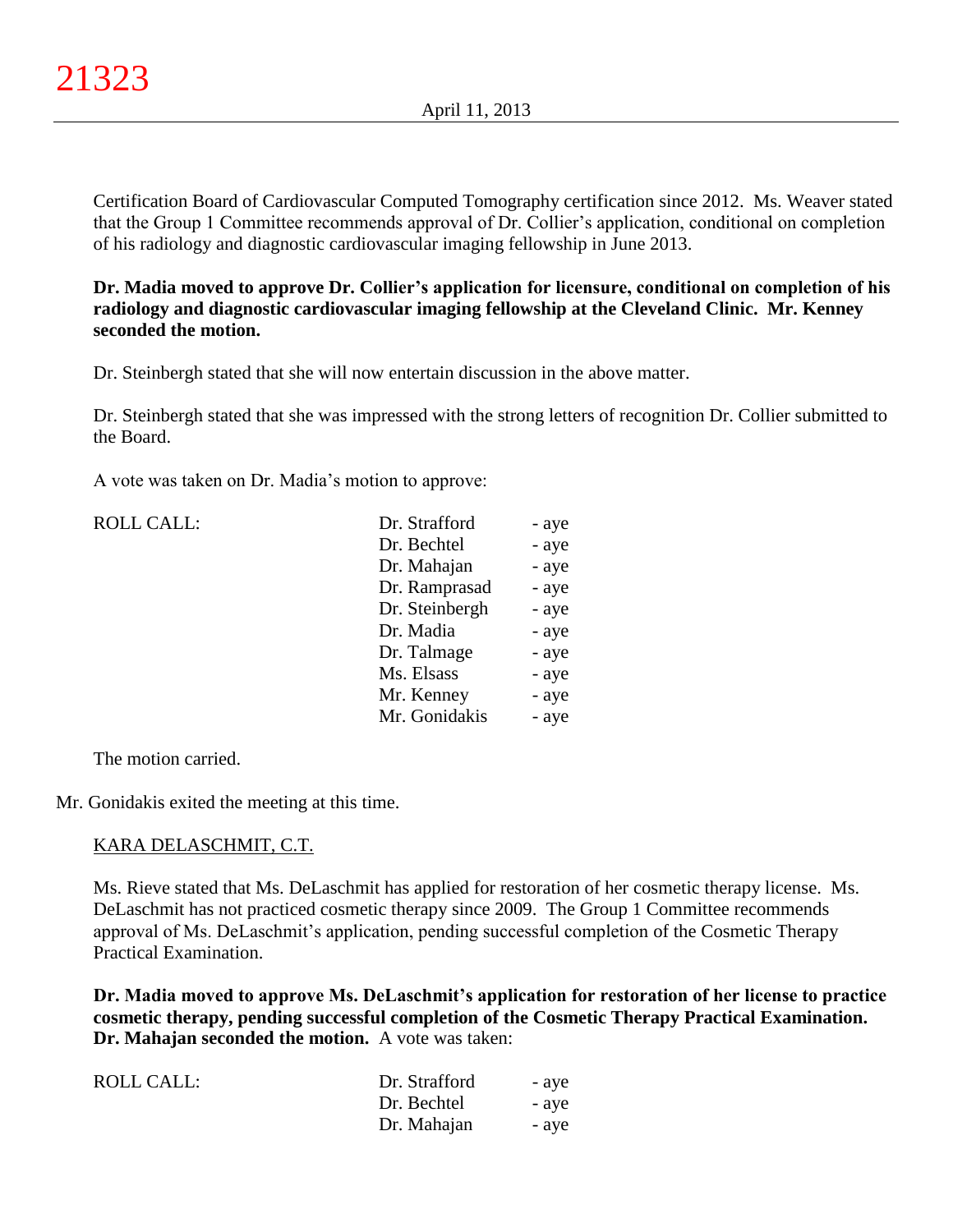Certification Board of Cardiovascular Computed Tomography certification since 2012. Ms. Weaver stated that the Group 1 Committee recommends approval of Dr. Collier's application, conditional on completion of his radiology and diagnostic cardiovascular imaging fellowship in June 2013.

**Dr. Madia moved to approve Dr. Collier's application for licensure, conditional on completion of his radiology and diagnostic cardiovascular imaging fellowship at the Cleveland Clinic. Mr. Kenney seconded the motion.**

Dr. Steinbergh stated that she will now entertain discussion in the above matter.

Dr. Steinbergh stated that she was impressed with the strong letters of recognition Dr. Collier submitted to the Board.

A vote was taken on Dr. Madia's motion to approve:

| ROLL CALL: | | |
|---|---|---|
| | Dr. Strafford | - aye |
| | Dr. Bechtel | - aye |
| | Dr. Mahajan | - aye |
| | Dr. Ramprasad | - aye |
| | Dr. Steinbergh | - aye |
| | Dr. Madia | - aye |
| | Dr. Talmage | - aye |
| | Ms. Elsass | - aye |
| | Mr. Kenney | - aye |
| | Mr. Gonidakis | - aye |

The motion carried.

Mr. Gonidakis exited the meeting at this time.

KARA DELASCHMIT, C.T.

Ms. Rieve stated that Ms. DeLaschmit has applied for restoration of her cosmetic therapy license. Ms. DeLaschmit has not practiced cosmetic therapy since 2009. The Group 1 Committee recommends approval of Ms. DeLaschmit's application, pending successful completion of the Cosmetic Therapy Practical Examination.

**Dr. Madia moved to approve Ms. DeLaschmit's application for restoration of her license to practice cosmetic therapy, pending successful completion of the Cosmetic Therapy Practical Examination. Dr. Mahajan seconded the motion.** A vote was taken:

| ROLL CALL: | | |
|---|---|---|
| | Dr. Strafford | - aye |
| | Dr. Bechtel | - aye |
| | Dr. Mahajan | - aye |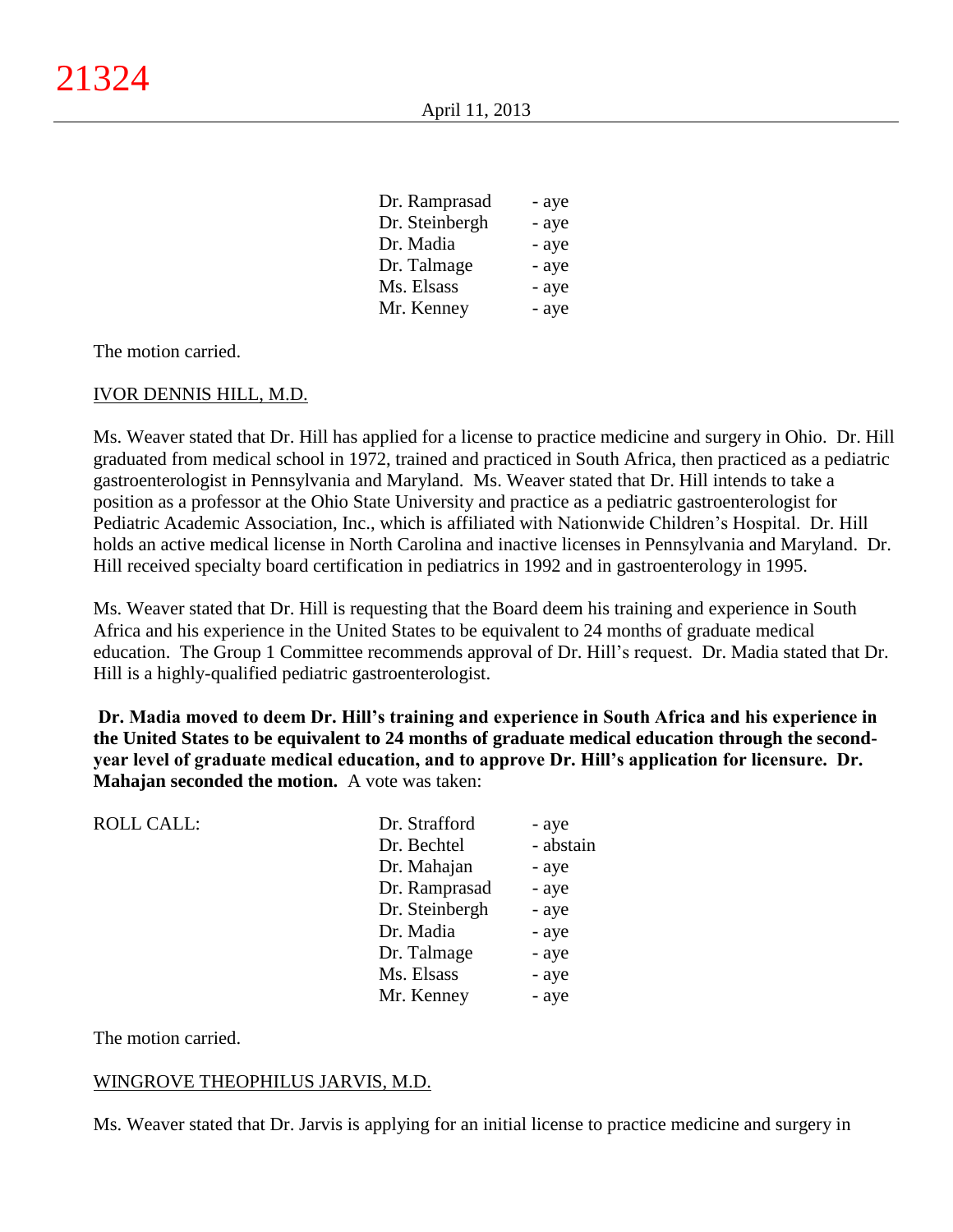| | | |
|---|---|---|
| | Dr. Ramprasad | - aye |
| | Dr. Steinbergh | - aye |
| | Dr. Madia | - aye |
| | Dr. Talmage | - aye |
| | Ms. Elsass | - aye |
| | Mr. Kenney | - aye |

The motion carried.

IVOR DENNIS HILL, M.D.

Ms. Weaver stated that Dr. Hill has applied for a license to practice medicine and surgery in Ohio. Dr. Hill graduated from medical school in 1972, trained and practiced in South Africa, then practiced as a pediatric gastroenterologist in Pennsylvania and Maryland. Ms. Weaver stated that Dr. Hill intends to take a position as a professor at the Ohio State University and practice as a pediatric gastroenterologist for Pediatric Academic Association, Inc., which is affiliated with Nationwide Children's Hospital. Dr. Hill holds an active medical license in North Carolina and inactive licenses in Pennsylvania and Maryland. Dr. Hill received specialty board certification in pediatrics in 1992 and in gastroenterology in 1995.

Ms. Weaver stated that Dr. Hill is requesting that the Board deem his training and experience in South Africa and his experience in the United States to be equivalent to 24 months of graduate medical education. The Group 1 Committee recommends approval of Dr. Hill's request. Dr. Madia stated that Dr. Hill is a highly-qualified pediatric gastroenterologist.

**Dr. Madia moved to deem Dr. Hill's training and experience in South Africa and his experience in the United States to be equivalent to 24 months of graduate medical education through the second-year level of graduate medical education, and to approve Dr. Hill's application for licensure. Dr. Mahajan seconded the motion.** A vote was taken:

| | | |
|---|---|---|
| ROLL CALL: | Dr. Strafford | - aye |
| | Dr. Bechtel | - abstain |
| | Dr. Mahajan | - aye |
| | Dr. Ramprasad | - aye |
| | Dr. Steinbergh | - aye |
| | Dr. Madia | - aye |
| | Dr. Talmage | - aye |
| | Ms. Elsass | - aye |
| | Mr. Kenney | - aye |

The motion carried.

WINGROVE THEOPHILUS JARVIS, M.D.

Ms. Weaver stated that Dr. Jarvis is applying for an initial license to practice medicine and surgery in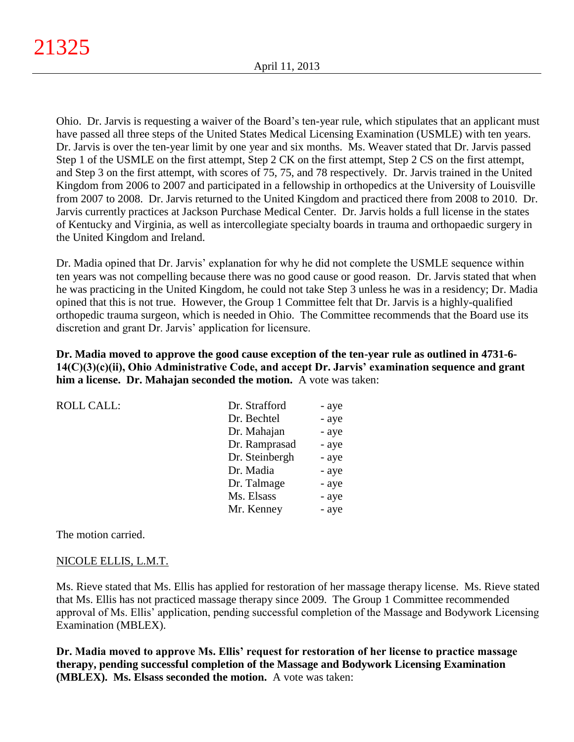Ohio. Dr. Jarvis is requesting a waiver of the Board's ten-year rule, which stipulates that an applicant must have passed all three steps of the United States Medical Licensing Examination (USMLE) with ten years. Dr. Jarvis is over the ten-year limit by one year and six months. Ms. Weaver stated that Dr. Jarvis passed Step 1 of the USMLE on the first attempt, Step 2 CK on the first attempt, Step 2 CS on the first attempt, and Step 3 on the first attempt, with scores of 75, 75, and 78 respectively. Dr. Jarvis trained in the United Kingdom from 2006 to 2007 and participated in a fellowship in orthopedics at the University of Louisville from 2007 to 2008. Dr. Jarvis returned to the United Kingdom and practiced there from 2008 to 2010. Dr. Jarvis currently practices at Jackson Purchase Medical Center. Dr. Jarvis holds a full license in the states of Kentucky and Virginia, as well as intercollegiate specialty boards in trauma and orthopaedic surgery in the United Kingdom and Ireland.

Dr. Madia opined that Dr. Jarvis' explanation for why he did not complete the USMLE sequence within ten years was not compelling because there was no good cause or good reason. Dr. Jarvis stated that when he was practicing in the United Kingdom, he could not take Step 3 unless he was in a residency; Dr. Madia opined that this is not true. However, the Group 1 Committee felt that Dr. Jarvis is a highly-qualified orthopedic trauma surgeon, which is needed in Ohio. The Committee recommends that the Board use its discretion and grant Dr. Jarvis' application for licensure.

**Dr. Madia moved to approve the good cause exception of the ten-year rule as outlined in 4731-6-14(C)(3)(c)(ii), Ohio Administrative Code, and accept Dr. Jarvis' examination sequence and grant him a license. Dr. Mahajan seconded the motion.** A vote was taken:

| ROLL CALL: | | |
|---|---|---|
| | Dr. Strafford | - aye |
| | Dr. Bechtel | - aye |
| | Dr. Mahajan | - aye |
| | Dr. Ramprasad | - aye |
| | Dr. Steinbergh | - aye |
| | Dr. Madia | - aye |
| | Dr. Talmage | - aye |
| | Ms. Elsass | - aye |
| | Mr. Kenney | - aye |

The motion carried.

NICOLE ELLIS, L.M.T.

Ms. Rieve stated that Ms. Ellis has applied for restoration of her massage therapy license. Ms. Rieve stated that Ms. Ellis has not practiced massage therapy since 2009. The Group 1 Committee recommended approval of Ms. Ellis' application, pending successful completion of the Massage and Bodywork Licensing Examination (MBLEX).

**Dr. Madia moved to approve Ms. Ellis' request for restoration of her license to practice massage therapy, pending successful completion of the Massage and Bodywork Licensing Examination (MBLEX). Ms. Elsass seconded the motion.** A vote was taken: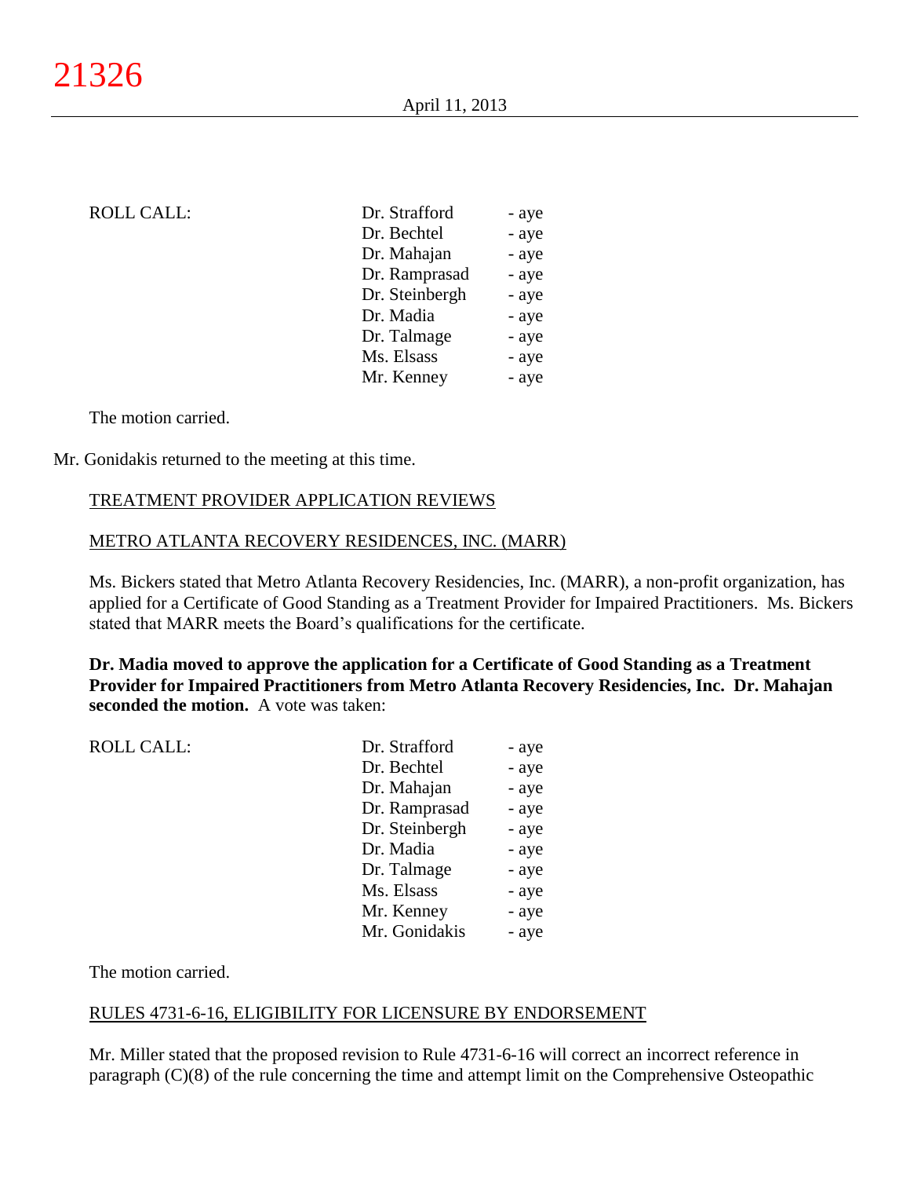| ROLL CALL: | Dr. Strafford | - aye |
|---|---|---|
| | Dr. Bechtel | - aye |
| | Dr. Mahajan | - aye |
| | Dr. Ramprasad | - aye |
| | Dr. Steinbergh | - aye |
| | Dr. Madia | - aye |
| | Dr. Talmage | - aye |
| | Ms. Elsass | - aye |
| | Mr. Kenney | - aye |

The motion carried.

Mr. Gonidakis returned to the meeting at this time.

TREATMENT PROVIDER APPLICATION REVIEWS

METRO ATLANTA RECOVERY RESIDENCES, INC. (MARR)

Ms. Bickers stated that Metro Atlanta Recovery Residencies, Inc. (MARR), a non-profit organization, has applied for a Certificate of Good Standing as a Treatment Provider for Impaired Practitioners. Ms. Bickers stated that MARR meets the Board's qualifications for the certificate.

**Dr. Madia moved to approve the application for a Certificate of Good Standing as a Treatment Provider for Impaired Practitioners from Metro Atlanta Recovery Residencies, Inc. Dr. Mahajan seconded the motion.** A vote was taken:

| ROLL CALL: | Dr. Strafford | - aye |
|---|---|---|
| | Dr. Bechtel | - aye |
| | Dr. Mahajan | - aye |
| | Dr. Ramprasad | - aye |
| | Dr. Steinbergh | - aye |
| | Dr. Madia | - aye |
| | Dr. Talmage | - aye |
| | Ms. Elsass | - aye |
| | Mr. Kenney | - aye |
| | Mr. Gonidakis | - aye |

The motion carried.

RULES 4731-6-16, ELIGIBILITY FOR LICENSURE BY ENDORSEMENT

Mr. Miller stated that the proposed revision to Rule 4731-6-16 will correct an incorrect reference in paragraph (C)(8) of the rule concerning the time and attempt limit on the Comprehensive Osteopathic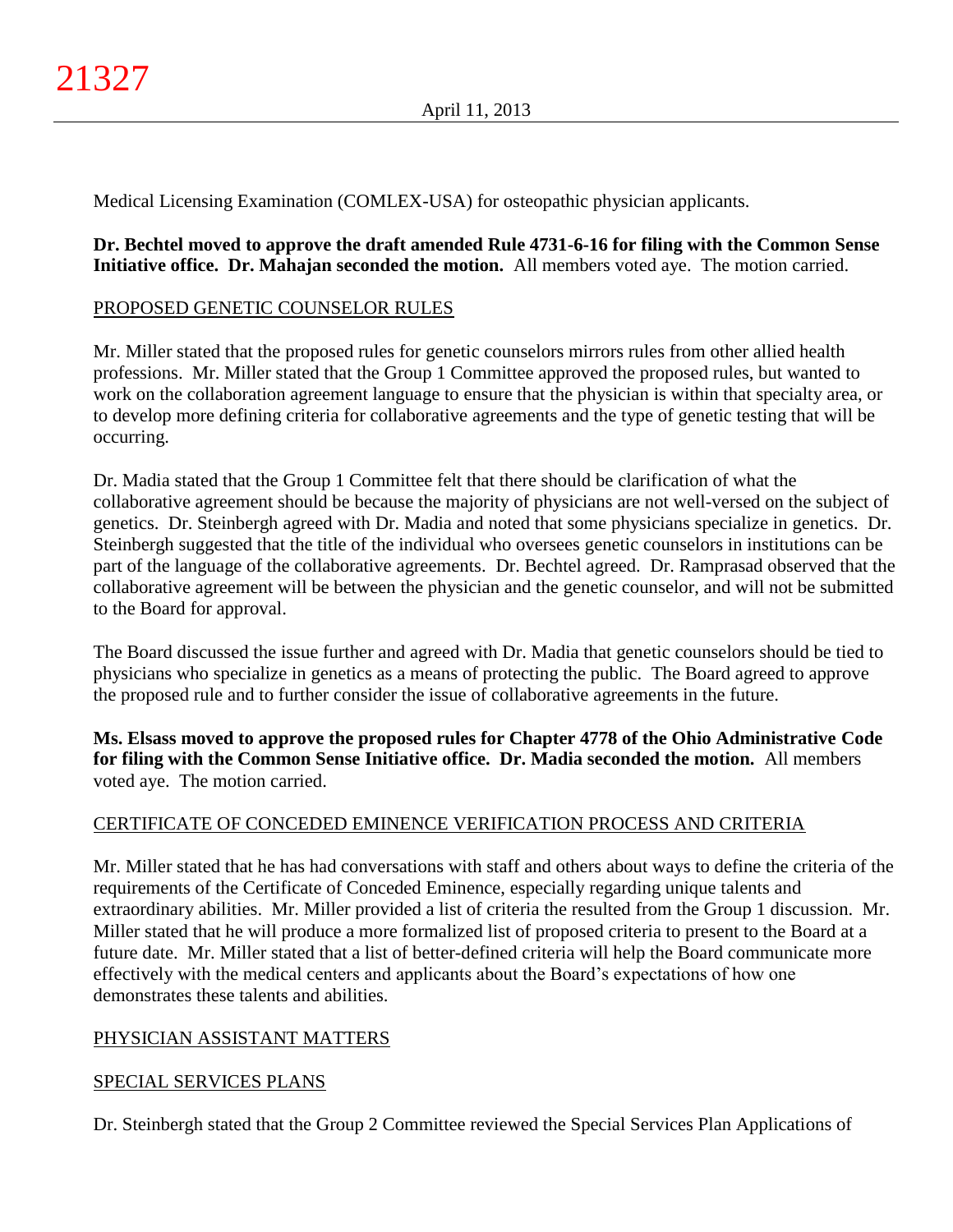Medical Licensing Examination (COMLEX-USA) for osteopathic physician applicants.

**Dr. Bechtel moved to approve the draft amended Rule 4731-6-16 for filing with the Common Sense Initiative office. Dr. Mahajan seconded the motion.** All members voted aye. The motion carried.

PROPOSED GENETIC COUNSELOR RULES

Mr. Miller stated that the proposed rules for genetic counselors mirrors rules from other allied health professions. Mr. Miller stated that the Group 1 Committee approved the proposed rules, but wanted to work on the collaboration agreement language to ensure that the physician is within that specialty area, or to develop more defining criteria for collaborative agreements and the type of genetic testing that will be occurring.

Dr. Madia stated that the Group 1 Committee felt that there should be clarification of what the collaborative agreement should be because the majority of physicians are not well-versed on the subject of genetics. Dr. Steinbergh agreed with Dr. Madia and noted that some physicians specialize in genetics. Dr. Steinbergh suggested that the title of the individual who oversees genetic counselors in institutions can be part of the language of the collaborative agreements. Dr. Bechtel agreed. Dr. Ramprasad observed that the collaborative agreement will be between the physician and the genetic counselor, and will not be submitted to the Board for approval.

The Board discussed the issue further and agreed with Dr. Madia that genetic counselors should be tied to physicians who specialize in genetics as a means of protecting the public. The Board agreed to approve the proposed rule and to further consider the issue of collaborative agreements in the future.

**Ms. Elsass moved to approve the proposed rules for Chapter 4778 of the Ohio Administrative Code for filing with the Common Sense Initiative office. Dr. Madia seconded the motion.** All members voted aye. The motion carried.

CERTIFICATE OF CONCEDED EMINENCE VERIFICATION PROCESS AND CRITERIA

Mr. Miller stated that he has had conversations with staff and others about ways to define the criteria of the requirements of the Certificate of Conceded Eminence, especially regarding unique talents and extraordinary abilities. Mr. Miller provided a list of criteria the resulted from the Group 1 discussion. Mr. Miller stated that he will produce a more formalized list of proposed criteria to present to the Board at a future date. Mr. Miller stated that a list of better-defined criteria will help the Board communicate more effectively with the medical centers and applicants about the Board's expectations of how one demonstrates these talents and abilities.

PHYSICIAN ASSISTANT MATTERS

SPECIAL SERVICES PLANS

Dr. Steinbergh stated that the Group 2 Committee reviewed the Special Services Plan Applications of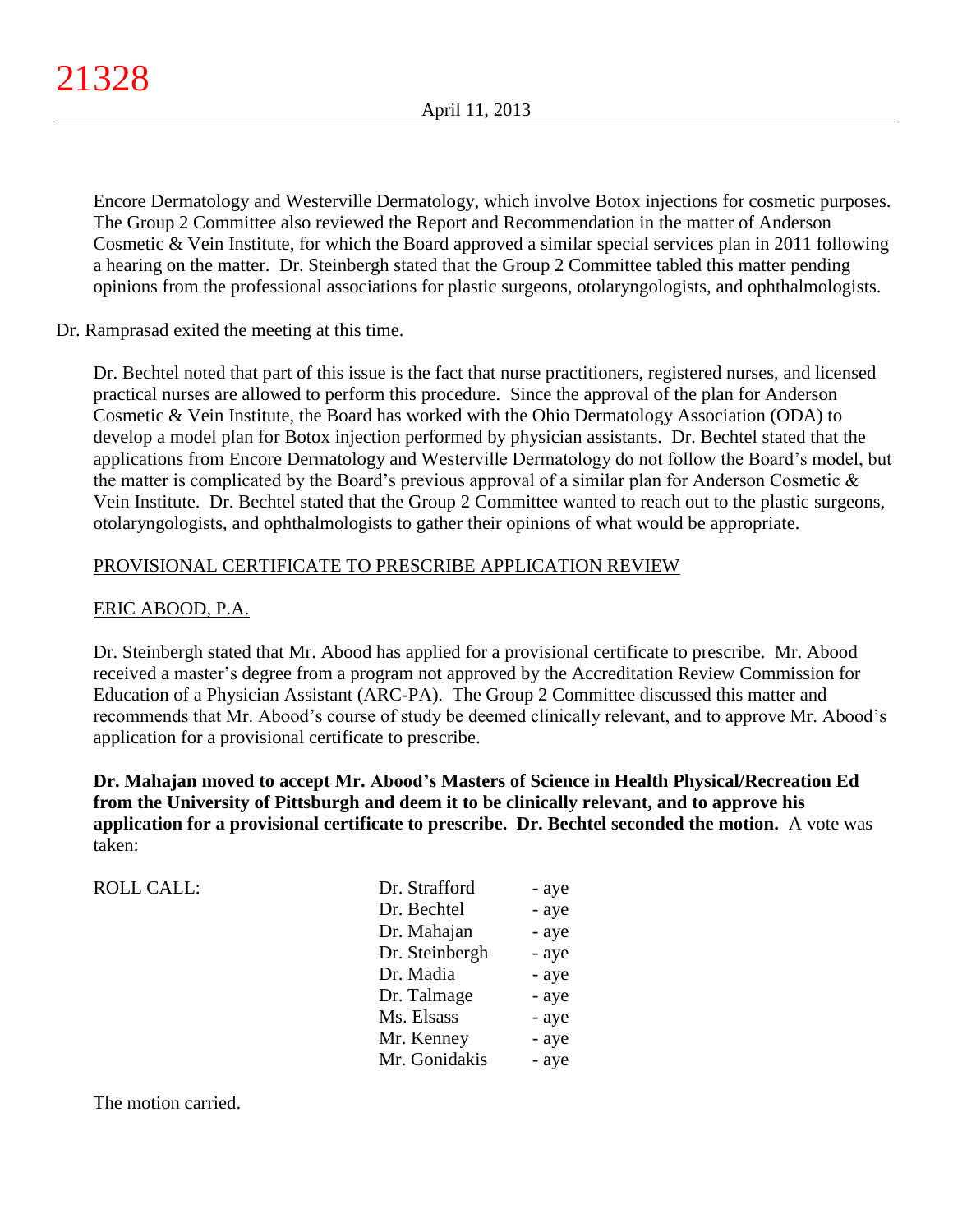Encore Dermatology and Westerville Dermatology, which involve Botox injections for cosmetic purposes. The Group 2 Committee also reviewed the Report and Recommendation in the matter of Anderson Cosmetic & Vein Institute, for which the Board approved a similar special services plan in 2011 following a hearing on the matter. Dr. Steinbergh stated that the Group 2 Committee tabled this matter pending opinions from the professional associations for plastic surgeons, otolaryngologists, and ophthalmologists.

Dr. Ramprasad exited the meeting at this time.

Dr. Bechtel noted that part of this issue is the fact that nurse practitioners, registered nurses, and licensed practical nurses are allowed to perform this procedure. Since the approval of the plan for Anderson Cosmetic & Vein Institute, the Board has worked with the Ohio Dermatology Association (ODA) to develop a model plan for Botox injection performed by physician assistants. Dr. Bechtel stated that the applications from Encore Dermatology and Westerville Dermatology do not follow the Board's model, but the matter is complicated by the Board's previous approval of a similar plan for Anderson Cosmetic & Vein Institute. Dr. Bechtel stated that the Group 2 Committee wanted to reach out to the plastic surgeons, otolaryngologists, and ophthalmologists to gather their opinions of what would be appropriate.

PROVISIONAL CERTIFICATE TO PRESCRIBE APPLICATION REVIEW

ERIC ABOOD, P.A.

Dr. Steinbergh stated that Mr. Abood has applied for a provisional certificate to prescribe. Mr. Abood received a master's degree from a program not approved by the Accreditation Review Commission for Education of a Physician Assistant (ARC-PA). The Group 2 Committee discussed this matter and recommends that Mr. Abood's course of study be deemed clinically relevant, and to approve Mr. Abood's application for a provisional certificate to prescribe.

**Dr. Mahajan moved to accept Mr. Abood's Masters of Science in Health Physical/Recreation Ed from the University of Pittsburgh and deem it to be clinically relevant, and to approve his application for a provisional certificate to prescribe. Dr. Bechtel seconded the motion.** A vote was taken:

| ROLL CALL: | | |
|---|---|---|
| | Dr. Strafford | - aye |
| | Dr. Bechtel | - aye |
| | Dr. Mahajan | - aye |
| | Dr. Steinbergh | - aye |
| | Dr. Madia | - aye |
| | Dr. Talmage | - aye |
| | Ms. Elsass | - aye |
| | Mr. Kenney | - aye |
| | Mr. Gonidakis | - aye |

The motion carried.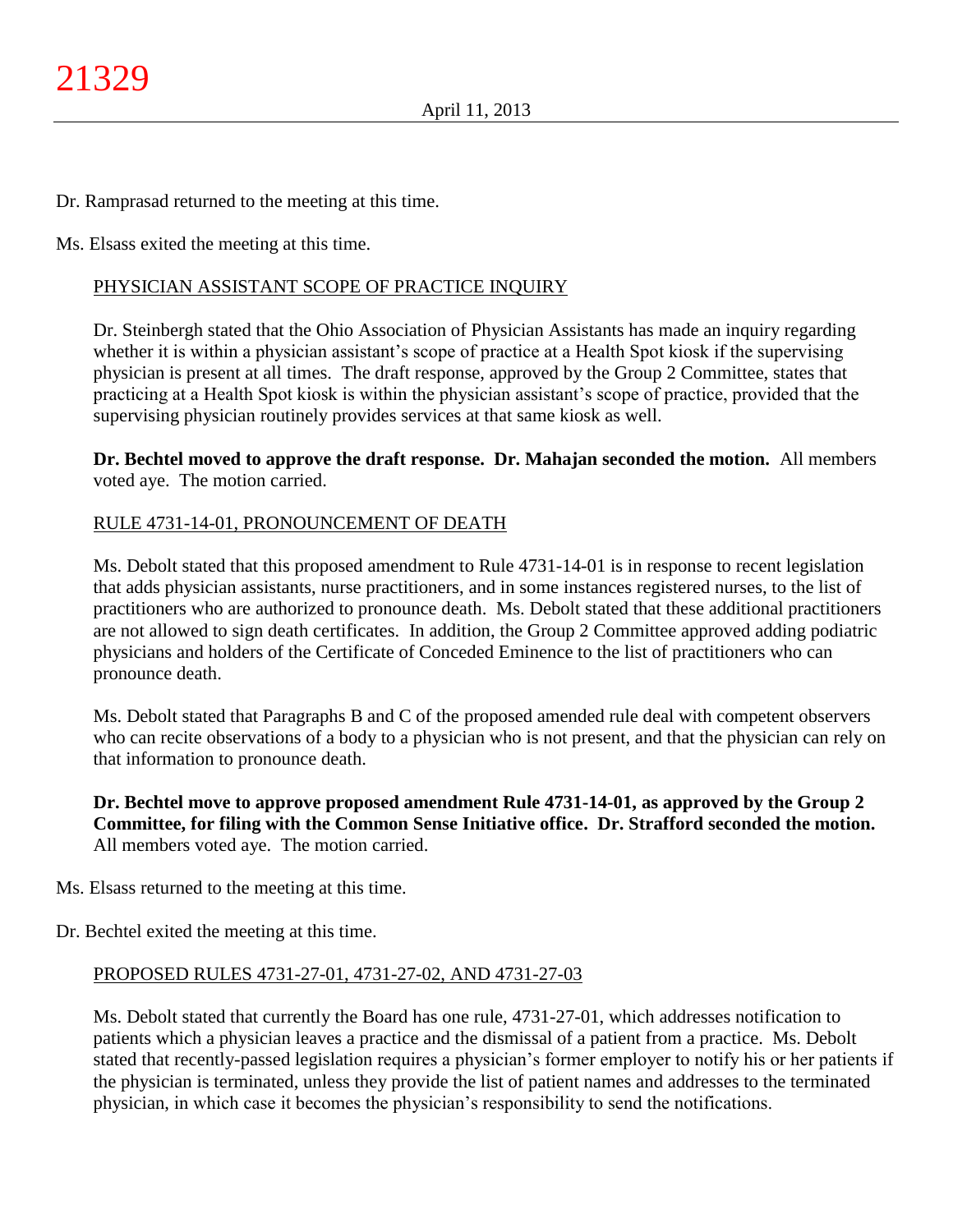Dr. Ramprasad returned to the meeting at this time.

Ms. Elsass exited the meeting at this time.

## PHYSICIAN ASSISTANT SCOPE OF PRACTICE INQUIRY

Dr. Steinbergh stated that the Ohio Association of Physician Assistants has made an inquiry regarding whether it is within a physician assistant's scope of practice at a Health Spot kiosk if the supervising physician is present at all times. The draft response, approved by the Group 2 Committee, states that practicing at a Health Spot kiosk is within the physician assistant's scope of practice, provided that the supervising physician routinely provides services at that same kiosk as well.

**Dr. Bechtel moved to approve the draft response. Dr. Mahajan seconded the motion.** All members voted aye. The motion carried.

## RULE 4731-14-01, PRONOUNCEMENT OF DEATH

Ms. Debolt stated that this proposed amendment to Rule 4731-14-01 is in response to recent legislation that adds physician assistants, nurse practitioners, and in some instances registered nurses, to the list of practitioners who are authorized to pronounce death. Ms. Debolt stated that these additional practitioners are not allowed to sign death certificates. In addition, the Group 2 Committee approved adding podiatric physicians and holders of the Certificate of Conceded Eminence to the list of practitioners who can pronounce death.

Ms. Debolt stated that Paragraphs B and C of the proposed amended rule deal with competent observers who can recite observations of a body to a physician who is not present, and that the physician can rely on that information to pronounce death.

**Dr. Bechtel move to approve proposed amendment Rule 4731-14-01, as approved by the Group 2 Committee, for filing with the Common Sense Initiative office. Dr. Strafford seconded the motion.** All members voted aye. The motion carried.

Ms. Elsass returned to the meeting at this time.

Dr. Bechtel exited the meeting at this time.

## PROPOSED RULES 4731-27-01, 4731-27-02, AND 4731-27-03

Ms. Debolt stated that currently the Board has one rule, 4731-27-01, which addresses notification to patients which a physician leaves a practice and the dismissal of a patient from a practice. Ms. Debolt stated that recently-passed legislation requires a physician's former employer to notify his or her patients if the physician is terminated, unless they provide the list of patient names and addresses to the terminated physician, in which case it becomes the physician's responsibility to send the notifications.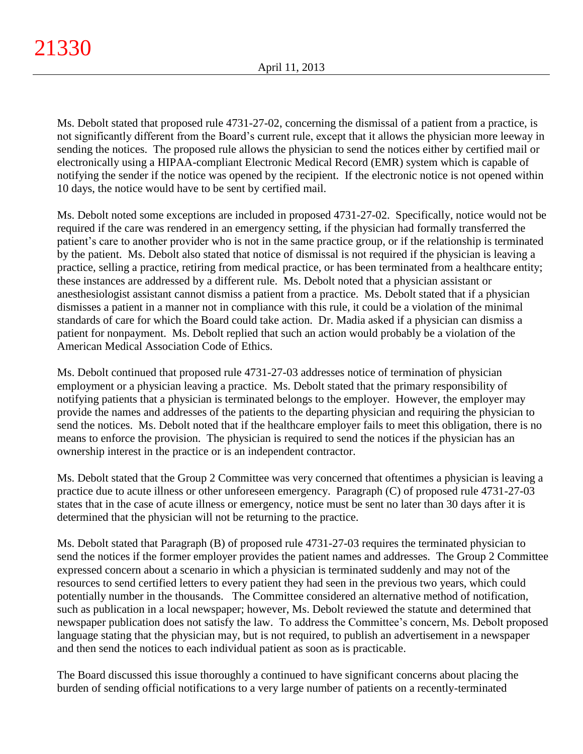Ms. Debolt stated that proposed rule 4731-27-02, concerning the dismissal of a patient from a practice, is not significantly different from the Board's current rule, except that it allows the physician more leeway in sending the notices. The proposed rule allows the physician to send the notices either by certified mail or electronically using a HIPAA-compliant Electronic Medical Record (EMR) system which is capable of notifying the sender if the notice was opened by the recipient. If the electronic notice is not opened within 10 days, the notice would have to be sent by certified mail.

Ms. Debolt noted some exceptions are included in proposed 4731-27-02. Specifically, notice would not be required if the care was rendered in an emergency setting, if the physician had formally transferred the patient's care to another provider who is not in the same practice group, or if the relationship is terminated by the patient. Ms. Debolt also stated that notice of dismissal is not required if the physician is leaving a practice, selling a practice, retiring from medical practice, or has been terminated from a healthcare entity; these instances are addressed by a different rule. Ms. Debolt noted that a physician assistant or anesthesiologist assistant cannot dismiss a patient from a practice. Ms. Debolt stated that if a physician dismisses a patient in a manner not in compliance with this rule, it could be a violation of the minimal standards of care for which the Board could take action. Dr. Madia asked if a physician can dismiss a patient for nonpayment. Ms. Debolt replied that such an action would probably be a violation of the American Medical Association Code of Ethics.

Ms. Debolt continued that proposed rule 4731-27-03 addresses notice of termination of physician employment or a physician leaving a practice. Ms. Debolt stated that the primary responsibility of notifying patients that a physician is terminated belongs to the employer. However, the employer may provide the names and addresses of the patients to the departing physician and requiring the physician to send the notices. Ms. Debolt noted that if the healthcare employer fails to meet this obligation, there is no means to enforce the provision. The physician is required to send the notices if the physician has an ownership interest in the practice or is an independent contractor.

Ms. Debolt stated that the Group 2 Committee was very concerned that oftentimes a physician is leaving a practice due to acute illness or other unforeseen emergency. Paragraph (C) of proposed rule 4731-27-03 states that in the case of acute illness or emergency, notice must be sent no later than 30 days after it is determined that the physician will not be returning to the practice.

Ms. Debolt stated that Paragraph (B) of proposed rule 4731-27-03 requires the terminated physician to send the notices if the former employer provides the patient names and addresses. The Group 2 Committee expressed concern about a scenario in which a physician is terminated suddenly and may not of the resources to send certified letters to every patient they had seen in the previous two years, which could potentially number in the thousands. The Committee considered an alternative method of notification, such as publication in a local newspaper; however, Ms. Debolt reviewed the statute and determined that newspaper publication does not satisfy the law. To address the Committee's concern, Ms. Debolt proposed language stating that the physician may, but is not required, to publish an advertisement in a newspaper and then send the notices to each individual patient as soon as is practicable.

The Board discussed this issue thoroughly a continued to have significant concerns about placing the burden of sending official notifications to a very large number of patients on a recently-terminated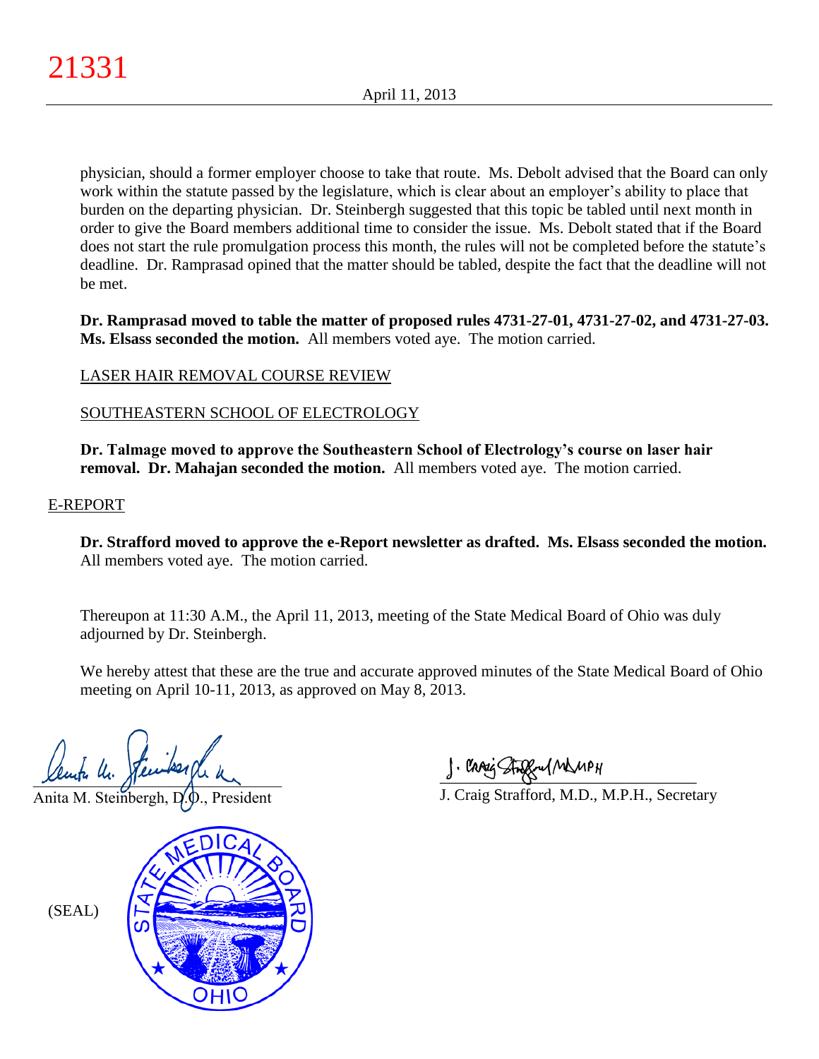physician, should a former employer choose to take that route. Ms. Debolt advised that the Board can only work within the statute passed by the legislature, which is clear about an employer's ability to place that burden on the departing physician. Dr. Steinbergh suggested that this topic be tabled until next month in order to give the Board members additional time to consider the issue. Ms. Debolt stated that if the Board does not start the rule promulgation process this month, the rules will not be completed before the statute's deadline. Dr. Ramprasad opined that the matter should be tabled, despite the fact that the deadline will not be met.

**Dr. Ramprasad moved to table the matter of proposed rules 4731-27-01, 4731-27-02, and 4731-27-03. Ms. Elsass seconded the motion.** All members voted aye. The motion carried.

LASER HAIR REMOVAL COURSE REVIEW

SOUTHEASTERN SCHOOL OF ELECTROLOGY

**Dr. Talmage moved to approve the Southeastern School of Electrology's course on laser hair removal. Dr. Mahajan seconded the motion.** All members voted aye. The motion carried.

E-REPORT

**Dr. Strafford moved to approve the e-Report newsletter as drafted. Ms. Elsass seconded the motion.** All members voted aye. The motion carried.

Thereupon at 11:30 A.M., the April 11, 2013, meeting of the State Medical Board of Ohio was duly adjourned by Dr. Steinbergh.

We hereby attest that these are the true and accurate approved minutes of the State Medical Board of Ohio meeting on April 10-11, 2013, as approved on May 8, 2013.

Anita M. Steinbergh, D.O., President

J. Craig Strafford, M.D., M.P.H., Secretary

(SEAL)